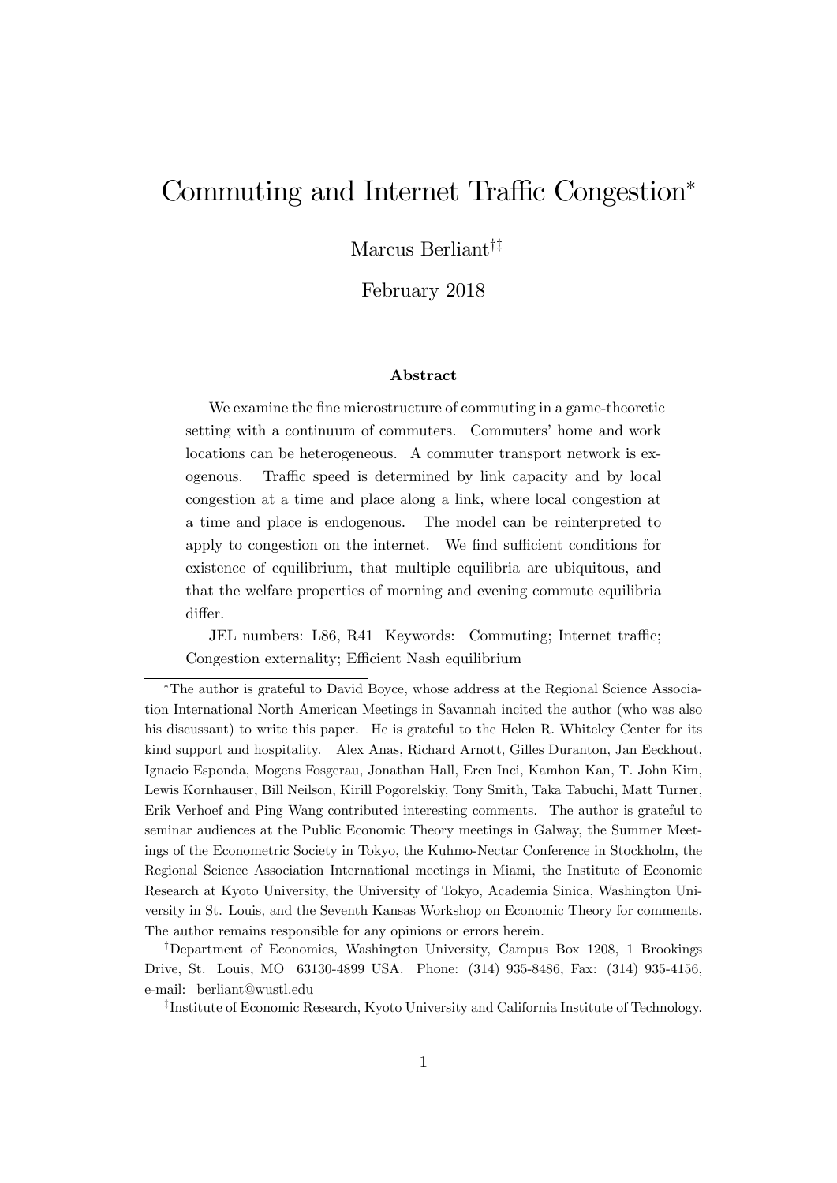# Commuting and Internet Traffic Congestion*

Marcus Berliant[†‡]

February 2018

### Abstract

We examine the fine microstructure of commuting in a game-theoretic setting with a continuum of commuters. Commuters' home and work locations can be heterogeneous. A commuter transport network is exogenous. Traffic speed is determined by link capacity and by local congestion at a time and place along a link, where local congestion at a time and place is endogenous. The model can be reinterpreted to apply to congestion on the internet. We find sufficient conditions for existence of equilibrium, that multiple equilibria are ubiquitous, and that the welfare properties of morning and evening commute equilibria differ.

JEL numbers: L86, R41 Keywords: Commuting; Internet traffic; Congestion externality; Efficient Nash equilibrium

---

*The author is grateful to David Boyce, whose address at the Regional Science Association International North American Meetings in Savannah incited the author (who was also his discussant) to write this paper. He is grateful to the Helen R. Whiteley Center for its kind support and hospitality. Alex Anas, Richard Arnott, Gilles Duranton, Jan Eeckhout, Ignacio Esponda, Mogens Fosgerau, Jonathan Hall, Eren Inci, Kamhon Kan, T. John Kim, Lewis Kornhauser, Bill Neilson, Kirill Pogorelskiy, Tony Smith, Taka Tabuchi, Matt Turner, Erik Verhoef and Ping Wang contributed interesting comments. The author is grateful to seminar audiences at the Public Economic Theory meetings in Galway, the Summer Meetings of the Econometric Society in Tokyo, the Kuhmo-Nectar Conference in Stockholm, the Regional Science Association International meetings in Miami, the Institute of Economic Research at Kyoto University, the University of Tokyo, Academia Sinica, Washington University in St. Louis, and the Seventh Kansas Workshop on Economic Theory for comments. The author remains responsible for any opinions or errors herein.

†Department of Economics, Washington University, Campus Box 1208, 1 Brookings Drive, St. Louis, MO 63130-4899 USA. Phone: (314) 935-8486, Fax: (314) 935-4156, e-mail: berliant@wustl.edu

‡Institute of Economic Research, Kyoto University and California Institute of Technology.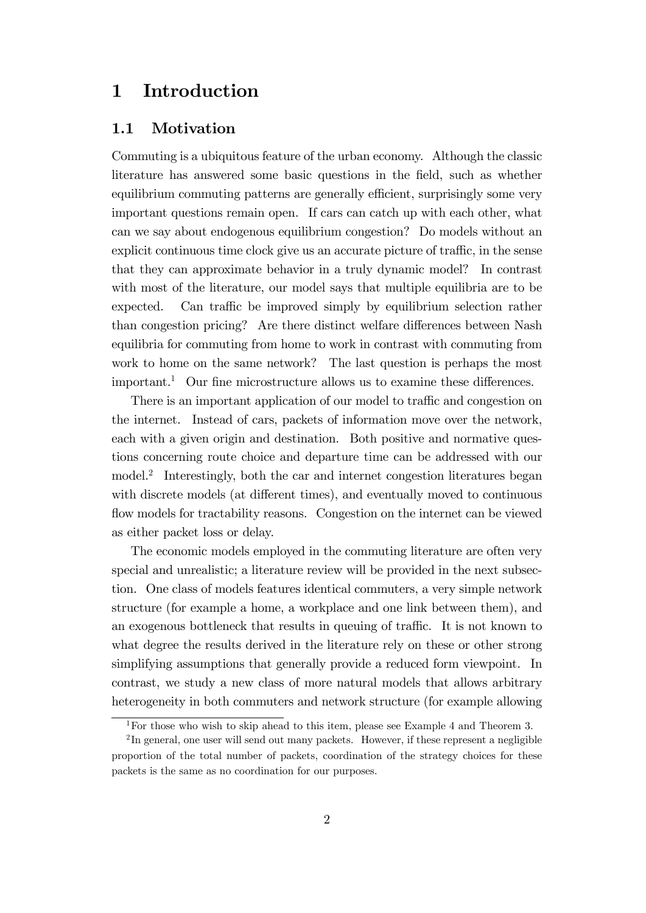# 1 Introduction

## 1.1 Motivation

Commuting is a ubiquitous feature of the urban economy. Although the classic literature has answered some basic questions in the field, such as whether equilibrium commuting patterns are generally efficient, surprisingly some very important questions remain open. If cars can catch up with each other, what can we say about endogenous equilibrium congestion? Do models without an explicit continuous time clock give us an accurate picture of traffic, in the sense that they can approximate behavior in a truly dynamic model? In contrast with most of the literature, our model says that multiple equilibria are to be expected. Can traffic be improved simply by equilibrium selection rather than congestion pricing? Are there distinct welfare differences between Nash equilibria for commuting from home to work in contrast with commuting from work to home on the same network? The last question is perhaps the most important.[1] Our fine microstructure allows us to examine these differences.

There is an important application of our model to traffic and congestion on the internet. Instead of cars, packets of information move over the network, each with a given origin and destination. Both positive and normative questions concerning route choice and departure time can be addressed with our model.[2] Interestingly, both the car and internet congestion literatures began with discrete models (at different times), and eventually moved to continuous flow models for tractability reasons. Congestion on the internet can be viewed as either packet loss or delay.

The economic models employed in the commuting literature are often very special and unrealistic; a literature review will be provided in the next subsection. One class of models features identical commuters, a very simple network structure (for example a home, a workplace and one link between them), and an exogenous bottleneck that results in queuing of traffic. It is not known to what degree the results derived in the literature rely on these or other strong simplifying assumptions that generally provide a reduced form viewpoint. In contrast, we study a new class of more natural models that allows arbitrary heterogeneity in both commuters and network structure (for example allowing

[1] For those who wish to skip ahead to this item, please see Example 4 and Theorem 3.

[2] In general, one user will send out many packets. However, if these represent a negligible proportion of the total number of packets, coordination of the strategy choices for these packets is the same as no coordination for our purposes.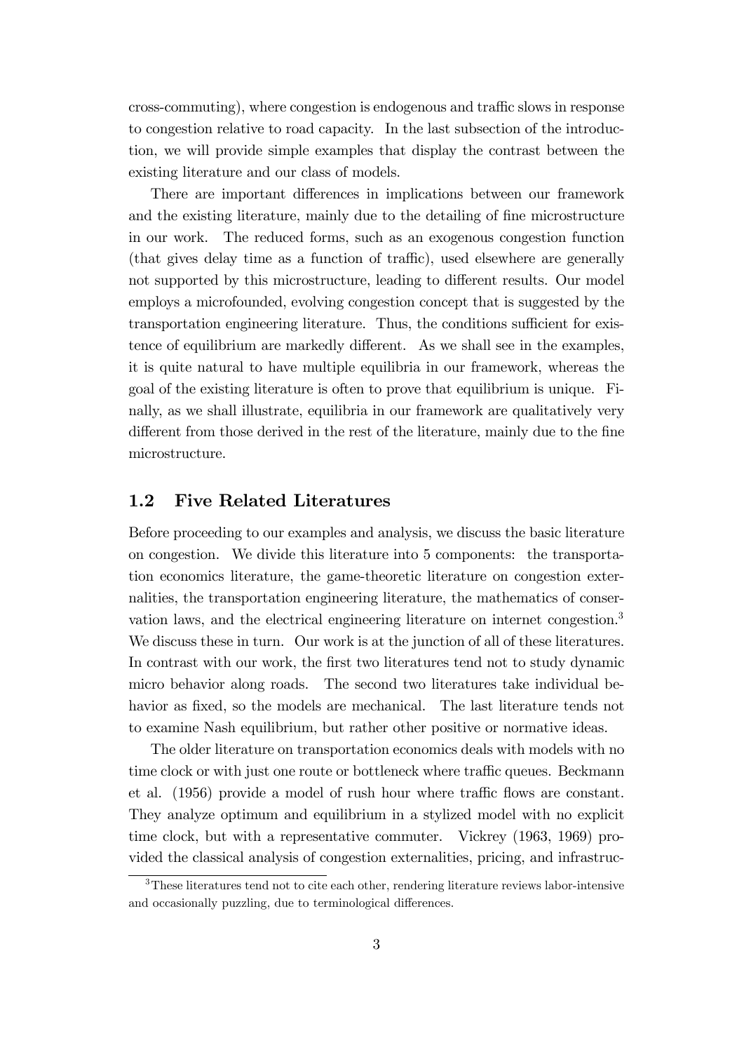cross-commuting), where congestion is endogenous and traffic slows in response to congestion relative to road capacity. In the last subsection of the introduction, we will provide simple examples that display the contrast between the existing literature and our class of models.

There are important differences in implications between our framework and the existing literature, mainly due to the detailing of fine microstructure in our work. The reduced forms, such as an exogenous congestion function (that gives delay time as a function of traffic), used elsewhere are generally not supported by this microstructure, leading to different results. Our model employs a microfounded, evolving congestion concept that is suggested by the transportation engineering literature. Thus, the conditions sufficient for existence of equilibrium are markedly different. As we shall see in the examples, it is quite natural to have multiple equilibria in our framework, whereas the goal of the existing literature is often to prove that equilibrium is unique. Finally, as we shall illustrate, equilibria in our framework are qualitatively very different from those derived in the rest of the literature, mainly due to the fine microstructure.

## 1.2 Five Related Literatures

Before proceeding to our examples and analysis, we discuss the basic literature on congestion. We divide this literature into 5 components: the transportation economics literature, the game-theoretic literature on congestion externalities, the transportation engineering literature, the mathematics of conservation laws, and the electrical engineering literature on internet congestion.[3] We discuss these in turn. Our work is at the junction of all of these literatures. In contrast with our work, the first two literatures tend not to study dynamic micro behavior along roads. The second two literatures take individual behavior as fixed, so the models are mechanical. The last literature tends not to examine Nash equilibrium, but rather other positive or normative ideas.

The older literature on transportation economics deals with models with no time clock or with just one route or bottleneck where traffic queues. Beckmann et al. (1956) provide a model of rush hour where traffic flows are constant. They analyze optimum and equilibrium in a stylized model with no explicit time clock, but with a representative commuter. Vickrey (1963, 1969) provided the classical analysis of congestion externalities, pricing, and infrastruc-

[3] These literatures tend not to cite each other, rendering literature reviews labor-intensive and occasionally puzzling, due to terminological differences.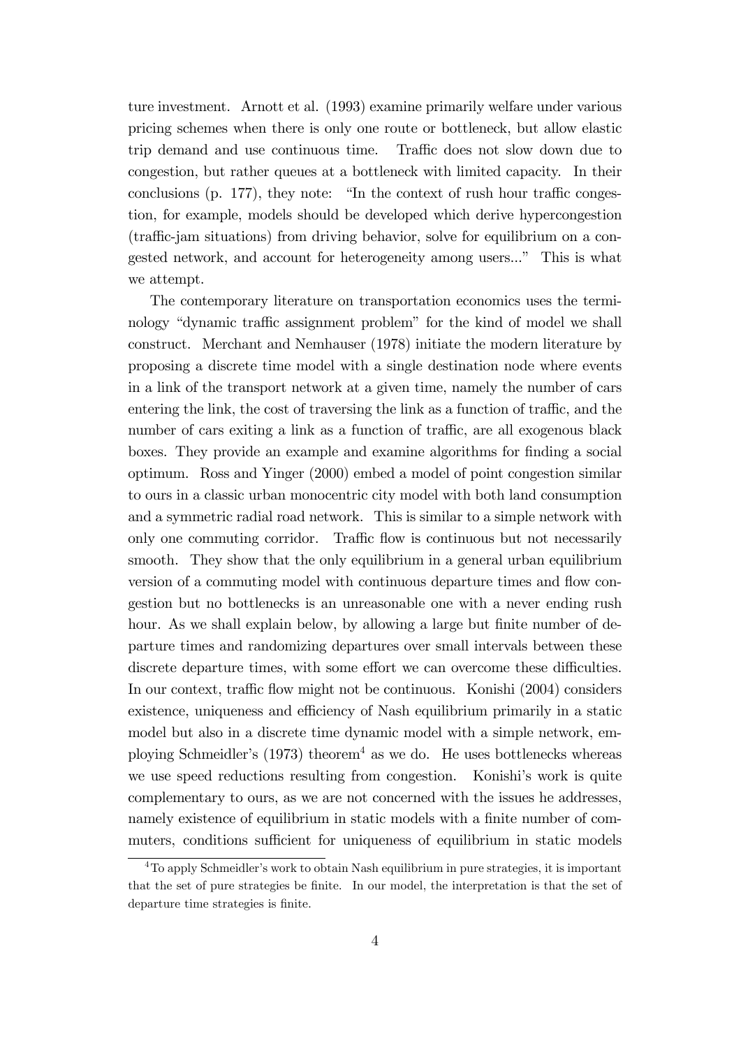ture investment. Arnott et al. (1993) examine primarily welfare under various pricing schemes when there is only one route or bottleneck, but allow elastic trip demand and use continuous time. Traffic does not slow down due to congestion, but rather queues at a bottleneck with limited capacity. In their conclusions (p. 177), they note: "In the context of rush hour traffic congestion, for example, models should be developed which derive hypercongestion (traffic-jam situations) from driving behavior, solve for equilibrium on a congested network, and account for heterogeneity among users..." This is what we attempt.

The contemporary literature on transportation economics uses the terminology "dynamic traffic assignment problem" for the kind of model we shall construct. Merchant and Nemhauser (1978) initiate the modern literature by proposing a discrete time model with a single destination node where events in a link of the transport network at a given time, namely the number of cars entering the link, the cost of traversing the link as a function of traffic, and the number of cars exiting a link as a function of traffic, are all exogenous black boxes. They provide an example and examine algorithms for finding a social optimum. Ross and Yinger (2000) embed a model of point congestion similar to ours in a classic urban monocentric city model with both land consumption and a symmetric radial road network. This is similar to a simple network with only one commuting corridor. Traffic flow is continuous but not necessarily smooth. They show that the only equilibrium in a general urban equilibrium version of a commuting model with continuous departure times and flow congestion but no bottlenecks is an unreasonable one with a never ending rush hour. As we shall explain below, by allowing a large but finite number of departure times and randomizing departures over small intervals between these discrete departure times, with some effort we can overcome these difficulties. In our context, traffic flow might not be continuous. Konishi (2004) considers existence, uniqueness and efficiency of Nash equilibrium primarily in a static model but also in a discrete time dynamic model with a simple network, employing Schmeidler's (1973) theorem[4] as we do. He uses bottlenecks whereas we use speed reductions resulting from congestion. Konishi's work is quite complementary to ours, as we are not concerned with the issues he addresses, namely existence of equilibrium in static models with a finite number of commuters, conditions sufficient for uniqueness of equilibrium in static models

[4] To apply Schmeidler's work to obtain Nash equilibrium in pure strategies, it is important that the set of pure strategies be finite. In our model, the interpretation is that the set of departure time strategies is finite.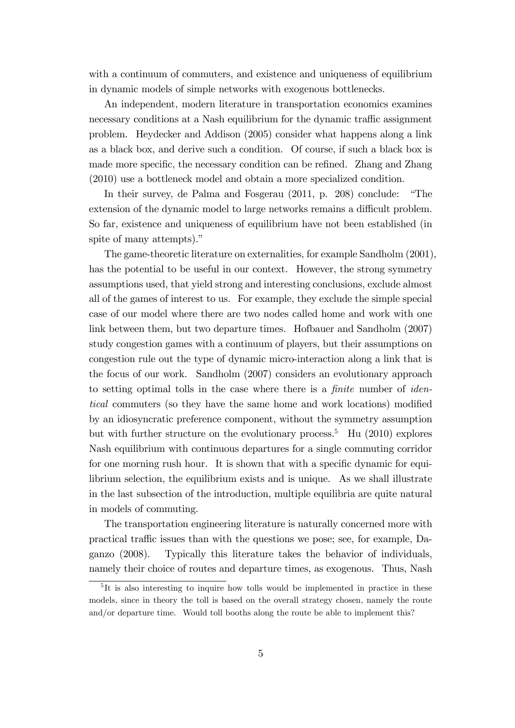with a continuum of commuters, and existence and uniqueness of equilibrium in dynamic models of simple networks with exogenous bottlenecks.

An independent, modern literature in transportation economics examines necessary conditions at a Nash equilibrium for the dynamic traffic assignment problem. Heydecker and Addison (2005) consider what happens along a link as a black box, and derive such a condition. Of course, if such a black box is made more specific, the necessary condition can be refined. Zhang and Zhang (2010) use a bottleneck model and obtain a more specialized condition.

In their survey, de Palma and Fosgerau (2011, p. 208) conclude: "The extension of the dynamic model to large networks remains a difficult problem. So far, existence and uniqueness of equilibrium have not been established (in spite of many attempts)."

The game-theoretic literature on externalities, for example Sandholm (2001), has the potential to be useful in our context. However, the strong symmetry assumptions used, that yield strong and interesting conclusions, exclude almost all of the games of interest to us. For example, they exclude the simple special case of our model where there are two nodes called home and work with one link between them, but two departure times. Hofbauer and Sandholm (2007) study congestion games with a continuum of players, but their assumptions on congestion rule out the type of dynamic micro-interaction along a link that is the focus of our work. Sandholm (2007) considers an evolutionary approach to setting optimal tolls in the case where there is a *finite* number of *identical* commuters (so they have the same home and work locations) modified by an idiosyncratic preference component, without the symmetry assumption but with further structure on the evolutionary process.[5] Hu (2010) explores Nash equilibrium with continuous departures for a single commuting corridor for one morning rush hour. It is shown that with a specific dynamic for equilibrium selection, the equilibrium exists and is unique. As we shall illustrate in the last subsection of the introduction, multiple equilibria are quite natural in models of commuting.

The transportation engineering literature is naturally concerned more with practical traffic issues than with the questions we pose; see, for example, Daganzo (2008). Typically this literature takes the behavior of individuals, namely their choice of routes and departure times, as exogenous. Thus, Nash

[5] It is also interesting to inquire how tolls would be implemented in practice in these models, since in theory the toll is based on the overall strategy chosen, namely the route and/or departure time. Would toll booths along the route be able to implement this?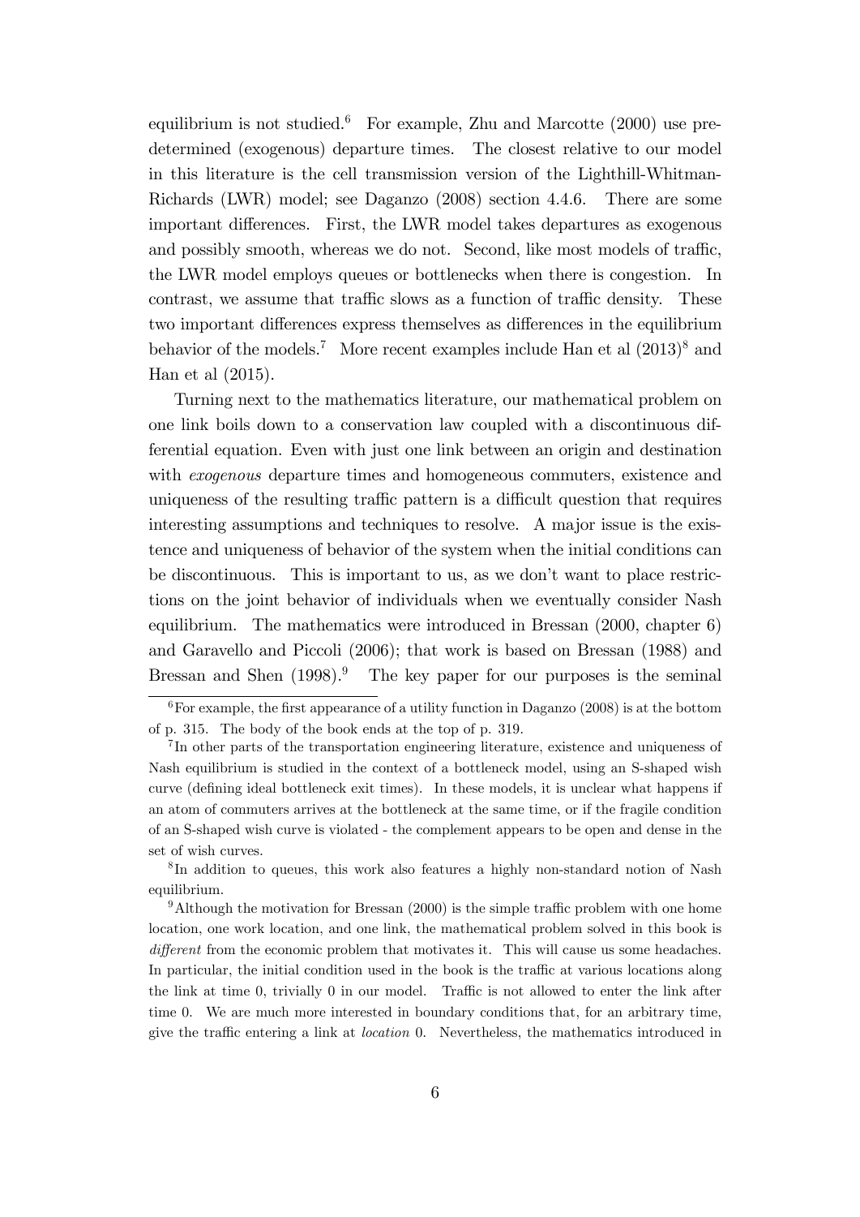equilibrium is not studied.[6] For example, Zhu and Marcotte (2000) use predetermined (exogenous) departure times. The closest relative to our model in this literature is the cell transmission version of the Lighthill-Whitman-Richards (LWR) model; see Daganzo (2008) section 4.4.6. There are some important differences. First, the LWR model takes departures as exogenous and possibly smooth, whereas we do not. Second, like most models of traffic, the LWR model employs queues or bottlenecks when there is congestion. In contrast, we assume that traffic slows as a function of traffic density. These two important differences express themselves as differences in the equilibrium behavior of the models.[7] More recent examples include Han et al (2013)[8] and Han et al (2015).

Turning next to the mathematics literature, our mathematical problem on one link boils down to a conservation law coupled with a discontinuous differential equation. Even with just one link between an origin and destination with *exogenous* departure times and homogeneous commuters, existence and uniqueness of the resulting traffic pattern is a difficult question that requires interesting assumptions and techniques to resolve. A major issue is the existence and uniqueness of behavior of the system when the initial conditions can be discontinuous. This is important to us, as we don't want to place restrictions on the joint behavior of individuals when we eventually consider Nash equilibrium. The mathematics were introduced in Bressan (2000, chapter 6) and Garavello and Piccoli (2006); that work is based on Bressan (1988) and Bressan and Shen (1998).[9] The key paper for our purposes is the seminal

[6] For example, the first appearance of a utility function in Daganzo (2008) is at the bottom of p. 315. The body of the book ends at the top of p. 319.

[7] In other parts of the transportation engineering literature, existence and uniqueness of Nash equilibrium is studied in the context of a bottleneck model, using an S-shaped wish curve (defining ideal bottleneck exit times). In these models, it is unclear what happens if an atom of commuters arrives at the bottleneck at the same time, or if the fragile condition of an S-shaped wish curve is violated - the complement appears to be open and dense in the set of wish curves.

[8] In addition to queues, this work also features a highly non-standard notion of Nash equilibrium.

[9] Although the motivation for Bressan (2000) is the simple traffic problem with one home location, one work location, and one link, the mathematical problem solved in this book is *different* from the economic problem that motivates it. This will cause us some headaches. In particular, the initial condition used in the book is the traffic at various locations along the link at time 0, trivially 0 in our model. Traffic is not allowed to enter the link after time 0. We are much more interested in boundary conditions that, for an arbitrary time, give the traffic entering a link at *location* 0. Nevertheless, the mathematics introduced in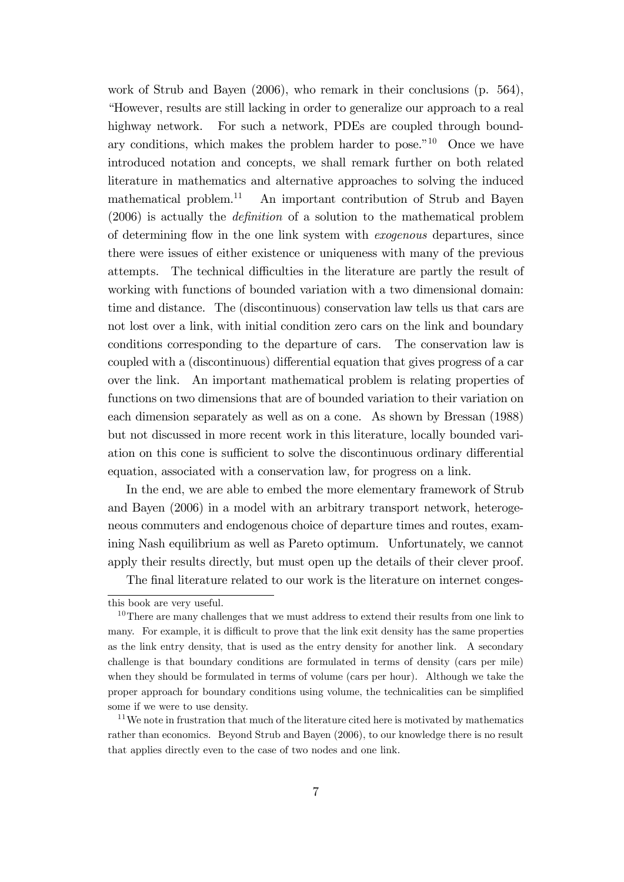work of Strub and Bayen (2006), who remark in their conclusions (p. 564), "However, results are still lacking in order to generalize our approach to a real highway network. For such a network, PDEs are coupled through boundary conditions, which makes the problem harder to pose."[10] Once we have introduced notation and concepts, we shall remark further on both related literature in mathematics and alternative approaches to solving the induced mathematical problem.[11] An important contribution of Strub and Bayen (2006) is actually the *definition* of a solution to the mathematical problem of determining flow in the one link system with *exogenous* departures, since there were issues of either existence or uniqueness with many of the previous attempts. The technical difficulties in the literature are partly the result of working with functions of bounded variation with a two dimensional domain: time and distance. The (discontinuous) conservation law tells us that cars are not lost over a link, with initial condition zero cars on the link and boundary conditions corresponding to the departure of cars. The conservation law is coupled with a (discontinuous) differential equation that gives progress of a car over the link. An important mathematical problem is relating properties of functions on two dimensions that are of bounded variation to their variation on each dimension separately as well as on a cone. As shown by Bressan (1988) but not discussed in more recent work in this literature, locally bounded variation on this cone is sufficient to solve the discontinuous ordinary differential equation, associated with a conservation law, for progress on a link.

In the end, we are able to embed the more elementary framework of Strub and Bayen (2006) in a model with an arbitrary transport network, heterogeneous commuters and endogenous choice of departure times and routes, examining Nash equilibrium as well as Pareto optimum. Unfortunately, we cannot apply their results directly, but must open up the details of their clever proof.

The final literature related to our work is the literature on internet conges-

---

this book are very useful.

[10] There are many challenges that we must address to extend their results from one link to many. For example, it is difficult to prove that the link exit density has the same properties as the link entry density, that is used as the entry density for another link. A secondary challenge is that boundary conditions are formulated in terms of density (cars per mile) when they should be formulated in terms of volume (cars per hour). Although we take the proper approach for boundary conditions using volume, the technicalities can be simplified some if we were to use density.

[11] We note in frustration that much of the literature cited here is motivated by mathematics rather than economics. Beyond Strub and Bayen (2006), to our knowledge there is no result that applies directly even to the case of two nodes and one link.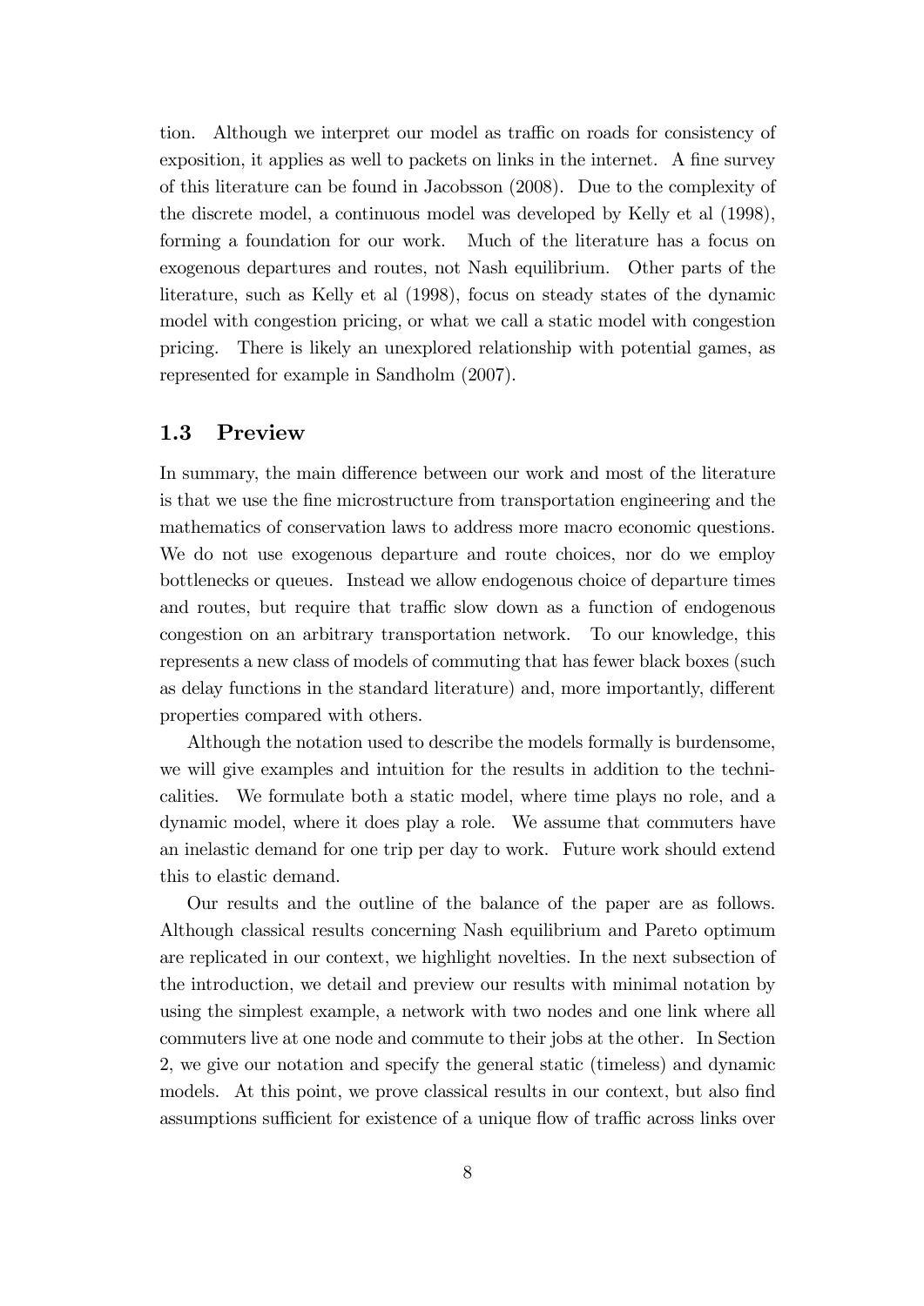tion. Although we interpret our model as traffic on roads for consistency of exposition, it applies as well to packets on links in the internet. A fine survey of this literature can be found in Jacobsson (2008). Due to the complexity of the discrete model, a continuous model was developed by Kelly et al (1998), forming a foundation for our work. Much of the literature has a focus on exogenous departures and routes, not Nash equilibrium. Other parts of the literature, such as Kelly et al (1998), focus on steady states of the dynamic model with congestion pricing, or what we call a static model with congestion pricing. There is likely an unexplored relationship with potential games, as represented for example in Sandholm (2007).

### 1.3 Preview

In summary, the main difference between our work and most of the literature is that we use the fine microstructure from transportation engineering and the mathematics of conservation laws to address more macro economic questions. We do not use exogenous departure and route choices, nor do we employ bottlenecks or queues. Instead we allow endogenous choice of departure times and routes, but require that traffic slow down as a function of endogenous congestion on an arbitrary transportation network. To our knowledge, this represents a new class of models of commuting that has fewer black boxes (such as delay functions in the standard literature) and, more importantly, different properties compared with others.

Although the notation used to describe the models formally is burdensome, we will give examples and intuition for the results in addition to the technicalities. We formulate both a static model, where time plays no role, and a dynamic model, where it does play a role. We assume that commuters have an inelastic demand for one trip per day to work. Future work should extend this to elastic demand.

Our results and the outline of the balance of the paper are as follows. Although classical results concerning Nash equilibrium and Pareto optimum are replicated in our context, we highlight novelties. In the next subsection of the introduction, we detail and preview our results with minimal notation by using the simplest example, a network with two nodes and one link where all commuters live at one node and commute to their jobs at the other. In Section 2, we give our notation and specify the general static (timeless) and dynamic models. At this point, we prove classical results in our context, but also find assumptions sufficient for existence of a unique flow of traffic across links over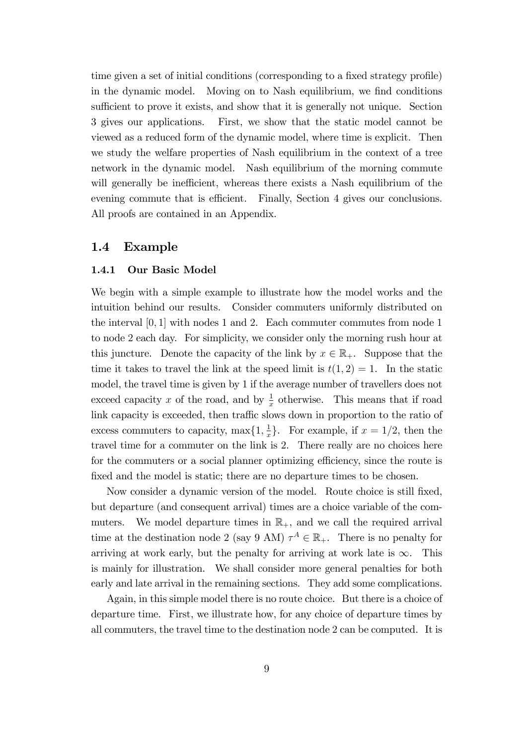time given a set of initial conditions (corresponding to a fixed strategy profile) in the dynamic model. Moving on to Nash equilibrium, we find conditions sufficient to prove it exists, and show that it is generally not unique. Section 3 gives our applications. First, we show that the static model cannot be viewed as a reduced form of the dynamic model, where time is explicit. Then we study the welfare properties of Nash equilibrium in the context of a tree network in the dynamic model. Nash equilibrium of the morning commute will generally be inefficient, whereas there exists a Nash equilibrium of the evening commute that is efficient. Finally, Section 4 gives our conclusions. All proofs are contained in an Appendix.

## 1.4 Example

### 1.4.1 Our Basic Model

We begin with a simple example to illustrate how the model works and the intuition behind our results. Consider commuters uniformly distributed on the interval $[0, 1]$ with nodes 1 and 2. Each commuter commutes from node 1 to node 2 each day. For simplicity, we consider only the morning rush hour at this juncture. Denote the capacity of the link by $x \in \mathbb{R}_+$. Suppose that the time it takes to travel the link at the speed limit is $t(1, 2) = 1$. In the static model, the travel time is given by 1 if the average number of travellers does not exceed capacity $x$ of the road, and by $\frac{1}{x}$ otherwise. This means that if road link capacity is exceeded, then traffic slows down in proportion to the ratio of excess commuters to capacity, $\max\{1, \frac{1}{x}\}$. For example, if $x = 1/2$, then the travel time for a commuter on the link is 2. There really are no choices here for the commuters or a social planner optimizing efficiency, since the route is fixed and the model is static; there are no departure times to be chosen.

Now consider a dynamic version of the model. Route choice is still fixed, but departure (and consequent arrival) times are a choice variable of the commuters. We model departure times in $\mathbb{R}_+$, and we call the required arrival time at the destination node 2 (say 9 AM) $\tau^A \in \mathbb{R}_+$. There is no penalty for arriving at work early, but the penalty for arriving at work late is $\infty$. This is mainly for illustration. We shall consider more general penalties for both early and late arrival in the remaining sections. They add some complications.

Again, in this simple model there is no route choice. But there is a choice of departure time. First, we illustrate how, for any choice of departure times by all commuters, the travel time to the destination node 2 can be computed. It is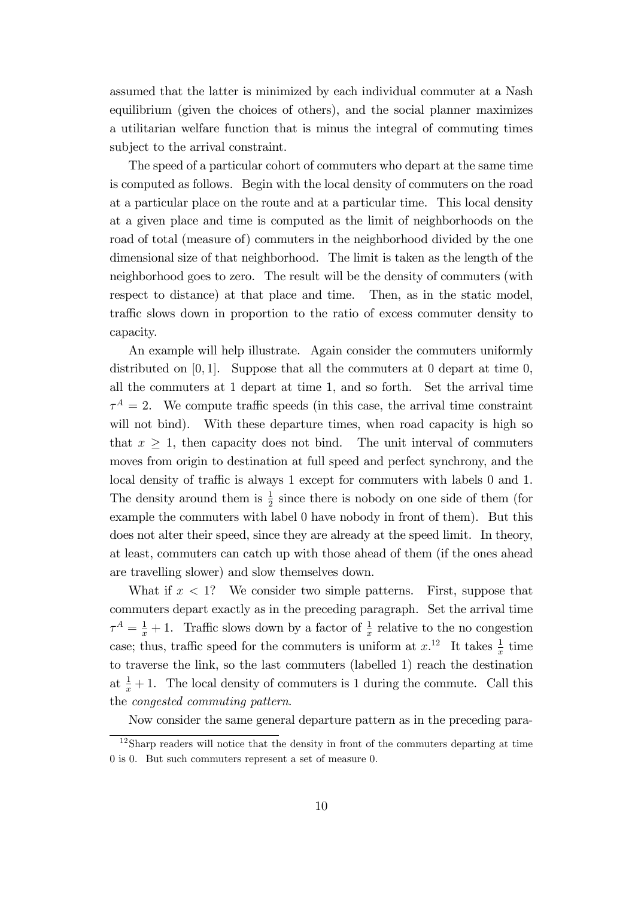assumed that the latter is minimized by each individual commuter at a Nash equilibrium (given the choices of others), and the social planner maximizes a utilitarian welfare function that is minus the integral of commuting times subject to the arrival constraint.

The speed of a particular cohort of commuters who depart at the same time is computed as follows. Begin with the local density of commuters on the road at a particular place on the route and at a particular time. This local density at a given place and time is computed as the limit of neighborhoods on the road of total (measure of) commuters in the neighborhood divided by the one dimensional size of that neighborhood. The limit is taken as the length of the neighborhood goes to zero. The result will be the density of commuters (with respect to distance) at that place and time. Then, as in the static model, traffic slows down in proportion to the ratio of excess commuter density to capacity.

An example will help illustrate. Again consider the commuters uniformly distributed on $[0, 1]$. Suppose that all the commuters at 0 depart at time 0, all the commuters at 1 depart at time 1, and so forth. Set the arrival time $\tau^A = 2$. We compute traffic speeds (in this case, the arrival time constraint will not bind). With these departure times, when road capacity is high so that $x \geq 1$, then capacity does not bind. The unit interval of commuters moves from origin to destination at full speed and perfect synchrony, and the local density of traffic is always 1 except for commuters with labels 0 and 1. The density around them is $\frac{1}{2}$ since there is nobody on one side of them (for example the commuters with label 0 have nobody in front of them). But this does not alter their speed, since they are already at the speed limit. In theory, at least, commuters can catch up with those ahead of them (if the ones ahead are travelling slower) and slow themselves down.

What if $x < 1$? We consider two simple patterns. First, suppose that commuters depart exactly as in the preceding paragraph. Set the arrival time $\tau^A = \frac{1}{x} + 1$. Traffic slows down by a factor of $\frac{1}{x}$ relative to the no congestion case; thus, traffic speed for the commuters is uniform at $x$.[12] It takes $\frac{1}{x}$ time to traverse the link, so the last commuters (labelled 1) reach the destination at $\frac{1}{x} + 1$. The local density of commuters is 1 during the commute. Call this the *congested commuting pattern*.

Now consider the same general departure pattern as in the preceding para-

[12] Sharp readers will notice that the density in front of the commuters departing at time 0 is 0. But such commuters represent a set of measure 0.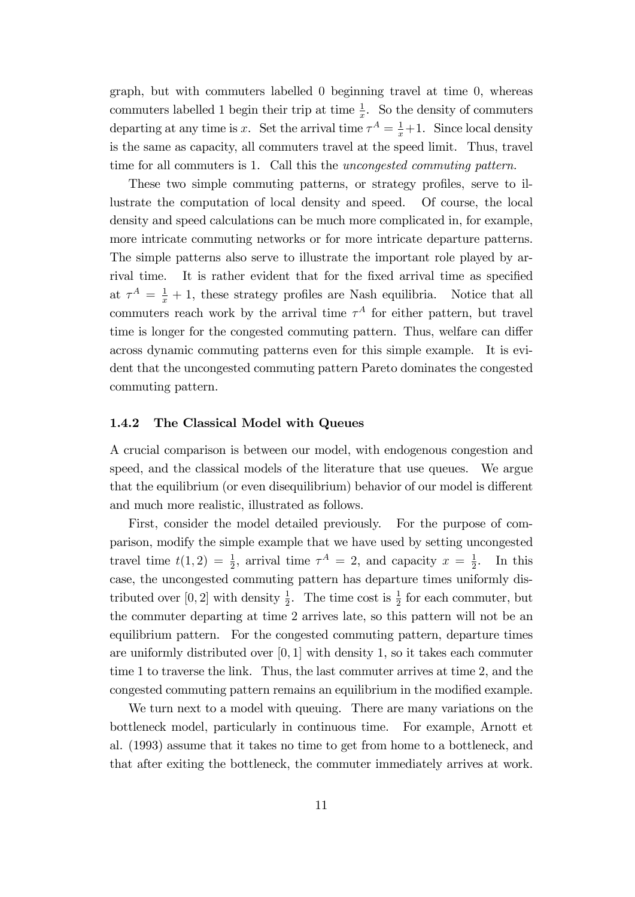graph, but with commuters labelled 0 beginning travel at time 0, whereas commuters labelled 1 begin their trip at time $\frac{1}{x}$. So the density of commuters departing at any time is $x$. Set the arrival time $\tau^A = \frac{1}{x}+1$. Since local density is the same as capacity, all commuters travel at the speed limit. Thus, travel time for all commuters is 1. Call this the *uncongested commuting pattern.*

These two simple commuting patterns, or strategy profiles, serve to illustrate the computation of local density and speed. Of course, the local density and speed calculations can be much more complicated in, for example, more intricate commuting networks or for more intricate departure patterns. The simple patterns also serve to illustrate the important role played by arrival time. It is rather evident that for the fixed arrival time as specified at $\tau^A = \frac{1}{x} + 1$, these strategy profiles are Nash equilibria. Notice that all commuters reach work by the arrival time $\tau^A$ for either pattern, but travel time is longer for the congested commuting pattern. Thus, welfare can differ across dynamic commuting patterns even for this simple example. It is evident that the uncongested commuting pattern Pareto dominates the congested commuting pattern.

### 1.4.2 The Classical Model with Queues

A crucial comparison is between our model, with endogenous congestion and speed, and the classical models of the literature that use queues. We argue that the equilibrium (or even disequilibrium) behavior of our model is different and much more realistic, illustrated as follows.

First, consider the model detailed previously. For the purpose of comparison, modify the simple example that we have used by setting uncongested travel time $t(1,2) = \frac{1}{2}$, arrival time $\tau^A = 2$, and capacity $x = \frac{1}{2}$. In this case, the uncongested commuting pattern has departure times uniformly distributed over $[0, 2]$ with density $\frac{1}{2}$. The time cost is $\frac{1}{2}$ for each commuter, but the commuter departing at time 2 arrives late, so this pattern will not be an equilibrium pattern. For the congested commuting pattern, departure times are uniformly distributed over $[0, 1]$ with density 1, so it takes each commuter time 1 to traverse the link. Thus, the last commuter arrives at time 2, and the congested commuting pattern remains an equilibrium in the modified example.

We turn next to a model with queuing. There are many variations on the bottleneck model, particularly in continuous time. For example, Arnott et al. (1993) assume that it takes no time to get from home to a bottleneck, and that after exiting the bottleneck, the commuter immediately arrives at work.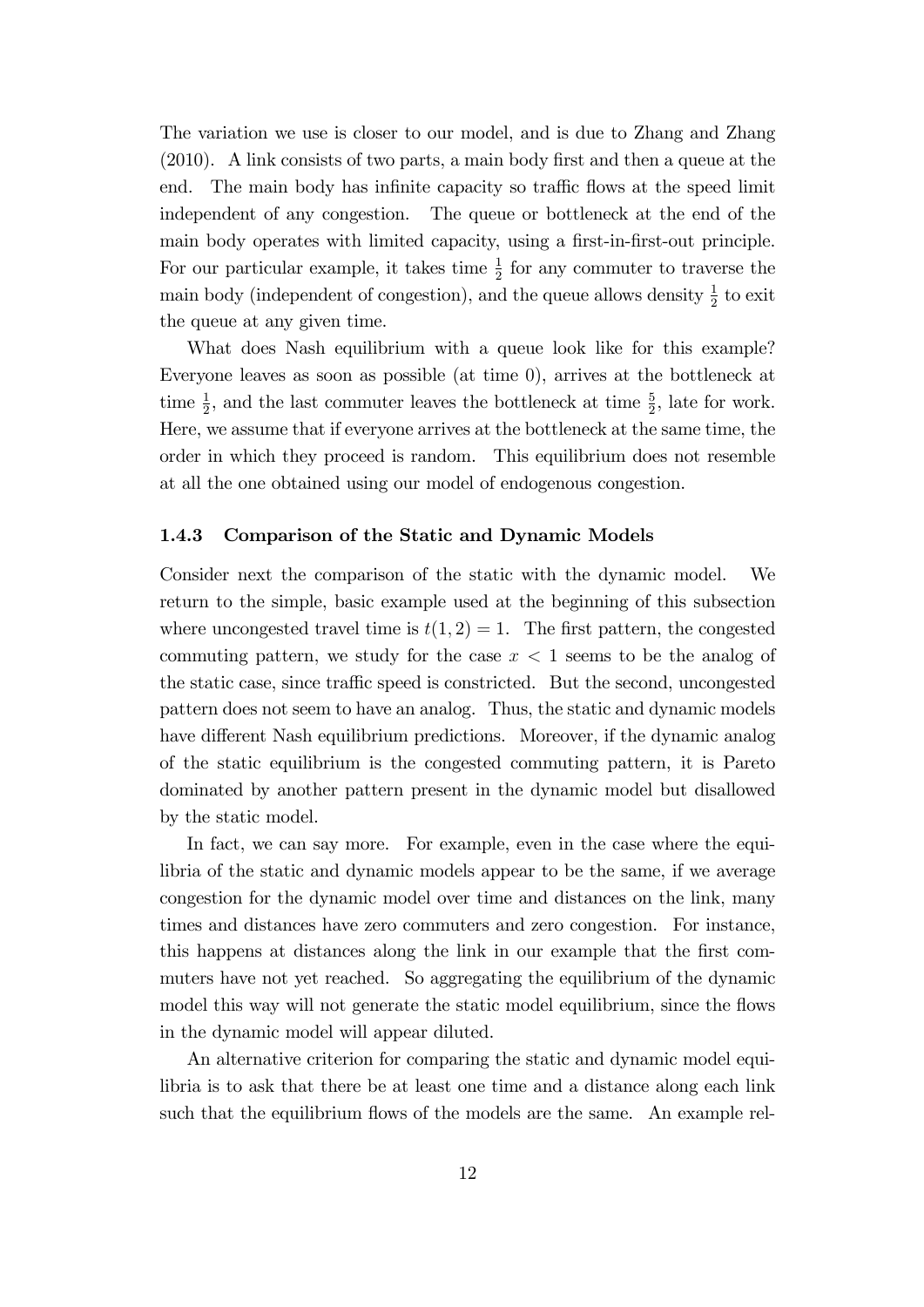The variation we use is closer to our model, and is due to Zhang and Zhang (2010). A link consists of two parts, a main body first and then a queue at the end. The main body has infinite capacity so traffic flows at the speed limit independent of any congestion. The queue or bottleneck at the end of the main body operates with limited capacity, using a first-in-first-out principle. For our particular example, it takes time $\frac{1}{2}$ for any commuter to traverse the main body (independent of congestion), and the queue allows density $\frac{1}{2}$ to exit the queue at any given time.

What does Nash equilibrium with a queue look like for this example? Everyone leaves as soon as possible (at time 0), arrives at the bottleneck at time $\frac{1}{2}$, and the last commuter leaves the bottleneck at time $\frac{5}{2}$, late for work. Here, we assume that if everyone arrives at the bottleneck at the same time, the order in which they proceed is random. This equilibrium does not resemble at all the one obtained using our model of endogenous congestion.

### 1.4.3 Comparison of the Static and Dynamic Models

Consider next the comparison of the static with the dynamic model. We return to the simple, basic example used at the beginning of this subsection where uncongested travel time is $t(1, 2) = 1$. The first pattern, the congested commuting pattern, we study for the case $x < 1$ seems to be the analog of the static case, since traffic speed is constricted. But the second, uncongested pattern does not seem to have an analog. Thus, the static and dynamic models have different Nash equilibrium predictions. Moreover, if the dynamic analog of the static equilibrium is the congested commuting pattern, it is Pareto dominated by another pattern present in the dynamic model but disallowed by the static model.

In fact, we can say more. For example, even in the case where the equilibria of the static and dynamic models appear to be the same, if we average congestion for the dynamic model over time and distances on the link, many times and distances have zero commuters and zero congestion. For instance, this happens at distances along the link in our example that the first commuters have not yet reached. So aggregating the equilibrium of the dynamic model this way will not generate the static model equilibrium, since the flows in the dynamic model will appear diluted.

An alternative criterion for comparing the static and dynamic model equilibria is to ask that there be at least one time and a distance along each link such that the equilibrium flows of the models are the same. An example rel-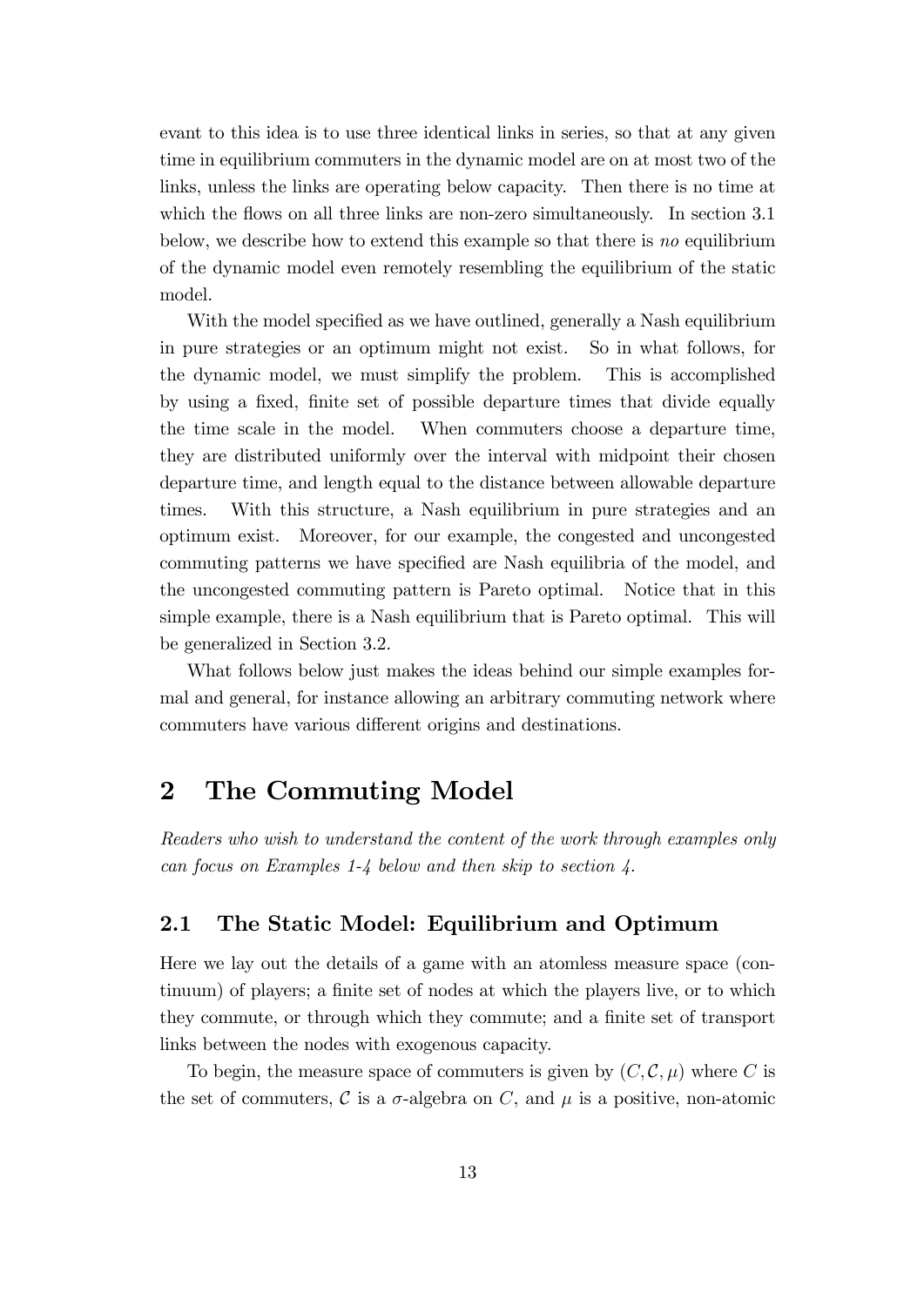evant to this idea is to use three identical links in series, so that at any given time in equilibrium commuters in the dynamic model are on at most two of the links, unless the links are operating below capacity. Then there is no time at which the flows on all three links are non-zero simultaneously. In section 3.1 below, we describe how to extend this example so that there is *no* equilibrium of the dynamic model even remotely resembling the equilibrium of the static model.

With the model specified as we have outlined, generally a Nash equilibrium in pure strategies or an optimum might not exist. So in what follows, for the dynamic model, we must simplify the problem. This is accomplished by using a fixed, finite set of possible departure times that divide equally the time scale in the model. When commuters choose a departure time, they are distributed uniformly over the interval with midpoint their chosen departure time, and length equal to the distance between allowable departure times. With this structure, a Nash equilibrium in pure strategies and an optimum exist. Moreover, for our example, the congested and uncongested commuting patterns we have specified are Nash equilibria of the model, and the uncongested commuting pattern is Pareto optimal. Notice that in this simple example, there is a Nash equilibrium that is Pareto optimal. This will be generalized in Section 3.2.

What follows below just makes the ideas behind our simple examples formal and general, for instance allowing an arbitrary commuting network where commuters have various different origins and destinations.

# 2 The Commuting Model

*Readers who wish to understand the content of the work through examples only can focus on Examples 1-4 below and then skip to section 4.*

## 2.1 The Static Model: Equilibrium and Optimum

Here we lay out the details of a game with an atomless measure space (continuum) of players; a finite set of nodes at which the players live, or to which they commute, or through which they commute; and a finite set of transport links between the nodes with exogenous capacity.

To begin, the measure space of commuters is given by $(C, \mathcal{C}, \mu)$ where $C$ is the set of commuters, $\mathcal{C}$ is a $\sigma$-algebra on $C$, and $\mu$ is a positive, non-atomic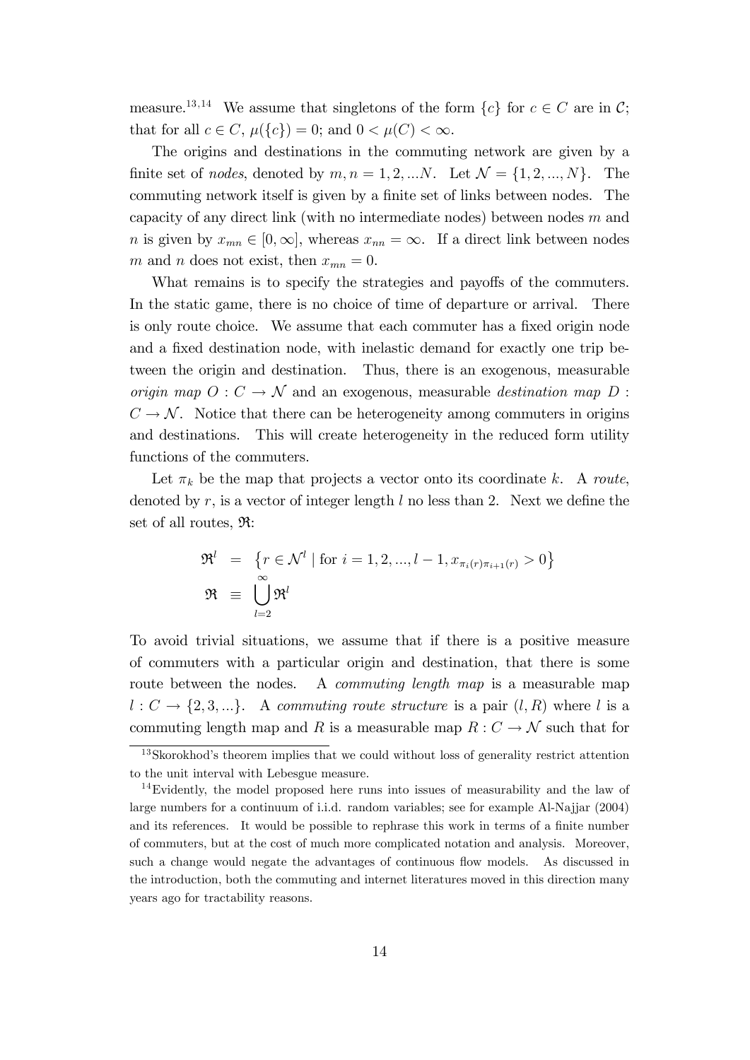measure.[13,14] We assume that singletons of the form $\{c\}$ for $c \in C$ are in $\mathcal{C}$; that for all $c \in C$, $\mu(\{c\}) = 0$; and $0 < \mu(C) < \infty$.

The origins and destinations in the commuting network are given by a finite set of *nodes*, denoted by $m, n = 1, 2, ...N$. Let $\mathcal{N} = \{1, 2, ..., N\}$. The commuting network itself is given by a finite set of links between nodes. The capacity of any direct link (with no intermediate nodes) between nodes $m$ and $n$ is given by $x_{mn} \in [0, \infty]$, whereas $x_{nn} = \infty$. If a direct link between nodes $m$ and $n$ does not exist, then $x_{mn} = 0$.

What remains is to specify the strategies and payoffs of the commuters. In the static game, there is no choice of time of departure or arrival. There is only route choice. We assume that each commuter has a fixed origin node and a fixed destination node, with inelastic demand for exactly one trip between the origin and destination. Thus, there is an exogenous, measurable *origin map* $O : C \to \mathcal{N}$ and an exogenous, measurable *destination map* $D : C \to \mathcal{N}$. Notice that there can be heterogeneity among commuters in origins and destinations. This will create heterogeneity in the reduced form utility functions of the commuters.

Let $\pi_k$ be the map that projects a vector onto its coordinate $k$. A *route*, denoted by $r$, is a vector of integer length $l$ no less than 2. Next we define the set of all routes, $\mathfrak{R}$:

$$\mathfrak{R}^l = \left\{ r \in \mathcal{N}^l \mid \text{for } i = 1, 2, ..., l-1, x_{\pi_i(r)\pi_{i+1}(r)} > 0 \right\}$$

$$\mathfrak{R} \equiv \bigcup_{l=2}^{\infty} \mathfrak{R}^l$$

To avoid trivial situations, we assume that if there is a positive measure of commuters with a particular origin and destination, that there is some route between the nodes. A *commuting length map* is a measurable map $l : C \to \{2, 3, ...\}$. A *commuting route structure* is a pair $(l, R)$ where $l$ is a commuting length map and $R$ is a measurable map $R : C \to \mathcal{N}$ such that for

[13] Skorokhod's theorem implies that we could without loss of generality restrict attention to the unit interval with Lebesgue measure.

[14] Evidently, the model proposed here runs into issues of measurability and the law of large numbers for a continuum of i.i.d. random variables; see for example Al-Najjar (2004) and its references. It would be possible to rephrase this work in terms of a finite number of commuters, but at the cost of much more complicated notation and analysis. Moreover, such a change would negate the advantages of continuous flow models. As discussed in the introduction, both the commuting and internet literatures moved in this direction many years ago for tractability reasons.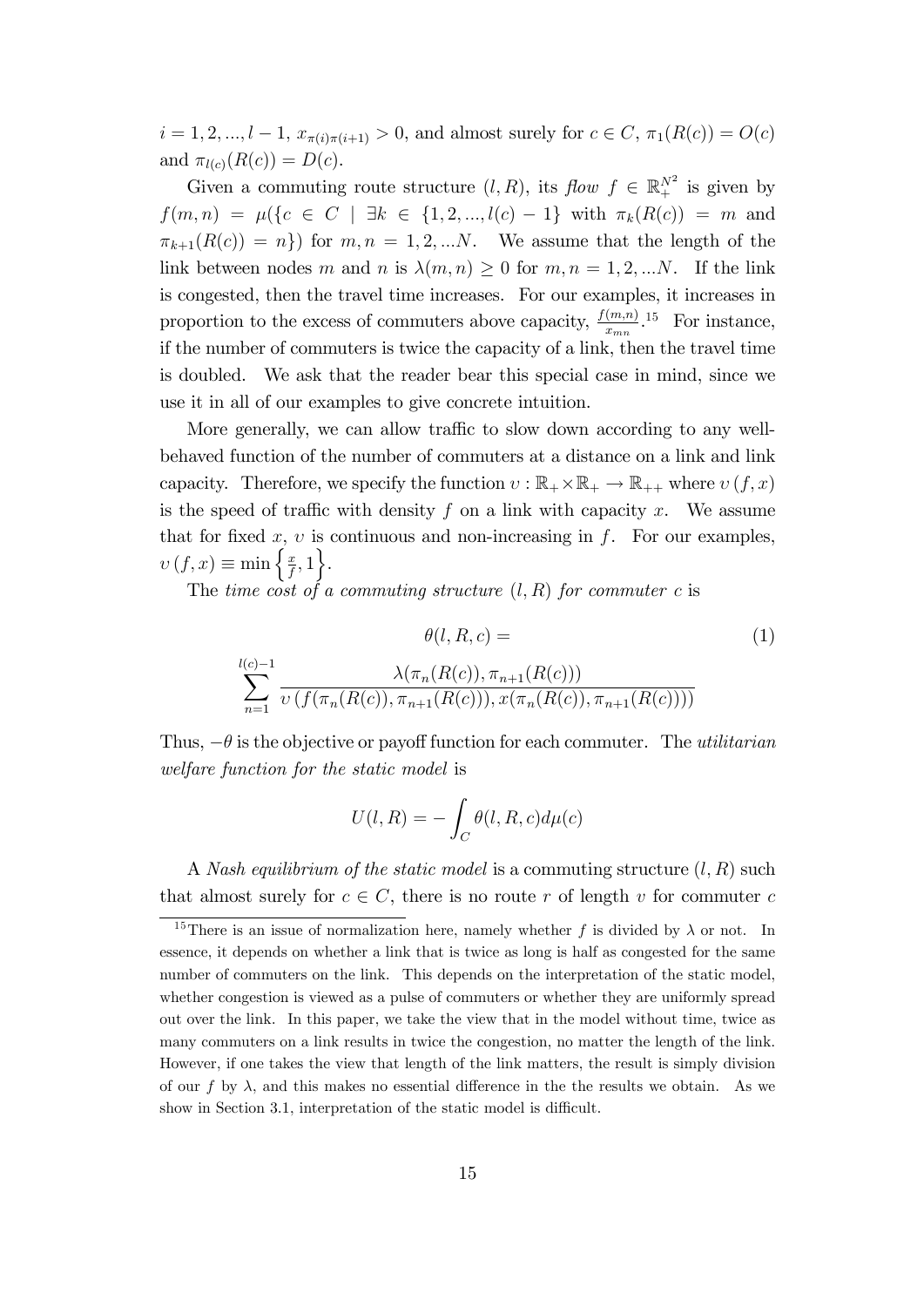$i = 1, 2, ..., l-1$, $x_{\pi(i)\pi(i+1)} > 0$, and almost surely for $c \in C$, $\pi_1(R(c)) = O(c)$ and $\pi_{l(c)}(R(c)) = D(c)$.

Given a commuting route structure $(l, R)$, its *flow* $f \in \mathbb{R}_+^{N^2}$ is given by $f(m, n) = \mu(\{c \in C \mid \exists k \in \{1, 2, ..., l(c)-1\}$ with $\pi_k(R(c)) = m$ and $\pi_{k+1}(R(c)) = n\})$ for $m, n = 1, 2, ...N$. We assume that the length of the link between nodes $m$ and $n$ is $\lambda(m, n) \geq 0$ for $m, n = 1, 2, ...N$. If the link is congested, then the travel time increases. For our examples, it increases in proportion to the excess of commuters above capacity, $\frac{f(m,n)}{x_{mn}}$.[15] For instance, if the number of commuters is twice the capacity of a link, then the travel time is doubled. We ask that the reader bear this special case in mind, since we use it in all of our examples to give concrete intuition.

More generally, we can allow traffic to slow down according to any well-behaved function of the number of commuters at a distance on a link and link capacity. Therefore, we specify the function $\upsilon : \mathbb{R}_+ \times \mathbb{R}_+ \to \mathbb{R}_{++}$ where $\upsilon(f, x)$ is the speed of traffic with density $f$ on a link with capacity $x$. We assume that for fixed $x$, $\upsilon$ is continuous and non-increasing in $f$. For our examples, $\upsilon(f, x) \equiv \min\left\{\frac{x}{f}, 1\right\}$.

The *time cost of a commuting structure* $(l, R)$ *for commuter* $c$ is

$$\theta(l, R, c) = \tag{1}$$
$$\sum_{n=1}^{l(c)-1} \frac{\lambda(\pi_n(R(c)), \pi_{n+1}(R(c)))}{\upsilon\left(f(\pi_n(R(c)), \pi_{n+1}(R(c))), x(\pi_n(R(c)), \pi_{n+1}(R(c)))\right)}$$

Thus, $-\theta$ is the objective or payoff function for each commuter. The *utilitarian welfare function for the static model* is

$$U(l, R) = -\int_C \theta(l, R, c) d\mu(c)$$

A *Nash equilibrium of the static model* is a commuting structure $(l, R)$ such that almost surely for $c \in C$, there is no route $r$ of length $v$ for commuter $c$

[15] There is an issue of normalization here, namely whether $f$ is divided by $\lambda$ or not. In essence, it depends on whether a link that is twice as long is half as congested for the same number of commuters on the link. This depends on the interpretation of the static model, whether congestion is viewed as a pulse of commuters or whether they are uniformly spread out over the link. In this paper, we take the view that in the model without time, twice as many commuters on a link results in twice the congestion, no matter the length of the link. However, if one takes the view that length of the link matters, the result is simply division of our $f$ by $\lambda$, and this makes no essential difference in the the results we obtain. As we show in Section 3.1, interpretation of the static model is difficult.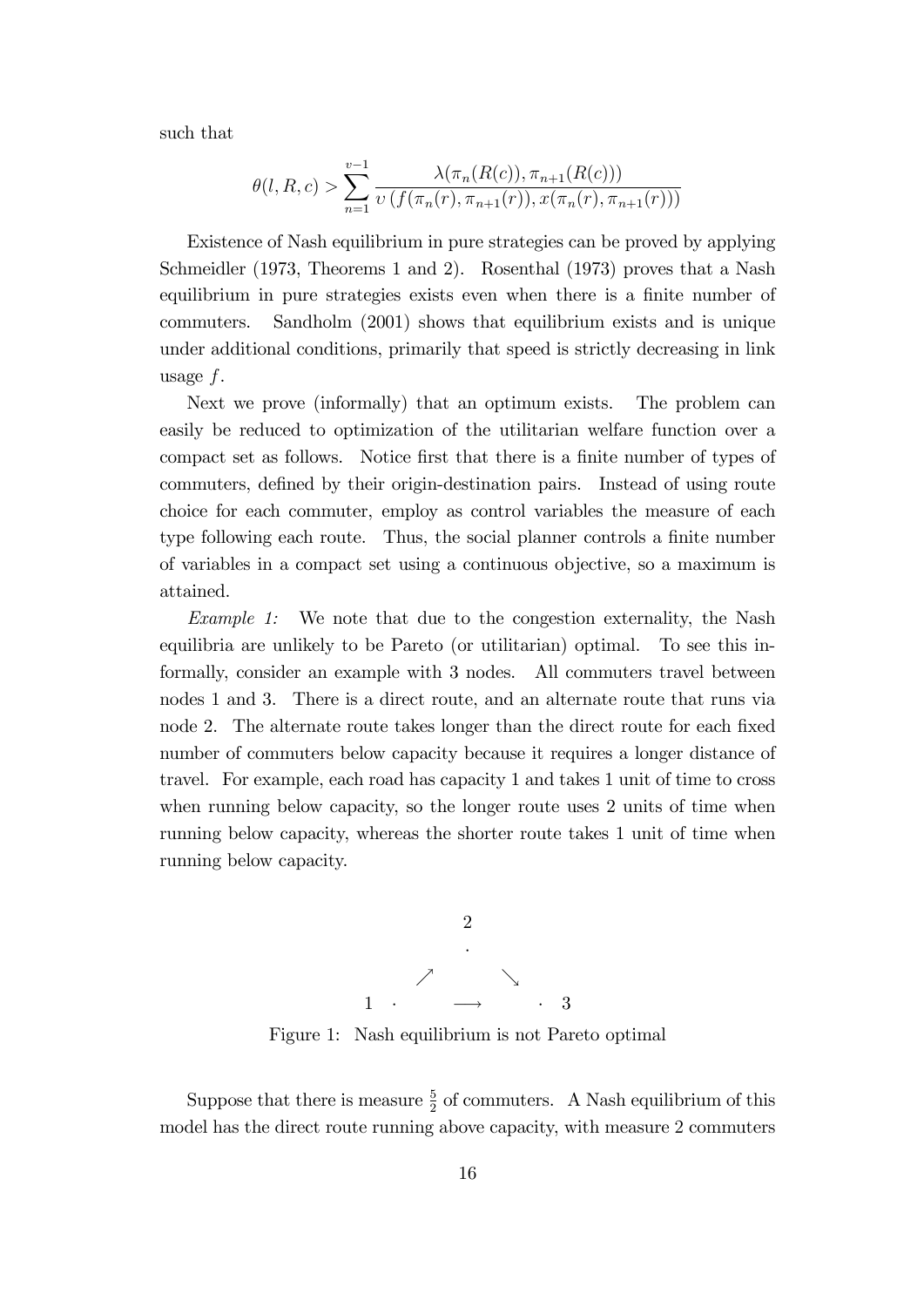such that

$$\theta(l, R, c) > \sum_{n=1}^{v-1} \frac{\lambda(\pi_n(R(c)), \pi_{n+1}(R(c)))}{\upsilon\left(f(\pi_n(r), \pi_{n+1}(r)), x(\pi_n(r), \pi_{n+1}(r))\right)}$$

Existence of Nash equilibrium in pure strategies can be proved by applying Schmeidler (1973, Theorems 1 and 2). Rosenthal (1973) proves that a Nash equilibrium in pure strategies exists even when there is a finite number of commuters. Sandholm (2001) shows that equilibrium exists and is unique under additional conditions, primarily that speed is strictly decreasing in link usage $f$.

Next we prove (informally) that an optimum exists. The problem can easily be reduced to optimization of the utilitarian welfare function over a compact set as follows. Notice first that there is a finite number of types of commuters, defined by their origin-destination pairs. Instead of using route choice for each commuter, employ as control variables the measure of each type following each route. Thus, the social planner controls a finite number of variables in a compact set using a continuous objective, so a maximum is attained.

*Example 1:* We note that due to the congestion externality, the Nash equilibria are unlikely to be Pareto (or utilitarian) optimal. To see this informally, consider an example with 3 nodes. All commuters travel between nodes 1 and 3. There is a direct route, and an alternate route that runs via node 2. The alternate route takes longer than the direct route for each fixed number of commuters below capacity because it requires a longer distance of travel. For example, each road has capacity 1 and takes 1 unit of time to cross when running below capacity, so the longer route uses 2 units of time when running below capacity, whereas the shorter route takes 1 unit of time when running below capacity.

```
          2
          ·
      ↗       ↘
1  ·     ⟶     ·  3
```

Figure 1: Nash equilibrium is not Pareto optimal

Suppose that there is measure $\frac{5}{2}$ of commuters. A Nash equilibrium of this model has the direct route running above capacity, with measure 2 commuters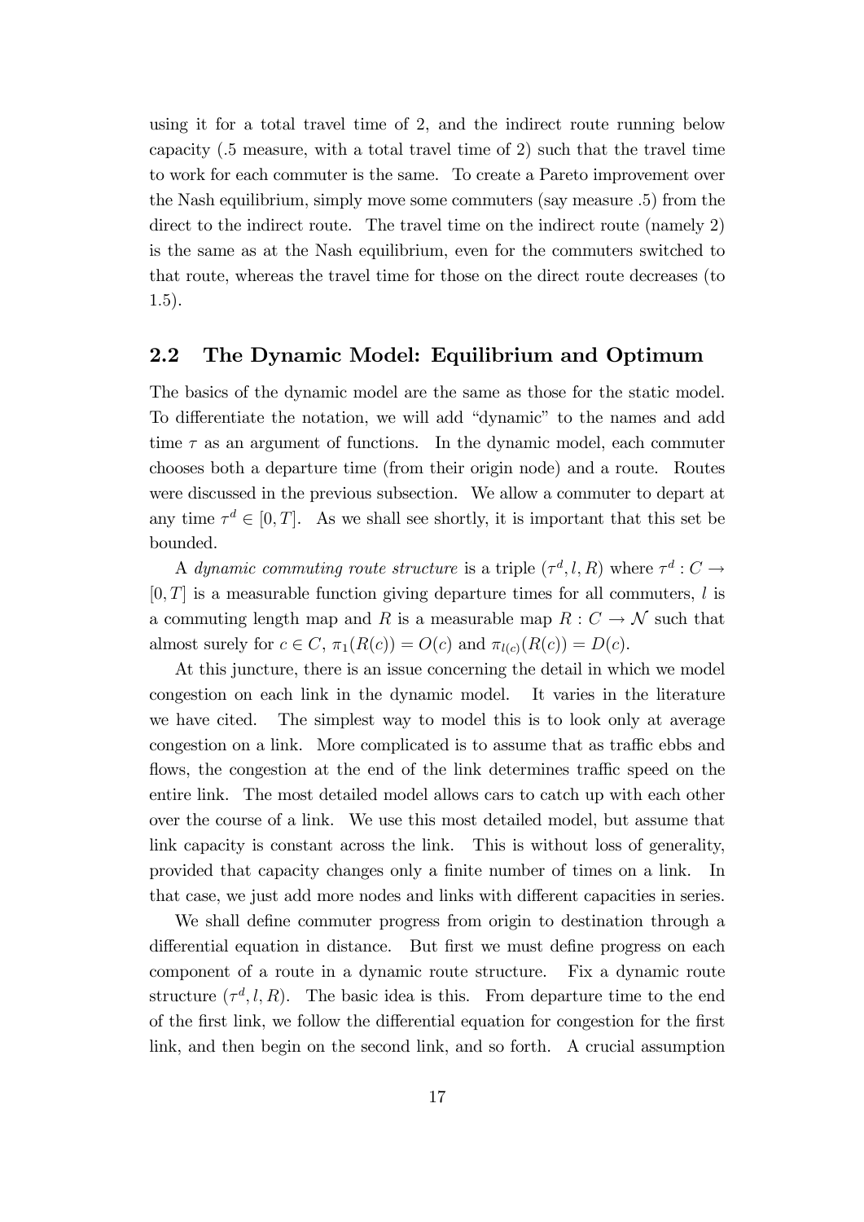using it for a total travel time of 2, and the indirect route running below capacity (.5 measure, with a total travel time of 2) such that the travel time to work for each commuter is the same. To create a Pareto improvement over the Nash equilibrium, simply move some commuters (say measure .5) from the direct to the indirect route. The travel time on the indirect route (namely 2) is the same as at the Nash equilibrium, even for the commuters switched to that route, whereas the travel time for those on the direct route decreases (to 1.5).

## 2.2 The Dynamic Model: Equilibrium and Optimum

The basics of the dynamic model are the same as those for the static model. To differentiate the notation, we will add "dynamic" to the names and add time $\tau$ as an argument of functions. In the dynamic model, each commuter chooses both a departure time (from their origin node) and a route. Routes were discussed in the previous subsection. We allow a commuter to depart at any time $\tau^d \in [0, T]$. As we shall see shortly, it is important that this set be bounded.

A *dynamic commuting route structure* is a triple $(\tau^d, l, R)$ where $\tau^d : C \to [0, T]$ is a measurable function giving departure times for all commuters, $l$ is a commuting length map and $R$ is a measurable map $R : C \to \mathcal{N}$ such that almost surely for $c \in C$, $\pi_1(R(c)) = O(c)$ and $\pi_{l(c)}(R(c)) = D(c)$.

At this juncture, there is an issue concerning the detail in which we model congestion on each link in the dynamic model. It varies in the literature we have cited. The simplest way to model this is to look only at average congestion on a link. More complicated is to assume that as traffic ebbs and flows, the congestion at the end of the link determines traffic speed on the entire link. The most detailed model allows cars to catch up with each other over the course of a link. We use this most detailed model, but assume that link capacity is constant across the link. This is without loss of generality, provided that capacity changes only a finite number of times on a link. In that case, we just add more nodes and links with different capacities in series.

We shall define commuter progress from origin to destination through a differential equation in distance. But first we must define progress on each component of a route in a dynamic route structure. Fix a dynamic route structure $(\tau^d, l, R)$. The basic idea is this. From departure time to the end of the first link, we follow the differential equation for congestion for the first link, and then begin on the second link, and so forth. A crucial assumption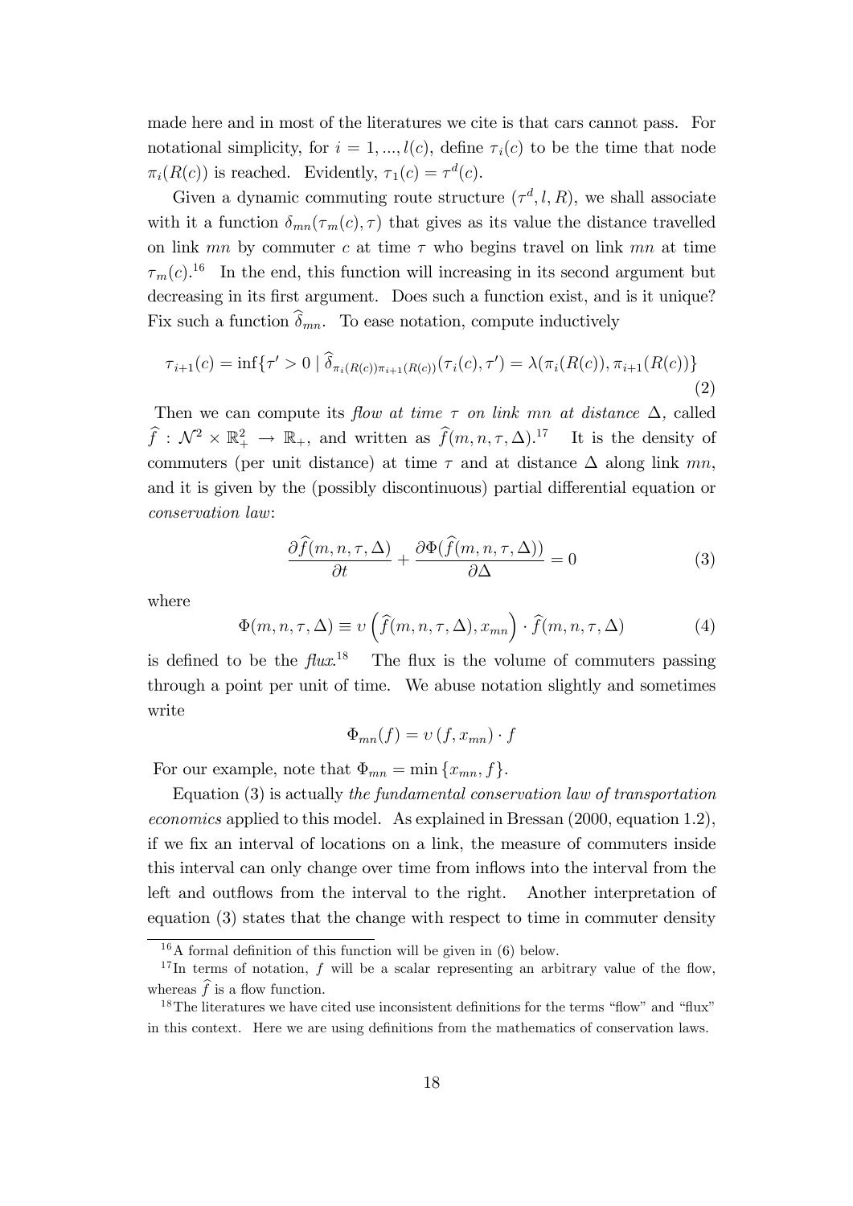made here and in most of the literatures we cite is that cars cannot pass. For notational simplicity, for $i = 1, ..., l(c)$, define $\tau_i(c)$ to be the time that node $\pi_i(R(c))$ is reached. Evidently, $\tau_1(c) = \tau^d(c)$.

Given a dynamic commuting route structure $(\tau^d, l, R)$, we shall associate with it a function $\delta_{mn}(\tau_m(c), \tau)$ that gives as its value the distance travelled on link $mn$ by commuter $c$ at time $\tau$ who begins travel on link $mn$ at time $\tau_m(c)$.[16] In the end, this function will increasing in its second argument but decreasing in its first argument. Does such a function exist, and is it unique? Fix such a function $\widehat{\delta}_{mn}$. To ease notation, compute inductively

$$\tau_{i+1}(c) = \inf\{\tau' > 0 \mid \widehat{\delta}_{\pi_i(R(c))\pi_{i+1}(R(c))}(\tau_i(c), \tau') = \lambda(\pi_i(R(c)), \pi_{i+1}(R(c))\} \tag{2}$$

Then we can compute its *flow at time $\tau$ on link $mn$ at distance $\Delta$*, called $\widehat{f} : \mathcal{N}^2 \times \mathbb{R}^2_+ \to \mathbb{R}_+$, and written as $\widehat{f}(m, n, \tau, \Delta)$.[17] It is the density of commuters (per unit distance) at time $\tau$ and at distance $\Delta$ along link $mn$, and it is given by the (possibly discontinuous) partial differential equation or *conservation law*:

$$\frac{\partial \widehat{f}(m, n, \tau, \Delta)}{\partial t} + \frac{\partial \Phi(\widehat{f}(m, n, \tau, \Delta))}{\partial \Delta} = 0 \tag{3}$$

where

$$\Phi(m, n, \tau, \Delta) \equiv \upsilon\left(\widehat{f}(m, n, \tau, \Delta), x_{mn}\right) \cdot \widehat{f}(m, n, \tau, \Delta) \tag{4}$$

is defined to be the *flux*.[18] The flux is the volume of commuters passing through a point per unit of time. We abuse notation slightly and sometimes write

$$\Phi_{mn}(f) = \upsilon(f, x_{mn}) \cdot f$$

For our example, note that $\Phi_{mn} = \min\{x_{mn}, f\}$.

Equation (3) is actually *the fundamental conservation law of transportation economics* applied to this model. As explained in Bressan (2000, equation 1.2), if we fix an interval of locations on a link, the measure of commuters inside this interval can only change over time from inflows into the interval from the left and outflows from the interval to the right. Another interpretation of equation (3) states that the change with respect to time in commuter density

---

[16] A formal definition of this function will be given in (6) below.

[17] In terms of notation, $f$ will be a scalar representing an arbitrary value of the flow, whereas $\widehat{f}$ is a flow function.

[18] The literatures we have cited use inconsistent definitions for the terms "flow" and "flux" in this context. Here we are using definitions from the mathematics of conservation laws.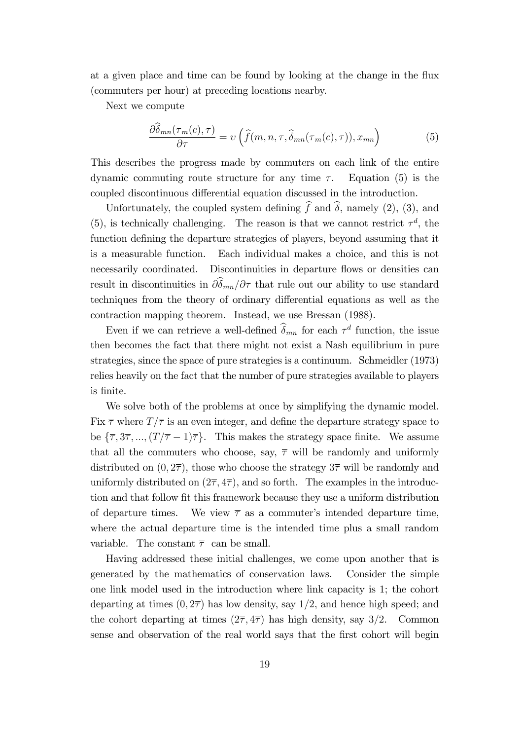at a given place and time can be found by looking at the change in the flux (commuters per hour) at preceding locations nearby.

Next we compute

$$\frac{\partial \widehat{\delta}_{mn}(\tau_m(c), \tau)}{\partial \tau} = \upsilon\left(\widehat{f}(m, n, \tau, \widehat{\delta}_{mn}(\tau_m(c), \tau)), x_{mn}\right) \tag{5}$$

This describes the progress made by commuters on each link of the entire dynamic commuting route structure for any time $\tau$. Equation (5) is the coupled discontinuous differential equation discussed in the introduction.

Unfortunately, the coupled system defining $\widehat{f}$ and $\widehat{\delta}$, namely (2), (3), and (5), is technically challenging. The reason is that we cannot restrict $\tau^d$, the function defining the departure strategies of players, beyond assuming that it is a measurable function. Each individual makes a choice, and this is not necessarily coordinated. Discontinuities in departure flows or densities can result in discontinuities in $\partial \widehat{\delta}_{mn}/\partial \tau$ that rule out our ability to use standard techniques from the theory of ordinary differential equations as well as the contraction mapping theorem. Instead, we use Bressan (1988).

Even if we can retrieve a well-defined $\widehat{\delta}_{mn}$ for each $\tau^d$ function, the issue then becomes the fact that there might not exist a Nash equilibrium in pure strategies, since the space of pure strategies is a continuum. Schmeidler (1973) relies heavily on the fact that the number of pure strategies available to players is finite.

We solve both of the problems at once by simplifying the dynamic model. Fix $\overline{\tau}$ where $T/\overline{\tau}$ is an even integer, and define the departure strategy space to be $\{\overline{\tau}, 3\overline{\tau}, ..., (T/\overline{\tau} - 1)\overline{\tau}\}$. This makes the strategy space finite. We assume that all the commuters who choose, say, $\overline{\tau}$ will be randomly and uniformly distributed on $(0, 2\overline{\tau})$, those who choose the strategy $3\overline{\tau}$ will be randomly and uniformly distributed on $(2\overline{\tau}, 4\overline{\tau})$, and so forth. The examples in the introduction and that follow fit this framework because they use a uniform distribution of departure times. We view $\overline{\tau}$ as a commuter's intended departure time, where the actual departure time is the intended time plus a small random variable. The constant $\overline{\tau}$ can be small.

Having addressed these initial challenges, we come upon another that is generated by the mathematics of conservation laws. Consider the simple one link model used in the introduction where link capacity is 1; the cohort departing at times $(0, 2\overline{\tau})$ has low density, say $1/2$, and hence high speed; and the cohort departing at times $(2\overline{\tau}, 4\overline{\tau})$ has high density, say $3/2$. Common sense and observation of the real world says that the first cohort will begin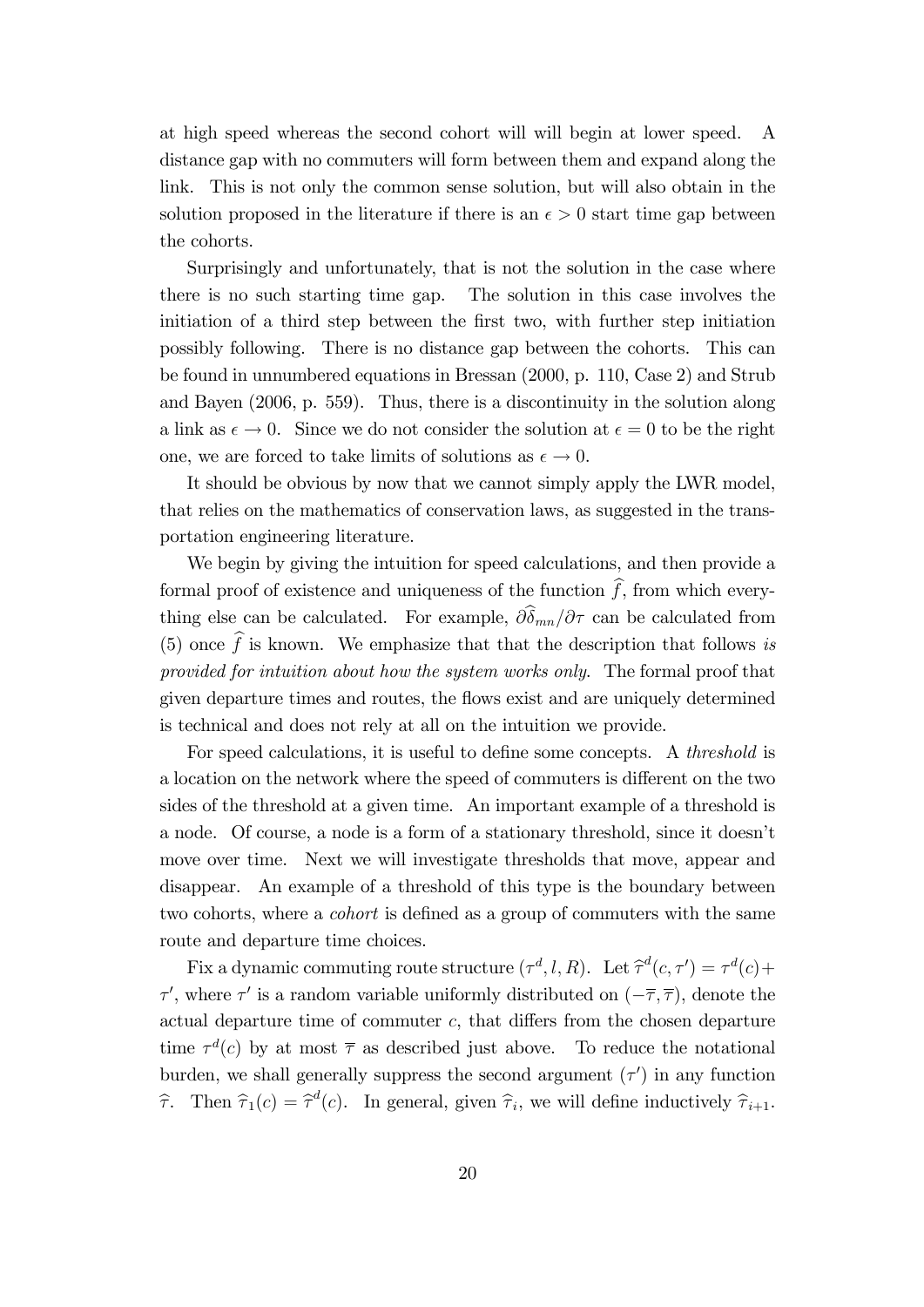at high speed whereas the second cohort will will begin at lower speed. A distance gap with no commuters will form between them and expand along the link. This is not only the common sense solution, but will also obtain in the solution proposed in the literature if there is an $\epsilon > 0$ start time gap between the cohorts.

Surprisingly and unfortunately, that is not the solution in the case where there is no such starting time gap. The solution in this case involves the initiation of a third step between the first two, with further step initiation possibly following. There is no distance gap between the cohorts. This can be found in unnumbered equations in Bressan (2000, p. 110, Case 2) and Strub and Bayen (2006, p. 559). Thus, there is a discontinuity in the solution along a link as $\epsilon \to 0$. Since we do not consider the solution at $\epsilon = 0$ to be the right one, we are forced to take limits of solutions as $\epsilon \to 0$.

It should be obvious by now that we cannot simply apply the LWR model, that relies on the mathematics of conservation laws, as suggested in the transportation engineering literature.

We begin by giving the intuition for speed calculations, and then provide a formal proof of existence and uniqueness of the function $\widehat{f}$, from which everything else can be calculated. For example, $\partial\widehat{\delta}_{mn}/\partial\tau$ can be calculated from (5) once $\widehat{f}$ is known. We emphasize that that the description that follows *is provided for intuition about how the system works only*. The formal proof that given departure times and routes, the flows exist and are uniquely determined is technical and does not rely at all on the intuition we provide.

For speed calculations, it is useful to define some concepts. A *threshold* is a location on the network where the speed of commuters is different on the two sides of the threshold at a given time. An important example of a threshold is a node. Of course, a node is a form of a stationary threshold, since it doesn't move over time. Next we will investigate thresholds that move, appear and disappear. An example of a threshold of this type is the boundary between two cohorts, where a *cohort* is defined as a group of commuters with the same route and departure time choices.

Fix a dynamic commuting route structure $(\tau^d, l, R)$. Let $\widehat{\tau}^d(c, \tau') = \tau^d(c) + \tau'$, where $\tau'$ is a random variable uniformly distributed on $(-\overline{\tau}, \overline{\tau})$, denote the actual departure time of commuter $c$, that differs from the chosen departure time $\tau^d(c)$ by at most $\overline{\tau}$ as described just above. To reduce the notational burden, we shall generally suppress the second argument $(\tau')$ in any function $\widehat{\tau}$. Then $\widehat{\tau}_1(c) = \widehat{\tau}^d(c)$. In general, given $\widehat{\tau}_i$, we will define inductively $\widehat{\tau}_{i+1}$.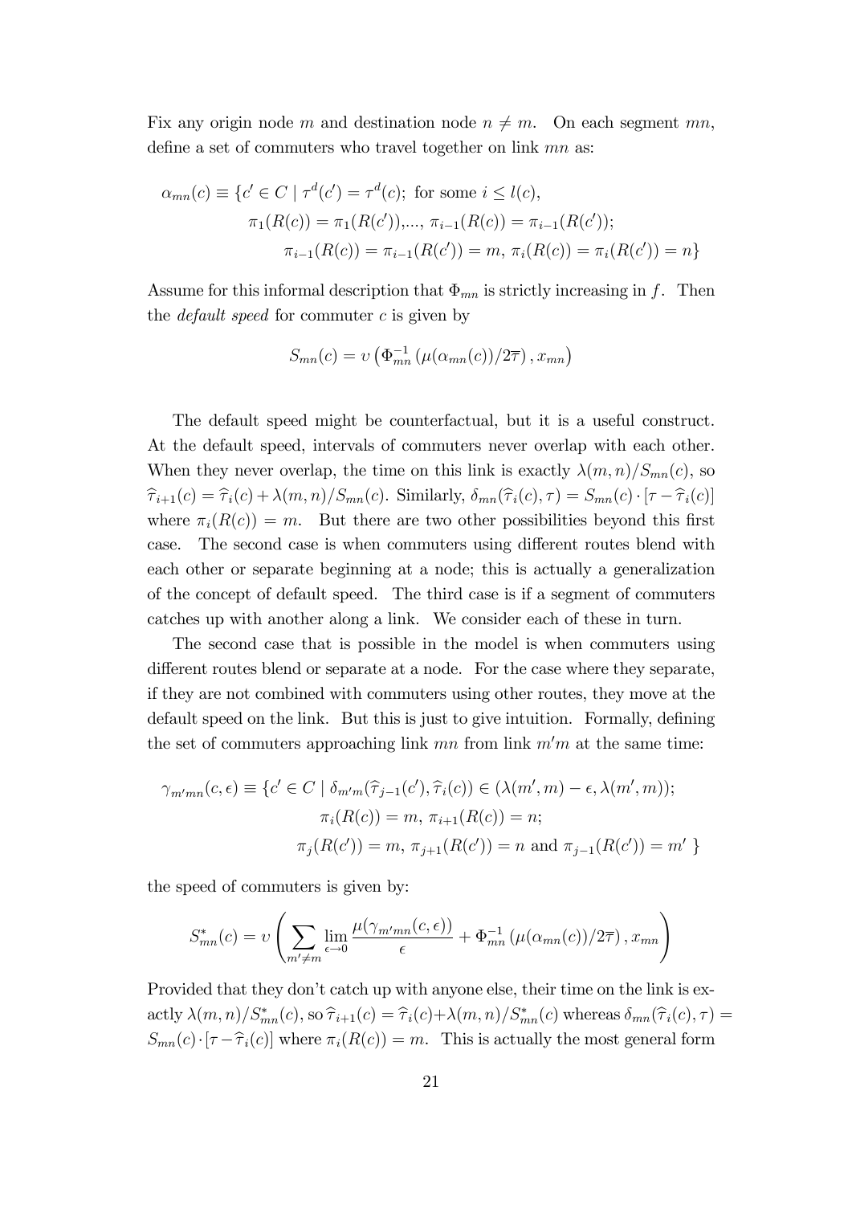Fix any origin node $m$ and destination node $n \neq m$. On each segment $mn$, define a set of commuters who travel together on link $mn$ as:

$$
\begin{aligned}
\alpha_{mn}(c) \equiv \{c' \in C \mid \tau^d(c') = \tau^d(c); \text{ for some } i \leq l(c), \\
\pi_1(R(c)) = \pi_1(R(c')), ..., \pi_{i-1}(R(c)) = \pi_{i-1}(R(c')); \\
\pi_{i-1}(R(c)) = \pi_{i-1}(R(c')) = m, \, \pi_i(R(c)) = \pi_i(R(c')) = n\}
\end{aligned}
$$

Assume for this informal description that $\Phi_{mn}$ is strictly increasing in $f$. Then the *default speed* for commuter $c$ is given by

$$
S_{mn}(c) = \upsilon\left(\Phi_{mn}^{-1}\left(\mu(\alpha_{mn}(c))/2\overline{\tau}\right), x_{mn}\right)
$$

The default speed might be counterfactual, but it is a useful construct. At the default speed, intervals of commuters never overlap with each other. When they never overlap, the time on this link is exactly $\lambda(m,n)/S_{mn}(c)$, so $\widehat{\tau}_{i+1}(c) = \widehat{\tau}_i(c) + \lambda(m,n)/S_{mn}(c)$. Similarly, $\delta_{mn}(\widehat{\tau}_i(c), \tau) = S_{mn}(c) \cdot [\tau - \widehat{\tau}_i(c)]$ where $\pi_i(R(c)) = m$. But there are two other possibilities beyond this first case. The second case is when commuters using different routes blend with each other or separate beginning at a node; this is actually a generalization of the concept of default speed. The third case is if a segment of commuters catches up with another along a link. We consider each of these in turn.

The second case that is possible in the model is when commuters using different routes blend or separate at a node. For the case where they separate, if they are not combined with commuters using other routes, they move at the default speed on the link. But this is just to give intuition. Formally, defining the set of commuters approaching link $mn$ from link $m'm$ at the same time:

$$
\begin{aligned}
\gamma_{m'mn}(c, \epsilon) \equiv \{c' \in C \mid \delta_{m'm}(\widehat{\tau}_{j-1}(c'), \widehat{\tau}_i(c)) \in (\lambda(m', m) - \epsilon, \lambda(m', m)); \\
\pi_i(R(c)) = m, \, \pi_{i+1}(R(c)) = n; \\
\pi_j(R(c')) = m, \, \pi_{j+1}(R(c')) = n \text{ and } \pi_{j-1}(R(c')) = m' \, \}
\end{aligned}
$$

the speed of commuters is given by:

$$
S_{mn}^*(c) = \upsilon\left(\sum_{m' \neq m} \lim_{\epsilon \to 0} \frac{\mu(\gamma_{m'mn}(c, \epsilon))}{\epsilon} + \Phi_{mn}^{-1}\left(\mu(\alpha_{mn}(c))/2\overline{\tau}\right), x_{mn}\right)
$$

Provided that they don't catch up with anyone else, their time on the link is exactly $\lambda(m,n)/S_{mn}^*(c)$, so $\widehat{\tau}_{i+1}(c) = \widehat{\tau}_i(c) + \lambda(m,n)/S_{mn}^*(c)$ whereas $\delta_{mn}(\widehat{\tau}_i(c), \tau) = S_{mn}(c) \cdot [\tau - \widehat{\tau}_i(c)]$ where $\pi_i(R(c)) = m$. This is actually the most general form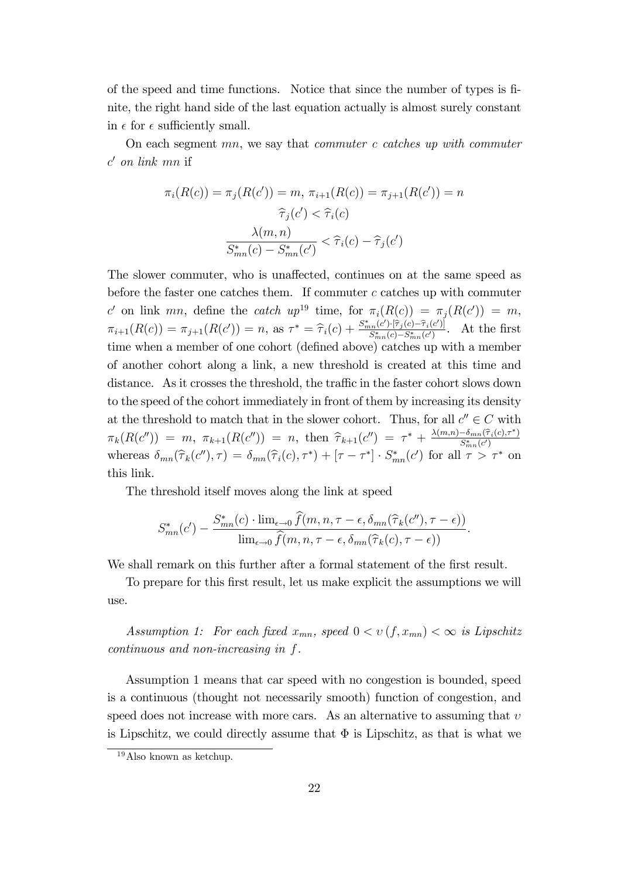of the speed and time functions. Notice that since the number of types is finite, the right hand side of the last equation actually is almost surely constant in $\epsilon$ for $\epsilon$ sufficiently small.

On each segment $mn$, we say that *commuter $c$ catches up with commuter $c'$ on link $mn$* if

$$\pi_i(R(c)) = \pi_j(R(c')) = m,\ \pi_{i+1}(R(c)) = \pi_{j+1}(R(c')) = n$$
$$\widehat{\tau}_j(c') < \widehat{\tau}_i(c)$$
$$\frac{\lambda(m,n)}{S^*_{mn}(c) - S^*_{mn}(c')} < \widehat{\tau}_i(c) - \widehat{\tau}_j(c')$$

The slower commuter, who is unaffected, continues on at the same speed as before the faster one catches them. If commuter $c$ catches up with commuter $c'$ on link $mn$, define the *catch up*[19] time, for $\pi_i(R(c)) = \pi_j(R(c')) = m$, $\pi_{i+1}(R(c)) = \pi_{j+1}(R(c')) = n$, as $\tau^* = \widehat{\tau}_i(c) + \frac{S^*_{mn}(c')\cdot[\widehat{\tau}_j(c) - \widehat{\tau}_i(c')]}{S^*_{mn}(c) - S^*_{mn}(c')}$. At the first time when a member of one cohort (defined above) catches up with a member of another cohort along a link, a new threshold is created at this time and distance. As it crosses the threshold, the traffic in the faster cohort slows down to the speed of the cohort immediately in front of them by increasing its density at the threshold to match that in the slower cohort. Thus, for all $c'' \in C$ with $\pi_k(R(c'')) = m$, $\pi_{k+1}(R(c'')) = n$, then $\widehat{\tau}_{k+1}(c'') = \tau^* + \frac{\lambda(m,n) - \delta_{mn}(\widehat{\tau}_i(c),\tau^*)}{S^*_{mn}(c')}$ whereas $\delta_{mn}(\widehat{\tau}_k(c''),\tau) = \delta_{mn}(\widehat{\tau}_i(c),\tau^*) + [\tau - \tau^*]\cdot S^*_{mn}(c')$ for all $\tau > \tau^*$ on this link.

The threshold itself moves along the link at speed

$$S^*_{mn}(c') - \frac{S^*_{mn}(c)\cdot \lim_{\epsilon\to 0}\widehat{f}(m,n,\tau-\epsilon,\delta_{mn}(\widehat{\tau}_k(c''),\tau-\epsilon))}{\lim_{\epsilon\to 0}\widehat{f}(m,n,\tau-\epsilon,\delta_{mn}(\widehat{\tau}_k(c),\tau-\epsilon))}.$$

We shall remark on this further after a formal statement of the first result.

To prepare for this first result, let us make explicit the assumptions we will use.

*Assumption 1: For each fixed $x_{mn}$, speed $0 < \upsilon(f, x_{mn}) < \infty$ is Lipschitz continuous and non-increasing in $f$.*

Assumption 1 means that car speed with no congestion is bounded, speed is a continuous (thought not necessarily smooth) function of congestion, and speed does not increase with more cars. As an alternative to assuming that $\upsilon$ is Lipschitz, we could directly assume that $\Phi$ is Lipschitz, as that is what we

[19] Also known as ketchup.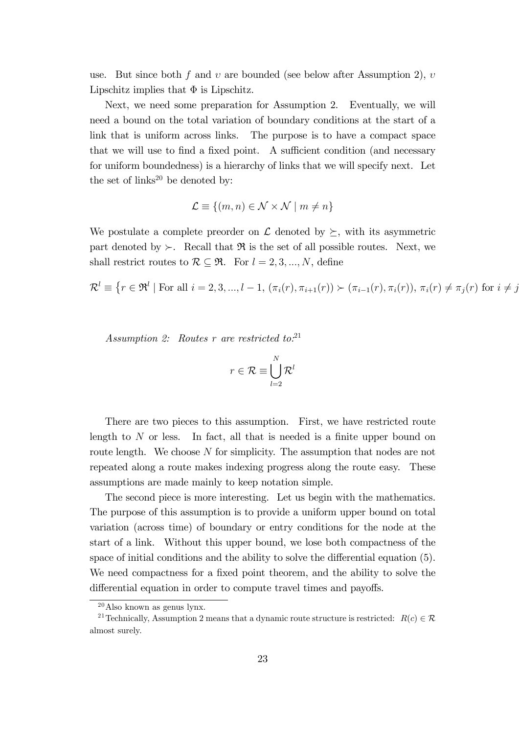use. But since both $f$ and $\upsilon$ are bounded (see below after Assumption 2), $\upsilon$ Lipschitz implies that $\Phi$ is Lipschitz.

Next, we need some preparation for Assumption 2. Eventually, we will need a bound on the total variation of boundary conditions at the start of a link that is uniform across links. The purpose is to have a compact space that we will use to find a fixed point. A sufficient condition (and necessary for uniform boundedness) is a hierarchy of links that we will specify next. Let the set of links[20] be denoted by:

$$\mathcal{L} \equiv \{(m,n) \in \mathcal{N} \times \mathcal{N} \mid m \neq n\}$$

We postulate a complete preorder on $\mathcal{L}$ denoted by $\succeq$, with its asymmetric part denoted by $\succ$. Recall that $\mathfrak{R}$ is the set of all possible routes. Next, we shall restrict routes to $\mathcal{R} \subseteq \mathfrak{R}$. For $l = 2, 3, ..., N$, define

$$\mathcal{R}^l \equiv \left\{ r \in \mathfrak{R}^l \mid \text{For all } i = 2, 3, ..., l-1,\ (\pi_i(r), \pi_{i+1}(r)) \succ (\pi_{i-1}(r), \pi_i(r)),\ \pi_i(r) \neq \pi_j(r) \text{ for } i \neq j \right.$$

*Assumption 2: Routes $r$ are restricted to:*[21]

$$r \in \mathcal{R} \equiv \bigcup_{l=2}^{N} \mathcal{R}^l$$

There are two pieces to this assumption. First, we have restricted route length to $N$ or less. In fact, all that is needed is a finite upper bound on route length. We choose $N$ for simplicity. The assumption that nodes are not repeated along a route makes indexing progress along the route easy. These assumptions are made mainly to keep notation simple.

The second piece is more interesting. Let us begin with the mathematics. The purpose of this assumption is to provide a uniform upper bound on total variation (across time) of boundary or entry conditions for the node at the start of a link. Without this upper bound, we lose both compactness of the space of initial conditions and the ability to solve the differential equation (5). We need compactness for a fixed point theorem, and the ability to solve the differential equation in order to compute travel times and payoffs.

---

[20] Also known as genus lynx.

[21] Technically, Assumption 2 means that a dynamic route structure is restricted: $R(c) \in \mathcal{R}$ almost surely.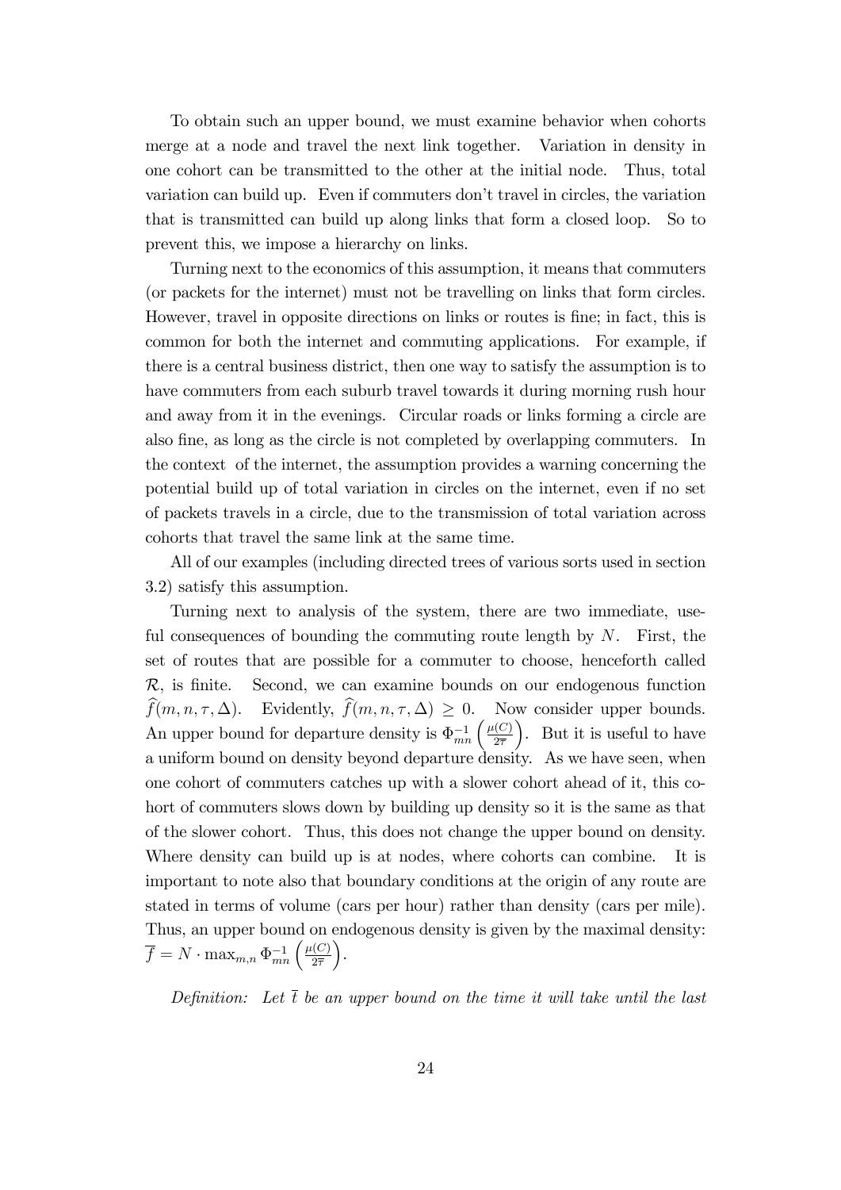To obtain such an upper bound, we must examine behavior when cohorts merge at a node and travel the next link together. Variation in density in one cohort can be transmitted to the other at the initial node. Thus, total variation can build up. Even if commuters don't travel in circles, the variation that is transmitted can build up along links that form a closed loop. So to prevent this, we impose a hierarchy on links.

Turning next to the economics of this assumption, it means that commuters (or packets for the internet) must not be travelling on links that form circles. However, travel in opposite directions on links or routes is fine; in fact, this is common for both the internet and commuting applications. For example, if there is a central business district, then one way to satisfy the assumption is to have commuters from each suburb travel towards it during morning rush hour and away from it in the evenings. Circular roads or links forming a circle are also fine, as long as the circle is not completed by overlapping commuters. In the context of the internet, the assumption provides a warning concerning the potential build up of total variation in circles on the internet, even if no set of packets travels in a circle, due to the transmission of total variation across cohorts that travel the same link at the same time.

All of our examples (including directed trees of various sorts used in section 3.2) satisfy this assumption.

Turning next to analysis of the system, there are two immediate, useful consequences of bounding the commuting route length by $N$. First, the set of routes that are possible for a commuter to choose, henceforth called $\mathcal{R}$, is finite. Second, we can examine bounds on our endogenous function $\widehat{f}(m, n, \tau, \Delta)$. Evidently, $\widehat{f}(m, n, \tau, \Delta) \geq 0$. Now consider upper bounds. An upper bound for departure density is $\Phi_{mn}^{-1}\left(\frac{\mu(C)}{2\overline{\tau}}\right)$. But it is useful to have a uniform bound on density beyond departure density. As we have seen, when one cohort of commuters catches up with a slower cohort ahead of it, this cohort of commuters slows down by building up density so it is the same as that of the slower cohort. Thus, this does not change the upper bound on density. Where density can build up is at nodes, where cohorts can combine. It is important to note also that boundary conditions at the origin of any route are stated in terms of volume (cars per hour) rather than density (cars per mile). Thus, an upper bound on endogenous density is given by the maximal density: $\overline{f} = N \cdot \max_{m,n} \Phi_{mn}^{-1}\left(\frac{\mu(C)}{2\overline{\tau}}\right)$.

*Definition: Let $\overline{t}$ be an upper bound on the time it will take until the last*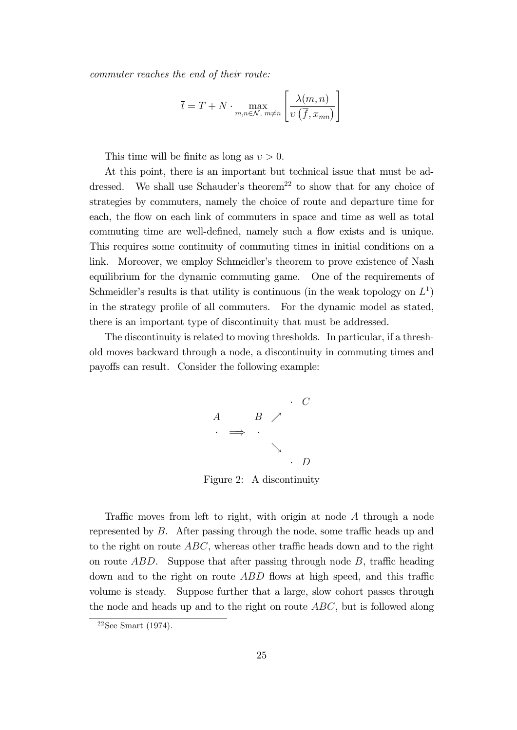*commuter reaches the end of their route:*

$$\bar{t} = T + N \cdot \max_{m,n \in \mathcal{N},\, m \neq n} \left[ \frac{\lambda(m,n)}{\upsilon\left(\overline{f}, x_{mn}\right)} \right]$$

This time will be finite as long as $\upsilon > 0$.

At this point, there is an important but technical issue that must be addressed. We shall use Schauder's theorem[22] to show that for any choice of strategies by commuters, namely the choice of route and departure time for each, the flow on each link of commuters in space and time as well as total commuting time are well-defined, namely such a flow exists and is unique. This requires some continuity of commuting times in initial conditions on a link. Moreover, we employ Schmeidler's theorem to prove existence of Nash equilibrium for the dynamic commuting game. One of the requirements of Schmeidler's results is that utility is continuous (in the weak topology on $L^1$) in the strategy profile of all commuters. For the dynamic model as stated, there is an important type of discontinuity that must be addressed.

The discontinuity is related to moving thresholds. In particular, if a threshold moves backward through a node, a discontinuity in commuting times and payoffs can result. Consider the following example:

$$\begin{array}{ccccc} & & & & \cdot\ \ C \\ A & & B & \nearrow & \\ \cdot & \Longrightarrow & \cdot & & \\ & & & \searrow & \\ & & & & \cdot\ \ D \end{array}$$

Figure 2: A discontinuity

Traffic moves from left to right, with origin at node $A$ through a node represented by $B$. After passing through the node, some traffic heads up and to the right on route $ABC$, whereas other traffic heads down and to the right on route $ABD$. Suppose that after passing through node $B$, traffic heading down and to the right on route $ABD$ flows at high speed, and this traffic volume is steady. Suppose further that a large, slow cohort passes through the node and heads up and to the right on route $ABC$, but is followed along

[22] See Smart (1974).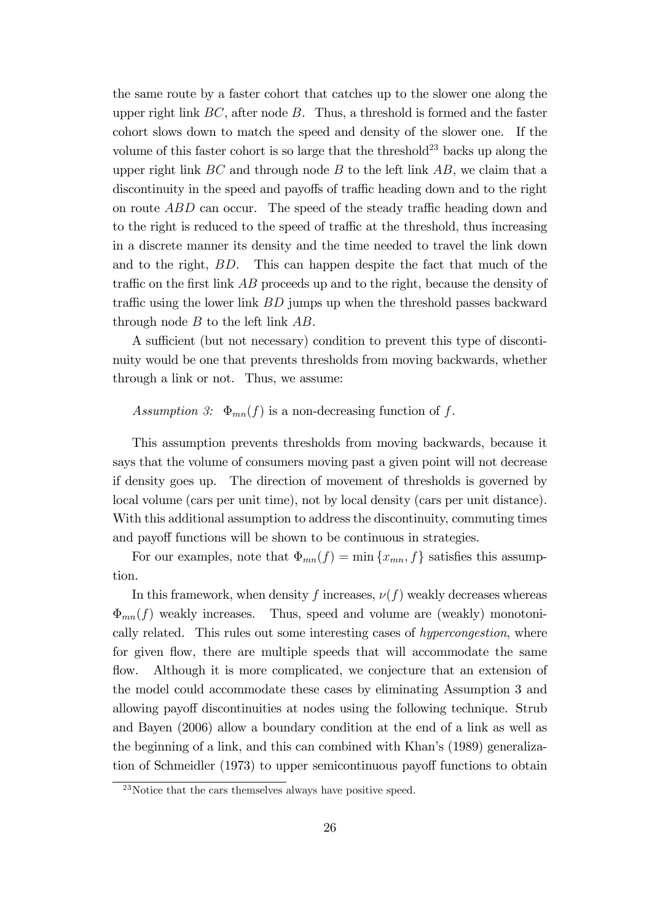the same route by a faster cohort that catches up to the slower one along the upper right link $BC$, after node $B$. Thus, a threshold is formed and the faster cohort slows down to match the speed and density of the slower one. If the volume of this faster cohort is so large that the threshold[23] backs up along the upper right link $BC$ and through node $B$ to the left link $AB$, we claim that a discontinuity in the speed and payoffs of traffic heading down and to the right on route $ABD$ can occur. The speed of the steady traffic heading down and to the right is reduced to the speed of traffic at the threshold, thus increasing in a discrete manner its density and the time needed to travel the link down and to the right, $BD$. This can happen despite the fact that much of the traffic on the first link $AB$ proceeds up and to the right, because the density of traffic using the lower link $BD$ jumps up when the threshold passes backward through node $B$ to the left link $AB$.

A sufficient (but not necessary) condition to prevent this type of discontinuity would be one that prevents thresholds from moving backwards, whether through a link or not. Thus, we assume:

*Assumption 3:* $\Phi_{mn}(f)$ is a non-decreasing function of $f$.

This assumption prevents thresholds from moving backwards, because it says that the volume of consumers moving past a given point will not decrease if density goes up. The direction of movement of thresholds is governed by local volume (cars per unit time), not by local density (cars per unit distance). With this additional assumption to address the discontinuity, commuting times and payoff functions will be shown to be continuous in strategies.

For our examples, note that $\Phi_{mn}(f) = \min\{x_{mn}, f\}$ satisfies this assumption.

In this framework, when density $f$ increases, $\nu(f)$ weakly decreases whereas $\Phi_{mn}(f)$ weakly increases. Thus, speed and volume are (weakly) monotonically related. This rules out some interesting cases of *hypercongestion*, where for given flow, there are multiple speeds that will accommodate the same flow. Although it is more complicated, we conjecture that an extension of the model could accommodate these cases by eliminating Assumption 3 and allowing payoff discontinuities at nodes using the following technique. Strub and Bayen (2006) allow a boundary condition at the end of a link as well as the beginning of a link, and this can combined with Khan's (1989) generalization of Schmeidler (1973) to upper semicontinuous payoff functions to obtain

[23] Notice that the cars themselves always have positive speed.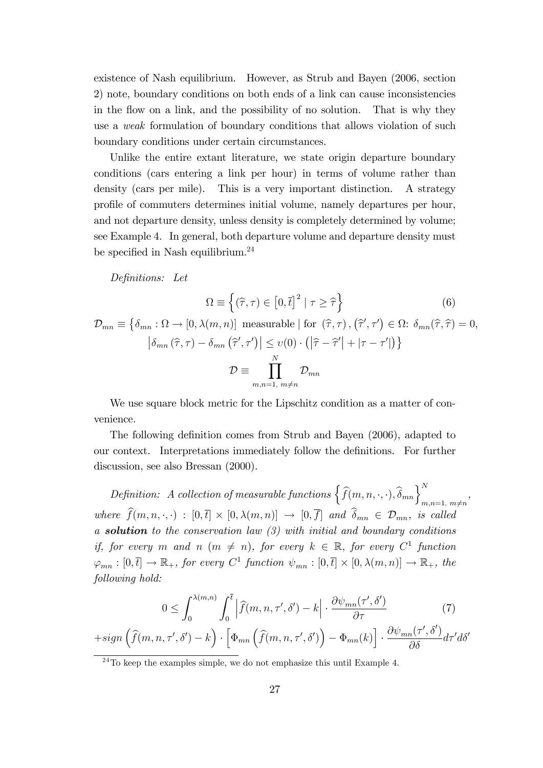existence of Nash equilibrium. However, as Strub and Bayen (2006, section 2) note, boundary conditions on both ends of a link can cause inconsistencies in the flow on a link, and the possibility of no solution. That is why they use a *weak* formulation of boundary conditions that allows violation of such boundary conditions under certain circumstances.

Unlike the entire extant literature, we state origin departure boundary conditions (cars entering a link per hour) in terms of volume rather than density (cars per mile). This is a very important distinction. A strategy profile of commuters determines initial volume, namely departures per hour, and not departure density, unless density is completely determined by volume; see Example 4. In general, both departure volume and departure density must be specified in Nash equilibrium.[24]

*Definitions: Let*

$$\Omega \equiv \left\{ (\widehat{\tau}, \tau) \in \left[0, \overline{t}\right]^2 \mid \tau \geq \widehat{\tau} \right\} \tag{6}$$

$$\mathcal{D}_{mn} \equiv \left\{ \delta_{mn} : \Omega \to [0, \lambda(m,n)] \text{ measurable} \mid \text{for } (\widehat{\tau}, \tau), (\widehat{\tau}', \tau') \in \Omega\text{: } \delta_{mn}(\widehat{\tau}, \widehat{\tau}) = 0, \right.$$
$$\left. \left| \delta_{mn}(\widehat{\tau}, \tau) - \delta_{mn}(\widehat{\tau}', \tau') \right| \leq \upsilon(0) \cdot \left( \left| \widehat{\tau} - \widehat{\tau}' \right| + |\tau - \tau'| \right) \right\}$$

$$\mathcal{D} \equiv \prod_{m,n=1,\ m \neq n}^{N} \mathcal{D}_{mn}$$

We use square block metric for the Lipschitz condition as a matter of convenience.

The following definition comes from Strub and Bayen (2006), adapted to our context. Interpretations immediately follow the definitions. For further discussion, see also Bressan (2000).

*Definition: A collection of measurable functions* $\left\{ \widehat{f}(m,n,\cdot,\cdot), \widehat{\delta}_{mn} \right\}_{m,n=1,\ m \neq n}^{N}$, *where* $\widehat{f}(m,n,\cdot,\cdot) : [0,\overline{t}] \times [0, \lambda(m,n)] \to [0, \overline{f}]$ *and* $\widehat{\delta}_{mn} \in \mathcal{D}_{mn}$, *is called a* ***solution*** *to the conservation law (3) with initial and boundary conditions if, for every* $m$ *and* $n$ $(m \neq n)$, *for every* $k \in \mathbb{R}$, *for every* $C^1$ *function* $\varphi_{mn} : [0, \overline{t}] \to \mathbb{R}_+$, *for every* $C^1$ *function* $\psi_{mn} : [0, \overline{t}] \times [0, \lambda(m,n)] \to \mathbb{R}_+$, *the following hold:*

$$0 \leq \int_0^{\lambda(m,n)} \int_0^{\overline{t}} \left| \widehat{f}(m,n,\tau',\delta') - k \right| \cdot \frac{\partial \psi_{mn}(\tau',\delta')}{\partial \tau} \tag{7}$$
$$+ sign\left( \widehat{f}(m,n,\tau',\delta') - k \right) \cdot \left[ \Phi_{mn}\left( \widehat{f}(m,n,\tau',\delta') \right) - \Phi_{mn}(k) \right] \cdot \frac{\partial \psi_{mn}(\tau',\delta')}{\partial \delta} d\tau' d\delta'$$

[24] To keep the examples simple, we do not emphasize this until Example 4.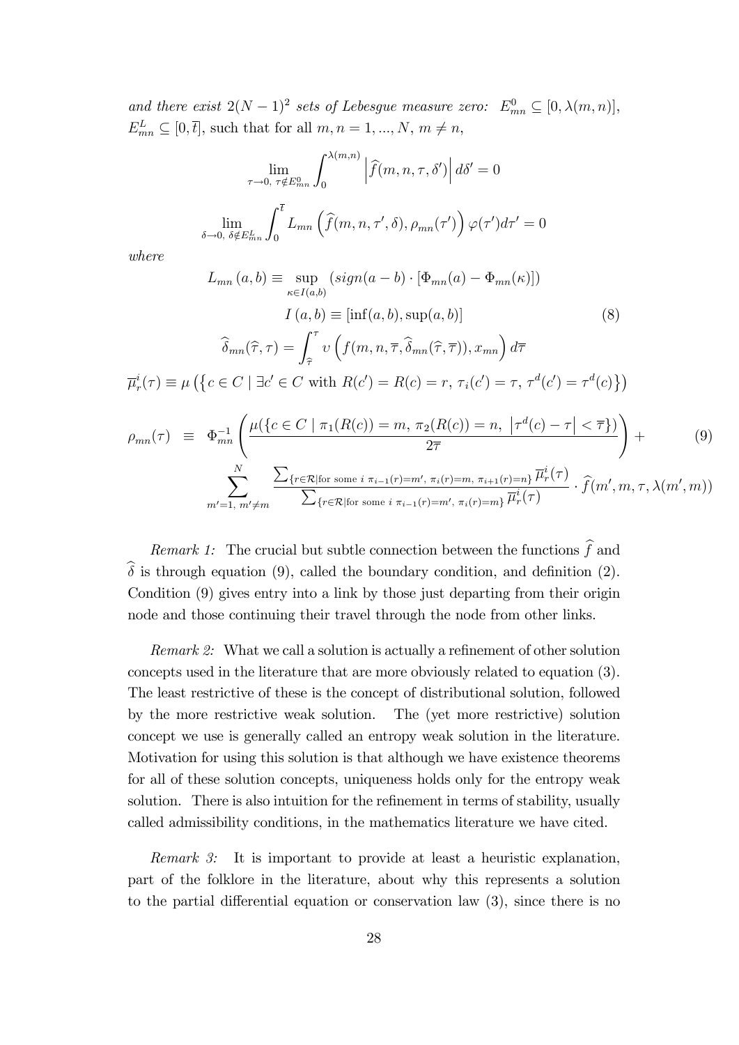*and there exist* $2(N-1)^2$ *sets of Lebesgue measure zero:* $E^0_{mn} \subseteq [0, \lambda(m,n)]$, $E^L_{mn} \subseteq [0, \overline{t}]$, such that for all $m, n = 1, ..., N$, $m \neq n$,

$$\lim_{\tau \to 0,\ \tau \notin E^0_{mn}} \int_0^{\lambda(m,n)} \left| \widehat{f}(m,n,\tau,\delta') \right| d\delta' = 0$$

$$\lim_{\delta \to 0,\ \delta \notin E^L_{mn}} \int_0^{\overline{t}} L_{mn}\left(\widehat{f}(m,n,\tau',\delta), \rho_{mn}(\tau')\right) \varphi(\tau') d\tau' = 0$$

*where*

$$L_{mn}(a,b) \equiv \sup_{\kappa \in I(a,b)} \left( sign(a-b) \cdot [\Phi_{mn}(a) - \Phi_{mn}(\kappa)] \right)$$

$$I(a,b) \equiv [\inf(a,b), \sup(a,b)] \tag{8}$$

$$\widehat{\delta}_{mn}(\widehat{\tau}, \tau) = \int_{\widehat{\tau}}^{\tau} \upsilon\left( f(m,n,\overline{\tau}, \widehat{\delta}_{mn}(\widehat{\tau}, \overline{\tau})), x_{mn} \right) d\overline{\tau}$$

$$\overline{\mu}^i_r(\tau) \equiv \mu\left( \left\{ c \in C \mid \exists c' \in C \text{ with } R(c') = R(c) = r,\ \tau_i(c') = \tau,\ \tau^d(c') = \tau^d(c) \right\} \right)$$

$$\begin{aligned} \rho_{mn}(\tau) \ \equiv\ & \Phi^{-1}_{mn}\left( \frac{\mu(\{c \in C \mid \pi_1(R(c)) = m,\ \pi_2(R(c)) = n,\ \left|\tau^d(c) - \tau\right| < \overline{\tau}\})}{2\overline{\tau}} \right) + \\ & \sum_{m'=1,\ m' \neq m}^{N} \frac{\sum_{\{r \in \mathcal{R} \mid \text{for some } i\ \pi_{i-1}(r) = m',\ \pi_i(r) = m,\ \pi_{i+1}(r) = n\}} \overline{\mu}^i_r(\tau)}{\sum_{\{r \in \mathcal{R} \mid \text{for some } i\ \pi_{i-1}(r) = m',\ \pi_i(r) = m\}} \overline{\mu}^i_r(\tau)} \cdot \widehat{f}(m', m, \tau, \lambda(m', m)) \end{aligned} \tag{9}$$

*Remark 1:* The crucial but subtle connection between the functions $\widehat{f}$ and $\widehat{\delta}$ is through equation (9), called the boundary condition, and definition (2). Condition (9) gives entry into a link by those just departing from their origin node and those continuing their travel through the node from other links.

*Remark 2:* What we call a solution is actually a refinement of other solution concepts used in the literature that are more obviously related to equation (3). The least restrictive of these is the concept of distributional solution, followed by the more restrictive weak solution. The (yet more restrictive) solution concept we use is generally called an entropy weak solution in the literature. Motivation for using this solution is that although we have existence theorems for all of these solution concepts, uniqueness holds only for the entropy weak solution. There is also intuition for the refinement in terms of stability, usually called admissibility conditions, in the mathematics literature we have cited.

*Remark 3:* It is important to provide at least a heuristic explanation, part of the folklore in the literature, about why this represents a solution to the partial differential equation or conservation law (3), since there is no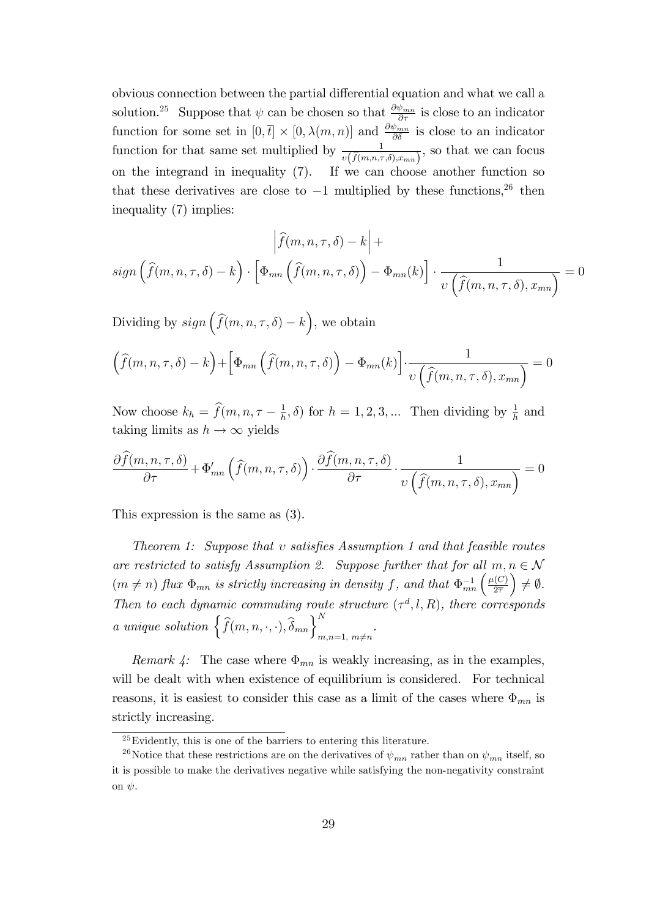obvious connection between the partial differential equation and what we call a solution.[25] Suppose that $\psi$ can be chosen so that $\frac{\partial \psi_{mn}}{\partial \tau}$ is close to an indicator function for some set in $[0,\overline{t}] \times [0, \lambda(m,n)]$ and $\frac{\partial \psi_{mn}}{\partial \delta}$ is close to an indicator function for that same set multiplied by $\frac{1}{\upsilon\left(\widehat{f}(m,n,\tau,\delta),x_{mn}\right)}$, so that we can focus on the integrand in inequality (7). If we can choose another function so that these derivatives are close to $-1$ multiplied by these functions,[26] then inequality (7) implies:

$$\left|\widehat{f}(m,n,\tau,\delta) - k\right| + \\ sign\left(\widehat{f}(m,n,\tau,\delta) - k\right) \cdot \left[\Phi_{mn}\left(\widehat{f}(m,n,\tau,\delta)\right) - \Phi_{mn}(k)\right] \cdot \frac{1}{\upsilon\left(\widehat{f}(m,n,\tau,\delta), x_{mn}\right)} = 0$$

Dividing by $sign\left(\widehat{f}(m,n,\tau,\delta) - k\right)$, we obtain

$$\left(\widehat{f}(m,n,\tau,\delta) - k\right) + \left[\Phi_{mn}\left(\widehat{f}(m,n,\tau,\delta)\right) - \Phi_{mn}(k)\right] \cdot \frac{1}{\upsilon\left(\widehat{f}(m,n,\tau,\delta), x_{mn}\right)} = 0$$

Now choose $k_h = \widehat{f}(m,n,\tau - \frac{1}{h}, \delta)$ for $h = 1,2,3,...$ Then dividing by $\frac{1}{h}$ and taking limits as $h \to \infty$ yields

$$\frac{\partial \widehat{f}(m,n,\tau,\delta)}{\partial \tau} + \Phi'_{mn}\left(\widehat{f}(m,n,\tau,\delta)\right) \cdot \frac{\partial \widehat{f}(m,n,\tau,\delta)}{\partial \tau} \cdot \frac{1}{\upsilon\left(\widehat{f}(m,n,\tau,\delta), x_{mn}\right)} = 0$$

This expression is the same as (3).

*Theorem 1: Suppose that $\upsilon$ satisfies Assumption 1 and that feasible routes are restricted to satisfy Assumption 2. Suppose further that for all $m,n \in \mathcal{N}$ $(m \neq n)$ flux $\Phi_{mn}$ is strictly increasing in density $f$, and that $\Phi_{mn}^{-1}\left(\frac{\mu(C)}{2\overline{\tau}}\right) \neq \emptyset$. Then to each dynamic commuting route structure $(\tau^d, l, R)$, there corresponds a unique solution $\left\{\widehat{f}(m,n,\cdot,\cdot), \widehat{\delta}_{mn}\right\}_{m,n=1,\ m\neq n}^{N}$.*

*Remark 4:* The case where $\Phi_{mn}$ is weakly increasing, as in the examples, will be dealt with when existence of equilibrium is considered. For technical reasons, it is easiest to consider this case as a limit of the cases where $\Phi_{mn}$ is strictly increasing.

[25] Evidently, this is one of the barriers to entering this literature.

[26] Notice that these restrictions are on the derivatives of $\psi_{mn}$ rather than on $\psi_{mn}$ itself, so it is possible to make the derivatives negative while satisfying the non-negativity constraint on $\psi$.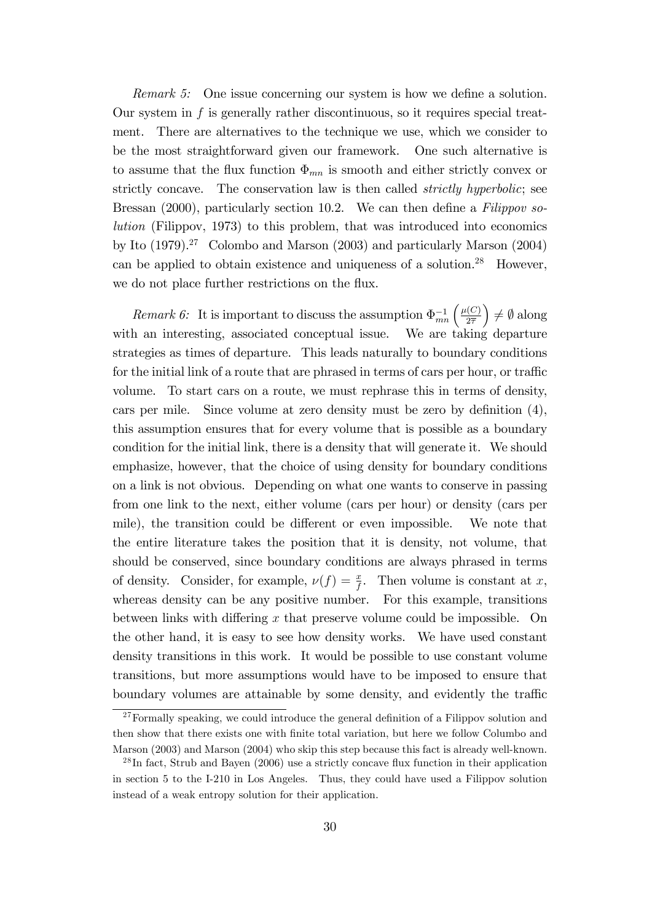*Remark 5:* One issue concerning our system is how we define a solution. Our system in $f$ is generally rather discontinuous, so it requires special treatment. There are alternatives to the technique we use, which we consider to be the most straightforward given our framework. One such alternative is to assume that the flux function $\Phi_{mn}$ is smooth and either strictly convex or strictly concave. The conservation law is then called *strictly hyperbolic*; see Bressan (2000), particularly section 10.2. We can then define a *Filippov solution* (Filippov, 1973) to this problem, that was introduced into economics by Ito (1979).[27] Colombo and Marson (2003) and particularly Marson (2004) can be applied to obtain existence and uniqueness of a solution.[28] However, we do not place further restrictions on the flux.

*Remark 6:* It is important to discuss the assumption $\Phi_{mn}^{-1}\left(\frac{\mu(C)}{2\overline{\tau}}\right) \neq \emptyset$ along with an interesting, associated conceptual issue. We are taking departure strategies as times of departure. This leads naturally to boundary conditions for the initial link of a route that are phrased in terms of cars per hour, or traffic volume. To start cars on a route, we must rephrase this in terms of density, cars per mile. Since volume at zero density must be zero by definition (4), this assumption ensures that for every volume that is possible as a boundary condition for the initial link, there is a density that will generate it. We should emphasize, however, that the choice of using density for boundary conditions on a link is not obvious. Depending on what one wants to conserve in passing from one link to the next, either volume (cars per hour) or density (cars per mile), the transition could be different or even impossible. We note that the entire literature takes the position that it is density, not volume, that should be conserved, since boundary conditions are always phrased in terms of density. Consider, for example, $\nu(f) = \frac{x}{f}$. Then volume is constant at $x$, whereas density can be any positive number. For this example, transitions between links with differing $x$ that preserve volume could be impossible. On the other hand, it is easy to see how density works. We have used constant density transitions in this work. It would be possible to use constant volume transitions, but more assumptions would have to be imposed to ensure that boundary volumes are attainable by some density, and evidently the traffic

[27] Formally speaking, we could introduce the general definition of a Filippov solution and then show that there exists one with finite total variation, but here we follow Columbo and Marson (2003) and Marson (2004) who skip this step because this fact is already well-known.

[28] In fact, Strub and Bayen (2006) use a strictly concave flux function in their application in section 5 to the I-210 in Los Angeles. Thus, they could have used a Filippov solution instead of a weak entropy solution for their application.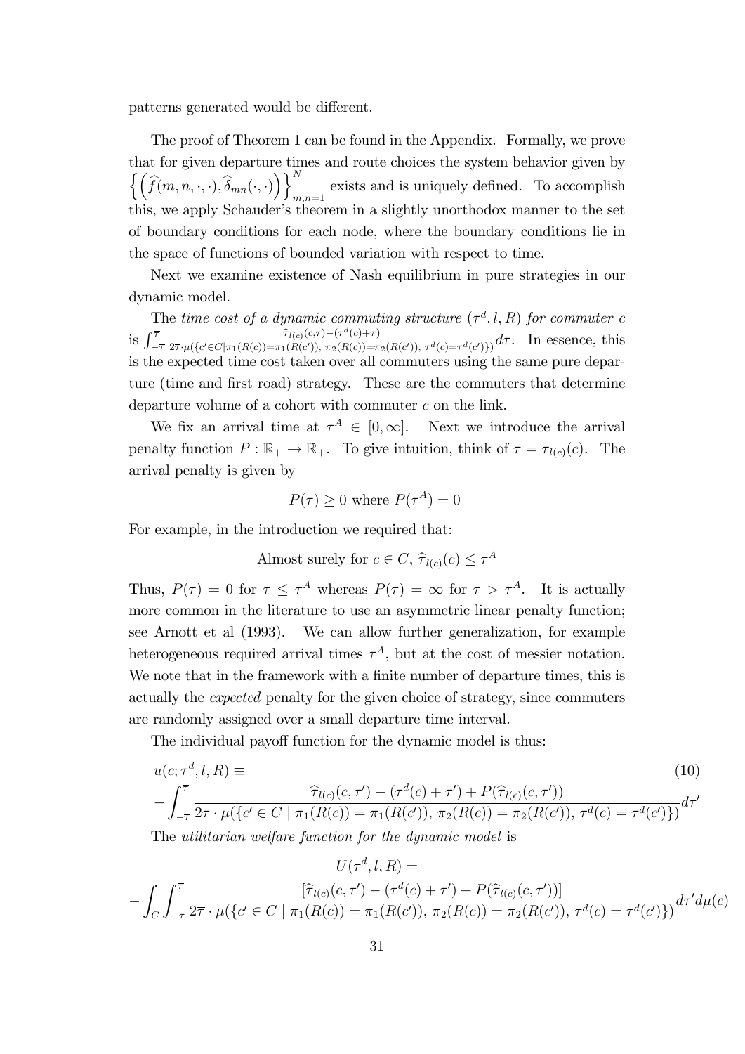patterns generated would be different.

The proof of Theorem 1 can be found in the Appendix. Formally, we prove that for given departure times and route choices the system behavior given by $\left\{\left(\widehat{f}(m,n,\cdot,\cdot),\widehat{\delta}_{mn}(\cdot,\cdot)\right)\right\}_{m,n=1}^{N}$ exists and is uniquely defined. To accomplish this, we apply Schauder's theorem in a slightly unorthodox manner to the set of boundary conditions for each node, where the boundary conditions lie in the space of functions of bounded variation with respect to time.

Next we examine existence of Nash equilibrium in pure strategies in our dynamic model.

The *time cost of a dynamic commuting structure* $(\tau^d, l, R)$ *for commuter* $c$ is $\int_{-\overline{\tau}}^{\overline{\tau}} \frac{\widehat{\tau}_{l(c)}(c,\tau)-(\tau^d(c)+\tau)}{2\overline{\tau}\cdot\mu(\{c'\in C|\pi_1(R(c))=\pi_1(R(c')),\ \pi_2(R(c))=\pi_2(R(c')),\ \tau^d(c)=\tau^d(c')\})}d\tau$. In essence, this is the expected time cost taken over all commuters using the same pure departure (time and first road) strategy. These are the commuters that determine departure volume of a cohort with commuter $c$ on the link.

We fix an arrival time at $\tau^A \in [0,\infty]$. Next we introduce the arrival penalty function $P:\mathbb{R}_+ \to \mathbb{R}_+$. To give intuition, think of $\tau = \tau_{l(c)}(c)$. The arrival penalty is given by

$$P(\tau) \geq 0 \text{ where } P(\tau^A) = 0$$

For example, in the introduction we required that:

$$\text{Almost surely for } c \in C,\ \widehat{\tau}_{l(c)}(c) \leq \tau^A$$

Thus, $P(\tau) = 0$ for $\tau \leq \tau^A$ whereas $P(\tau) = \infty$ for $\tau > \tau^A$. It is actually more common in the literature to use an asymmetric linear penalty function; see Arnott et al (1993). We can allow further generalization, for example heterogeneous required arrival times $\tau^A$, but at the cost of messier notation. We note that in the framework with a finite number of departure times, this is actually the *expected* penalty for the given choice of strategy, since commuters are randomly assigned over a small departure time interval.

The individual payoff function for the dynamic model is thus:

$$u(c;\tau^d,l,R) \equiv \tag{10}$$
$$-\int_{-\overline{\tau}}^{\overline{\tau}} \frac{\widehat{\tau}_{l(c)}(c,\tau') - (\tau^d(c)+\tau') + P(\widehat{\tau}_{l(c)}(c,\tau'))}{2\overline{\tau}\cdot\mu(\{c'\in C \mid \pi_1(R(c))=\pi_1(R(c')),\ \pi_2(R(c))=\pi_2(R(c')),\ \tau^d(c)=\tau^d(c')\})}d\tau'$$

The *utilitarian welfare function for the dynamic model* is

$$U(\tau^d,l,R) =$$
$$-\int_C \int_{-\overline{\tau}}^{\overline{\tau}} \frac{[\widehat{\tau}_{l(c)}(c,\tau') - (\tau^d(c)+\tau') + P(\widehat{\tau}_{l(c)}(c,\tau'))]}{2\overline{\tau}\cdot\mu(\{c'\in C \mid \pi_1(R(c))=\pi_1(R(c')),\ \pi_2(R(c))=\pi_2(R(c')),\ \tau^d(c)=\tau^d(c')\})}d\tau' d\mu(c)$$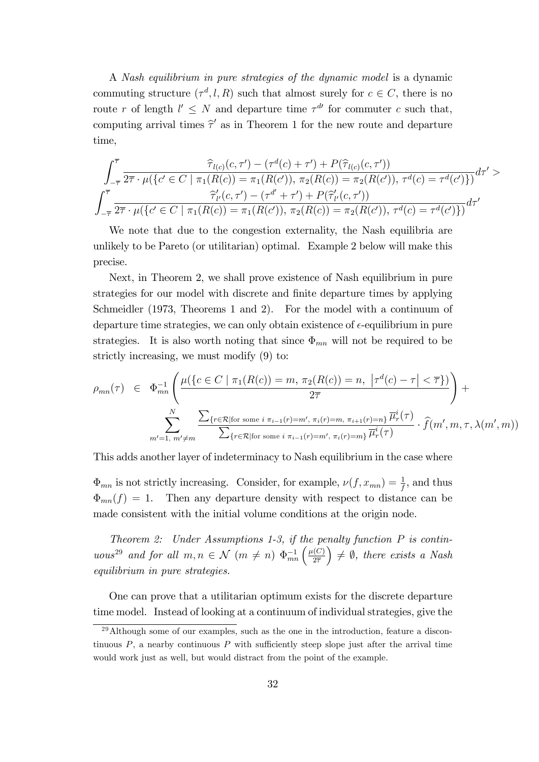A *Nash equilibrium in pure strategies of the dynamic model* is a dynamic commuting structure $(\tau^d, l, R)$ such that almost surely for $c \in C$, there is no route $r$ of length $l' \leq N$ and departure time $\tau^{d\prime}$ for commuter $c$ such that, computing arrival times $\widehat{\tau}'$ as in Theorem 1 for the new route and departure time,

$$\int_{-\overline{\tau}}^{\overline{\tau}} \frac{\widehat{\tau}_{l(c)}(c,\tau') - (\tau^d(c) + \tau') + P(\widehat{\tau}_{l(c)}(c,\tau'))}{2\overline{\tau} \cdot \mu(\{c' \in C \mid \pi_1(R(c)) = \pi_1(R(c')),\ \pi_2(R(c)) = \pi_2(R(c')),\ \tau^d(c) = \tau^d(c')\})} d\tau' >$$
$$\int_{-\overline{\tau}}^{\overline{\tau}} \frac{\widehat{\tau}'_{l'}(c,\tau') - (\tau^{d'} + \tau') + P(\widehat{\tau}'_{l'}(c,\tau'))}{2\overline{\tau} \cdot \mu(\{c' \in C \mid \pi_1(R(c)) = \pi_1(R(c')),\ \pi_2(R(c)) = \pi_2(R(c')),\ \tau^d(c) = \tau^d(c')\})} d\tau'$$

We note that due to the congestion externality, the Nash equilibria are unlikely to be Pareto (or utilitarian) optimal. Example 2 below will make this precise.

Next, in Theorem 2, we shall prove existence of Nash equilibrium in pure strategies for our model with discrete and finite departure times by applying Schmeidler (1973, Theorems 1 and 2). For the model with a continuum of departure time strategies, we can only obtain existence of $\epsilon$-equilibrium in pure strategies. It is also worth noting that since $\Phi_{mn}$ will not be required to be strictly increasing, we must modify (9) to:

$$\begin{aligned} \rho_{mn}(\tau) \ \in \ & \Phi_{mn}^{-1}\left( \frac{\mu(\{c \in C \mid \pi_1(R(c)) = m,\ \pi_2(R(c)) = n,\ \left|\tau^d(c) - \tau\right| < \overline{\tau}\})}{2\overline{\tau}} \right) + \\ & \sum_{m'=1,\ m' \neq m}^{N} \frac{\sum_{\{r \in \mathcal{R} \mid \text{for some } i\ \pi_{i-1}(r) = m',\ \pi_i(r) = m,\ \pi_{i+1}(r) = n\}} \overline{\mu}_r^i(\tau)}{\sum_{\{r \in \mathcal{R} \mid \text{for some } i\ \pi_{i-1}(r) = m',\ \pi_i(r) = m\}} \overline{\mu}_r^i(\tau)} \cdot \widehat{f}(m', m, \tau, \lambda(m', m)) \end{aligned}$$

This adds another layer of indeterminacy to Nash equilibrium in the case where

$\Phi_{mn}$ is not strictly increasing. Consider, for example, $\nu(f, x_{mn}) = \frac{1}{f}$, and thus $\Phi_{mn}(f) = 1$. Then any departure density with respect to distance can be made consistent with the initial volume conditions at the origin node.

*Theorem 2: Under Assumptions 1-3, if the penalty function $P$ is continuous*[29] *and for all $m, n \in \mathcal{N}$ $(m \neq n)$ $\Phi_{mn}^{-1}\left(\frac{\mu(C)}{2\overline{\tau}}\right) \neq \emptyset$, there exists a Nash equilibrium in pure strategies.*

One can prove that a utilitarian optimum exists for the discrete departure time model. Instead of looking at a continuum of individual strategies, give the

[29] Although some of our examples, such as the one in the introduction, feature a discontinuous $P$, a nearby continuous $P$ with sufficiently steep slope just after the arrival time would work just as well, but would distract from the point of the example.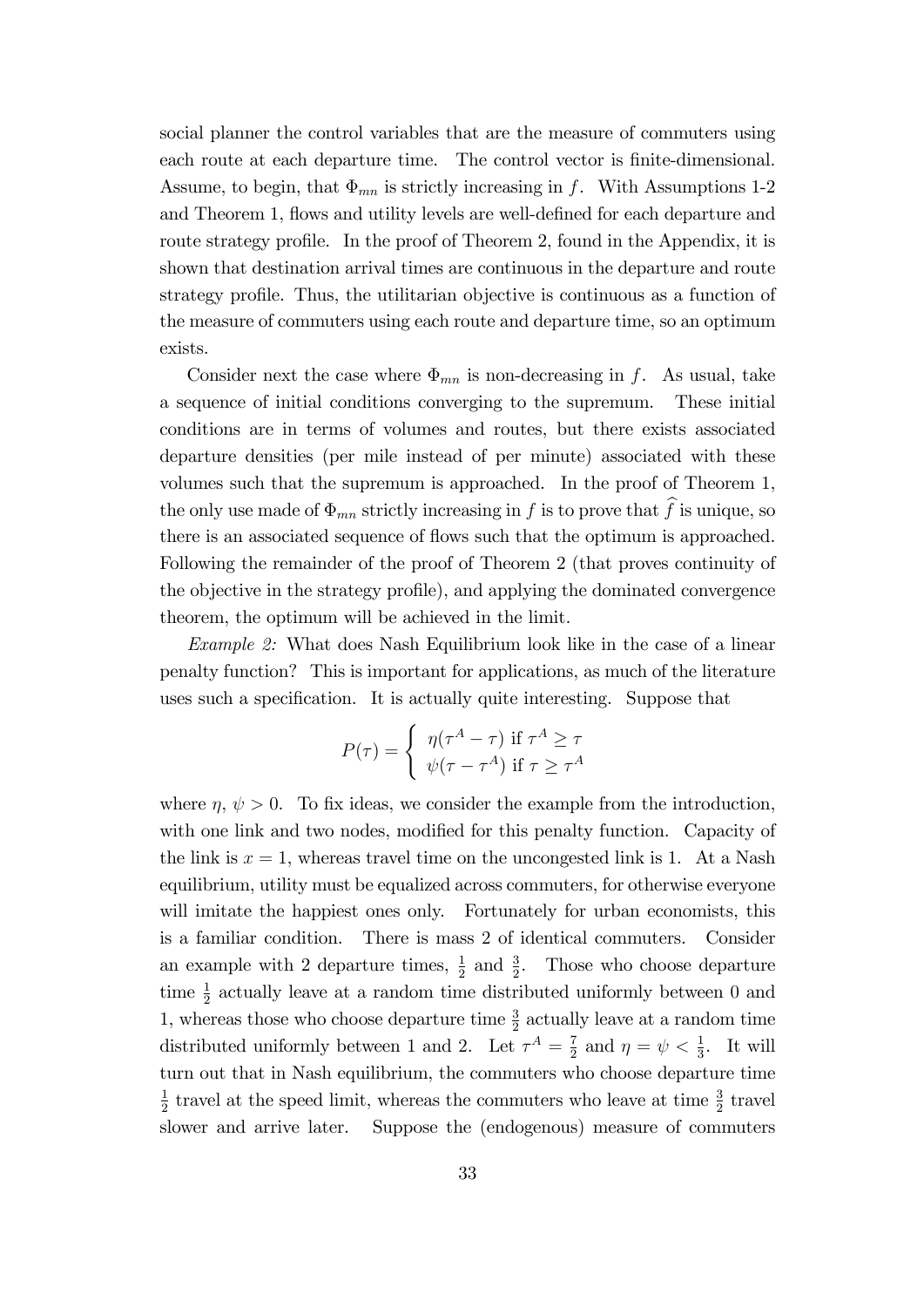social planner the control variables that are the measure of commuters using each route at each departure time. The control vector is finite-dimensional. Assume, to begin, that $\Phi_{mn}$ is strictly increasing in $f$. With Assumptions 1-2 and Theorem 1, flows and utility levels are well-defined for each departure and route strategy profile. In the proof of Theorem 2, found in the Appendix, it is shown that destination arrival times are continuous in the departure and route strategy profile. Thus, the utilitarian objective is continuous as a function of the measure of commuters using each route and departure time, so an optimum exists.

Consider next the case where $\Phi_{mn}$ is non-decreasing in $f$. As usual, take a sequence of initial conditions converging to the supremum. These initial conditions are in terms of volumes and routes, but there exists associated departure densities (per mile instead of per minute) associated with these volumes such that the supremum is approached. In the proof of Theorem 1, the only use made of $\Phi_{mn}$ strictly increasing in $f$ is to prove that $\widehat{f}$ is unique, so there is an associated sequence of flows such that the optimum is approached. Following the remainder of the proof of Theorem 2 (that proves continuity of the objective in the strategy profile), and applying the dominated convergence theorem, the optimum will be achieved in the limit.

*Example 2:* What does Nash Equilibrium look like in the case of a linear penalty function? This is important for applications, as much of the literature uses such a specification. It is actually quite interesting. Suppose that

$$P(\tau) = \begin{cases} \eta(\tau^A - \tau) \text{ if } \tau^A \geq \tau \\ \psi(\tau - \tau^A) \text{ if } \tau \geq \tau^A \end{cases}$$

where $\eta$, $\psi > 0$. To fix ideas, we consider the example from the introduction, with one link and two nodes, modified for this penalty function. Capacity of the link is $x = 1$, whereas travel time on the uncongested link is 1. At a Nash equilibrium, utility must be equalized across commuters, for otherwise everyone will imitate the happiest ones only. Fortunately for urban economists, this is a familiar condition. There is mass 2 of identical commuters. Consider an example with 2 departure times, $\frac{1}{2}$ and $\frac{3}{2}$. Those who choose departure time $\frac{1}{2}$ actually leave at a random time distributed uniformly between 0 and 1, whereas those who choose departure time $\frac{3}{2}$ actually leave at a random time distributed uniformly between 1 and 2. Let $\tau^A = \frac{7}{2}$ and $\eta = \psi < \frac{1}{3}$. It will turn out that in Nash equilibrium, the commuters who choose departure time $\frac{1}{2}$ travel at the speed limit, whereas the commuters who leave at time $\frac{3}{2}$ travel slower and arrive later. Suppose the (endogenous) measure of commuters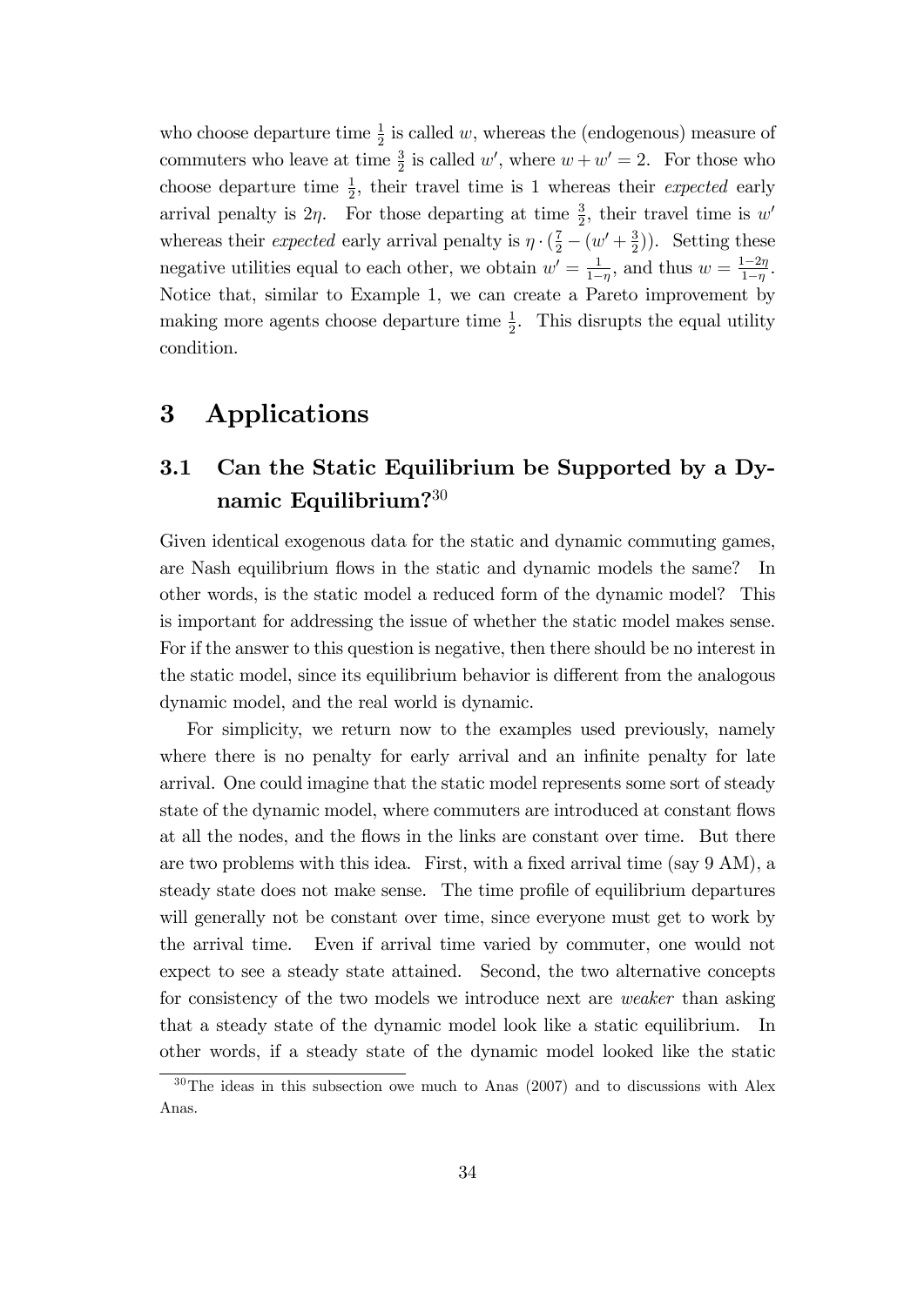who choose departure time $\frac{1}{2}$ is called $w$, whereas the (endogenous) measure of commuters who leave at time $\frac{3}{2}$ is called $w'$, where $w + w' = 2$. For those who choose departure time $\frac{1}{2}$, their travel time is 1 whereas their *expected* early arrival penalty is $2\eta$. For those departing at time $\frac{3}{2}$, their travel time is $w'$ whereas their *expected* early arrival penalty is $\eta \cdot (\frac{7}{2} - (w' + \frac{3}{2}))$. Setting these negative utilities equal to each other, we obtain $w' = \frac{1}{1-\eta}$, and thus $w = \frac{1-2\eta}{1-\eta}$. Notice that, similar to Example 1, we can create a Pareto improvement by making more agents choose departure time $\frac{1}{2}$. This disrupts the equal utility condition.

# 3 Applications

## 3.1 Can the Static Equilibrium be Supported by a Dynamic Equilibrium?[30]

Given identical exogenous data for the static and dynamic commuting games, are Nash equilibrium flows in the static and dynamic models the same? In other words, is the static model a reduced form of the dynamic model? This is important for addressing the issue of whether the static model makes sense. For if the answer to this question is negative, then there should be no interest in the static model, since its equilibrium behavior is different from the analogous dynamic model, and the real world is dynamic.

For simplicity, we return now to the examples used previously, namely where there is no penalty for early arrival and an infinite penalty for late arrival. One could imagine that the static model represents some sort of steady state of the dynamic model, where commuters are introduced at constant flows at all the nodes, and the flows in the links are constant over time. But there are two problems with this idea. First, with a fixed arrival time (say 9 AM), a steady state does not make sense. The time profile of equilibrium departures will generally not be constant over time, since everyone must get to work by the arrival time. Even if arrival time varied by commuter, one would not expect to see a steady state attained. Second, the two alternative concepts for consistency of the two models we introduce next are *weaker* than asking that a steady state of the dynamic model look like a static equilibrium. In other words, if a steady state of the dynamic model looked like the static

[30] The ideas in this subsection owe much to Anas (2007) and to discussions with Alex Anas.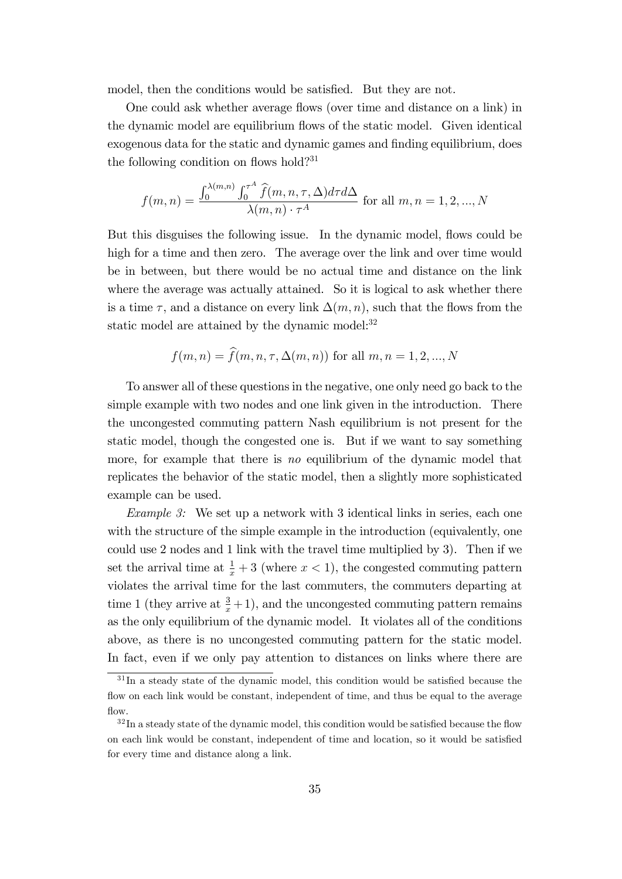model, then the conditions would be satisfied. But they are not.

One could ask whether average flows (over time and distance on a link) in the dynamic model are equilibrium flows of the static model. Given identical exogenous data for the static and dynamic games and finding equilibrium, does the following condition on flows hold?[31]

$$f(m,n) = \frac{\int_0^{\lambda(m,n)} \int_0^{\tau^A} \widehat{f}(m,n,\tau,\Delta) d\tau d\Delta}{\lambda(m,n) \cdot \tau^A} \text{ for all } m,n = 1,2,...,N$$

But this disguises the following issue. In the dynamic model, flows could be high for a time and then zero. The average over the link and over time would be in between, but there would be no actual time and distance on the link where the average was actually attained. So it is logical to ask whether there is a time $\tau$, and a distance on every link $\Delta(m,n)$, such that the flows from the static model are attained by the dynamic model:[32]

$$f(m,n) = \widehat{f}(m,n,\tau,\Delta(m,n)) \text{ for all } m,n = 1,2,...,N$$

To answer all of these questions in the negative, one only need go back to the simple example with two nodes and one link given in the introduction. There the uncongested commuting pattern Nash equilibrium is not present for the static model, though the congested one is. But if we want to say something more, for example that there is *no* equilibrium of the dynamic model that replicates the behavior of the static model, then a slightly more sophisticated example can be used.

*Example 3:* We set up a network with 3 identical links in series, each one with the structure of the simple example in the introduction (equivalently, one could use 2 nodes and 1 link with the travel time multiplied by 3). Then if we set the arrival time at $\frac{1}{x} + 3$ (where $x < 1$), the congested commuting pattern violates the arrival time for the last commuters, the commuters departing at time 1 (they arrive at $\frac{3}{x} + 1$), and the uncongested commuting pattern remains as the only equilibrium of the dynamic model. It violates all of the conditions above, as there is no uncongested commuting pattern for the static model. In fact, even if we only pay attention to distances on links where there are

[31] In a steady state of the dynamic model, this condition would be satisfied because the flow on each link would be constant, independent of time, and thus be equal to the average flow.

[32] In a steady state of the dynamic model, this condition would be satisfied because the flow on each link would be constant, independent of time and location, so it would be satisfied for every time and distance along a link.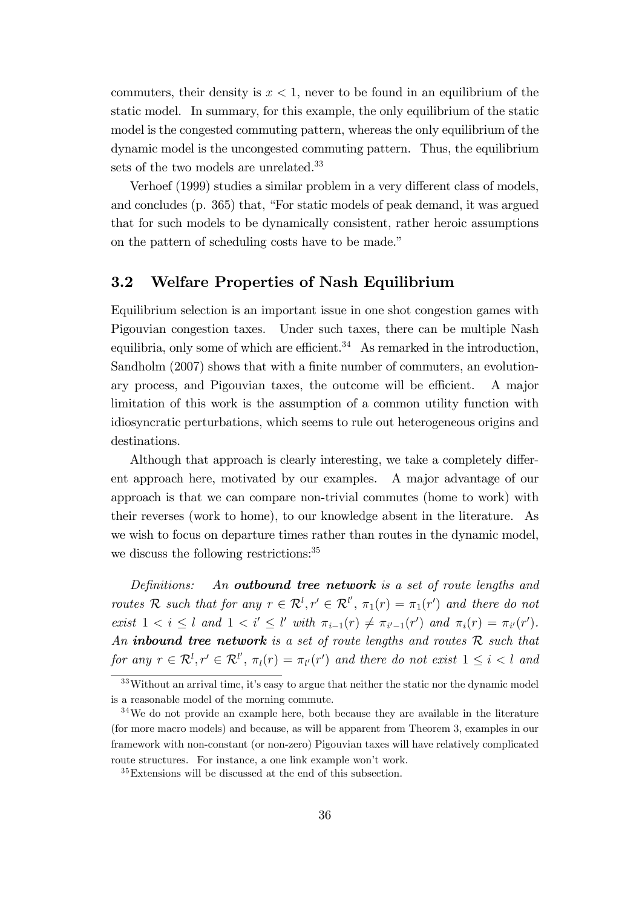commuters, their density is $x < 1$, never to be found in an equilibrium of the static model. In summary, for this example, the only equilibrium of the static model is the congested commuting pattern, whereas the only equilibrium of the dynamic model is the uncongested commuting pattern. Thus, the equilibrium sets of the two models are unrelated.[33]

Verhoef (1999) studies a similar problem in a very different class of models, and concludes (p. 365) that, "For static models of peak demand, it was argued that for such models to be dynamically consistent, rather heroic assumptions on the pattern of scheduling costs have to be made."

### 3.2 Welfare Properties of Nash Equilibrium

Equilibrium selection is an important issue in one shot congestion games with Pigouvian congestion taxes. Under such taxes, there can be multiple Nash equilibria, only some of which are efficient.[34] As remarked in the introduction, Sandholm (2007) shows that with a finite number of commuters, an evolutionary process, and Pigouvian taxes, the outcome will be efficient. A major limitation of this work is the assumption of a common utility function with idiosyncratic perturbations, which seems to rule out heterogeneous origins and destinations.

Although that approach is clearly interesting, we take a completely different approach here, motivated by our examples. A major advantage of our approach is that we can compare non-trivial commutes (home to work) with their reverses (work to home), to our knowledge absent in the literature. As we wish to focus on departure times rather than routes in the dynamic model, we discuss the following restrictions:[35]

*Definitions:* *An* ***outbound tree network*** *is a set of route lengths and routes* $\mathcal{R}$ *such that for any* $r \in \mathcal{R}^l, r' \in \mathcal{R}^{l'}$, $\pi_1(r) = \pi_1(r')$ *and there do not exist* $1 < i \leq l$ *and* $1 < i' \leq l'$ *with* $\pi_{i-1}(r) \neq \pi_{i'-1}(r')$ *and* $\pi_i(r) = \pi_{i'}(r')$. *An* ***inbound tree network*** *is a set of route lengths and routes* $\mathcal{R}$ *such that for any* $r \in \mathcal{R}^l, r' \in \mathcal{R}^{l'}$, $\pi_l(r) = \pi_{l'}(r')$ *and there do not exist* $1 \leq i < l$ *and*

---

[33] Without an arrival time, it's easy to argue that neither the static nor the dynamic model is a reasonable model of the morning commute.

[34] We do not provide an example here, both because they are available in the literature (for more macro models) and because, as will be apparent from Theorem 3, examples in our framework with non-constant (or non-zero) Pigouvian taxes will have relatively complicated route structures. For instance, a one link example won't work.

[35] Extensions will be discussed at the end of this subsection.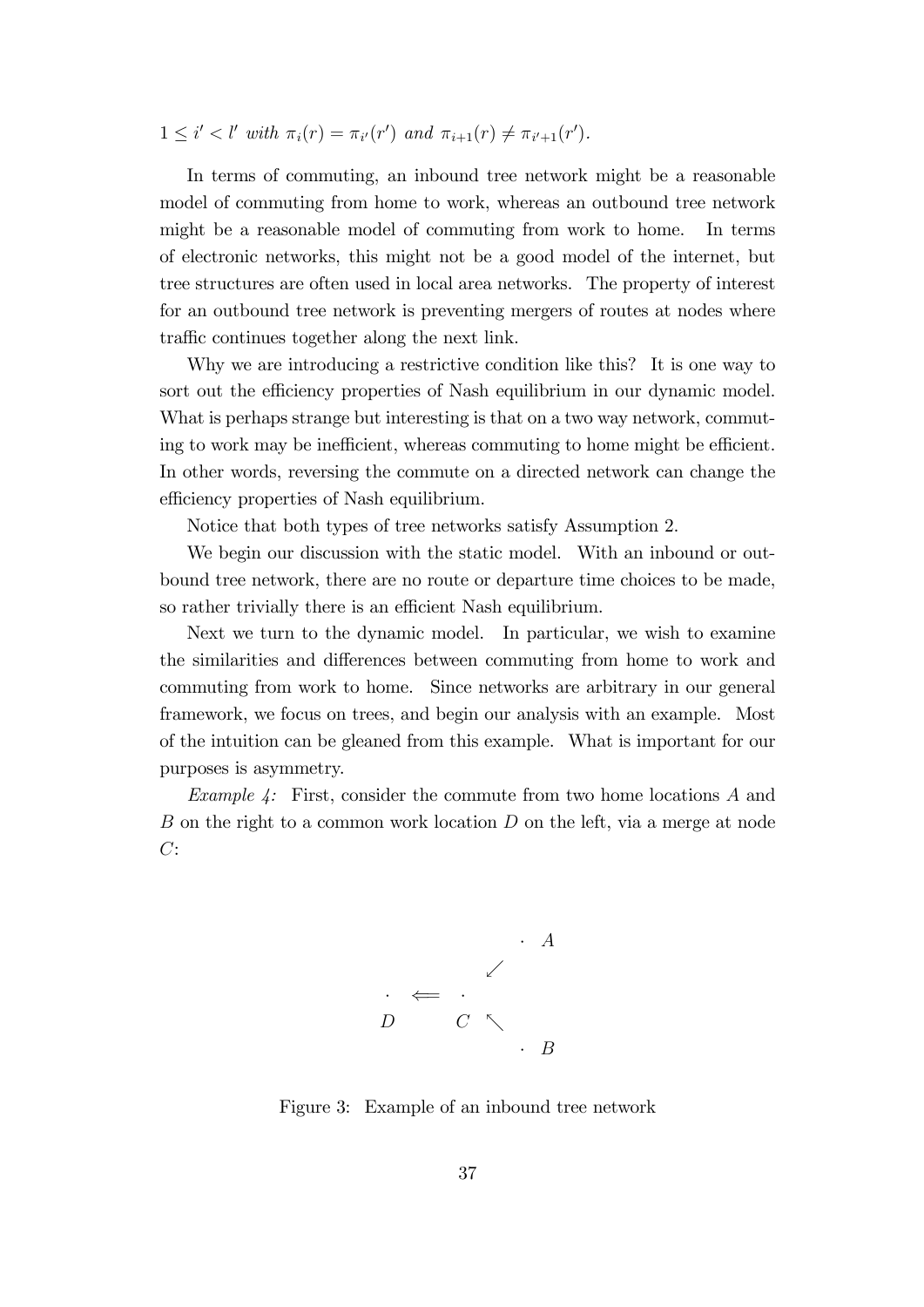$1 \leq i' < l'$ *with* $\pi_i(r) = \pi_{i'}(r')$ *and* $\pi_{i+1}(r) \neq \pi_{i'+1}(r')$.

In terms of commuting, an inbound tree network might be a reasonable model of commuting from home to work, whereas an outbound tree network might be a reasonable model of commuting from work to home. In terms of electronic networks, this might not be a good model of the internet, but tree structures are often used in local area networks. The property of interest for an outbound tree network is preventing mergers of routes at nodes where traffic continues together along the next link.

Why we are introducing a restrictive condition like this? It is one way to sort out the efficiency properties of Nash equilibrium in our dynamic model. What is perhaps strange but interesting is that on a two way network, commuting to work may be inefficient, whereas commuting to home might be efficient. In other words, reversing the commute on a directed network can change the efficiency properties of Nash equilibrium.

Notice that both types of tree networks satisfy Assumption 2.

We begin our discussion with the static model. With an inbound or outbound tree network, there are no route or departure time choices to be made, so rather trivially there is an efficient Nash equilibrium.

Next we turn to the dynamic model. In particular, we wish to examine the similarities and differences between commuting from home to work and commuting from work to home. Since networks are arbitrary in our general framework, we focus on trees, and begin our analysis with an example. Most of the intuition can be gleaned from this example. What is important for our purposes is asymmetry.

*Example 4:* First, consider the commute from two home locations $A$ and $B$ on the right to a common work location $D$ on the left, via a merge at node $C$:

$$
\begin{array}{ccccc}
 & & & & \cdot \; A \\
 & & & \swarrow & \\
\cdot & \Longleftarrow & \cdot & & \\
D & & C & \nwarrow & \\
 & & & & \cdot \; B
\end{array}
$$

Figure 3: Example of an inbound tree network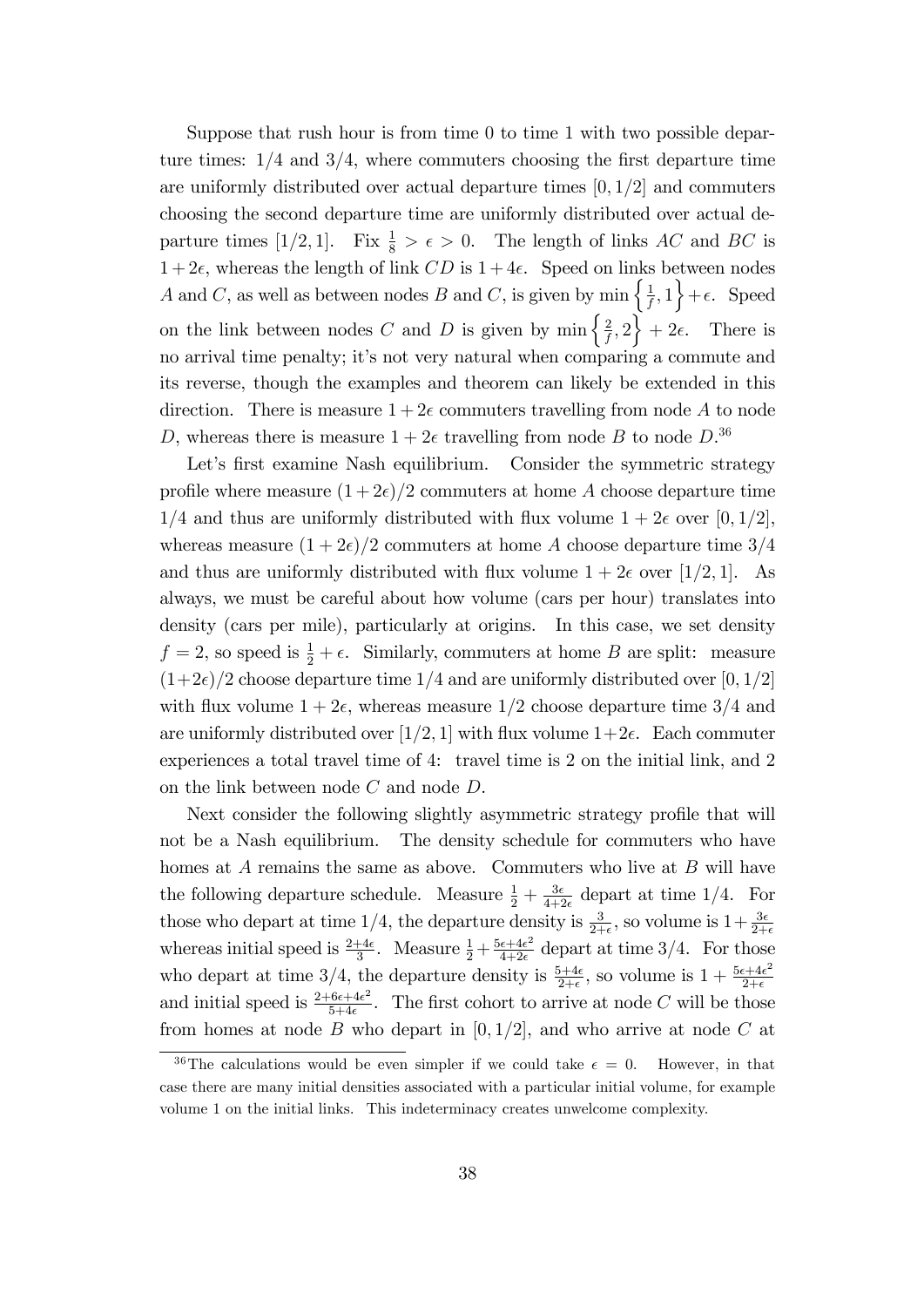Suppose that rush hour is from time 0 to time 1 with two possible departure times: 1/4 and 3/4, where commuters choosing the first departure time are uniformly distributed over actual departure times $[0, 1/2]$ and commuters choosing the second departure time are uniformly distributed over actual departure times $[1/2, 1]$. Fix $\frac{1}{8} > \epsilon > 0$. The length of links $AC$ and $BC$ is $1+2\epsilon$, whereas the length of link $CD$ is $1+4\epsilon$. Speed on links between nodes $A$ and $C$, as well as between nodes $B$ and $C$, is given by $\min\left\{\frac{1}{f}, 1\right\} + \epsilon$. Speed on the link between nodes $C$ and $D$ is given by $\min\left\{\frac{2}{f}, 2\right\} + 2\epsilon$. There is no arrival time penalty; it's not very natural when comparing a commute and its reverse, though the examples and theorem can likely be extended in this direction. There is measure $1+2\epsilon$ commuters travelling from node $A$ to node $D$, whereas there is measure $1+2\epsilon$ travelling from node $B$ to node $D$.[36]

Let's first examine Nash equilibrium. Consider the symmetric strategy profile where measure $(1+2\epsilon)/2$ commuters at home $A$ choose departure time 1/4 and thus are uniformly distributed with flux volume $1+2\epsilon$ over $[0, 1/2]$, whereas measure $(1+2\epsilon)/2$ commuters at home $A$ choose departure time 3/4 and thus are uniformly distributed with flux volume $1+2\epsilon$ over $[1/2, 1]$. As always, we must be careful about how volume (cars per hour) translates into density (cars per mile), particularly at origins. In this case, we set density $f = 2$, so speed is $\frac{1}{2} + \epsilon$. Similarly, commuters at home $B$ are split: measure $(1+2\epsilon)/2$ choose departure time 1/4 and are uniformly distributed over $[0, 1/2]$ with flux volume $1+2\epsilon$, whereas measure 1/2 choose departure time 3/4 and are uniformly distributed over $[1/2, 1]$ with flux volume $1+2\epsilon$. Each commuter experiences a total travel time of 4: travel time is 2 on the initial link, and 2 on the link between node $C$ and node $D$.

Next consider the following slightly asymmetric strategy profile that will not be a Nash equilibrium. The density schedule for commuters who have homes at $A$ remains the same as above. Commuters who live at $B$ will have the following departure schedule. Measure $\frac{1}{2} + \frac{3\epsilon}{4+2\epsilon}$ depart at time 1/4. For those who depart at time 1/4, the departure density is $\frac{3}{2+\epsilon}$, so volume is $1+\frac{3\epsilon}{2+\epsilon}$ whereas initial speed is $\frac{2+4\epsilon}{3}$. Measure $\frac{1}{2} + \frac{5\epsilon+4\epsilon^2}{4+2\epsilon}$ depart at time 3/4. For those who depart at time 3/4, the departure density is $\frac{5+4\epsilon}{2+\epsilon}$, so volume is $1+\frac{5\epsilon+4\epsilon^2}{2+\epsilon}$ and initial speed is $\frac{2+6\epsilon+4\epsilon^2}{5+4\epsilon}$. The first cohort to arrive at node $C$ will be those from homes at node $B$ who depart in $[0, 1/2]$, and who arrive at node $C$ at

[36] The calculations would be even simpler if we could take $\epsilon = 0$. However, in that case there are many initial densities associated with a particular initial volume, for example volume 1 on the initial links. This indeterminacy creates unwelcome complexity.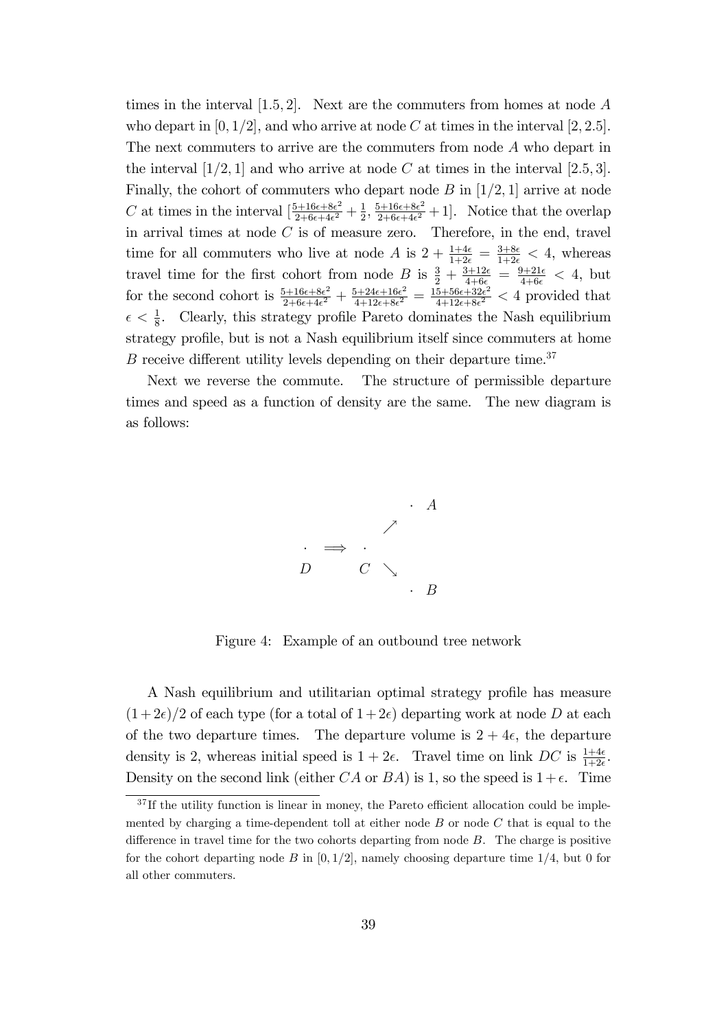times in the interval $[1.5, 2]$. Next are the commuters from homes at node $A$ who depart in $[0, 1/2]$, and who arrive at node $C$ at times in the interval $[2, 2.5]$. The next commuters to arrive are the commuters from node $A$ who depart in the interval $[1/2, 1]$ and who arrive at node $C$ at times in the interval $[2.5, 3]$. Finally, the cohort of commuters who depart node $B$ in $[1/2, 1]$ arrive at node $C$ at times in the interval $[\frac{5+16\epsilon+8\epsilon^2}{2+6\epsilon+4\epsilon^2} + \frac{1}{2}, \frac{5+16\epsilon+8\epsilon^2}{2+6\epsilon+4\epsilon^2} + 1]$. Notice that the overlap in arrival times at node $C$ is of measure zero. Therefore, in the end, travel time for all commuters who live at node $A$ is $2 + \frac{1+4\epsilon}{1+2\epsilon} = \frac{3+8\epsilon}{1+2\epsilon} < 4$, whereas travel time for the first cohort from node $B$ is $\frac{3}{2} + \frac{3+12\epsilon}{4+6\epsilon} = \frac{9+21\epsilon}{4+6\epsilon} < 4$, but for the second cohort is $\frac{5+16\epsilon+8\epsilon^2}{2+6\epsilon+4\epsilon^2} + \frac{5+24\epsilon+16\epsilon^2}{4+12\epsilon+8\epsilon^2} = \frac{15+56\epsilon+32\epsilon^2}{4+12\epsilon+8\epsilon^2} < 4$ provided that $\epsilon < \frac{1}{8}$. Clearly, this strategy profile Pareto dominates the Nash equilibrium strategy profile, but is not a Nash equilibrium itself since commuters at home $B$ receive different utility levels depending on their departure time.[37]

Next we reverse the commute. The structure of permissible departure times and speed as a function of density are the same. The new diagram is as follows:

$$
\begin{array}{ccccc}
 & & & & \cdot\ A \\
 & & & \nearrow & \\
\cdot & \Longrightarrow & \cdot & & \\
D & & C & \searrow & \\
 & & & & \cdot\ B
\end{array}
$$

Figure 4: Example of an outbound tree network

A Nash equilibrium and utilitarian optimal strategy profile has measure $(1+2\epsilon)/2$ of each type (for a total of $1+2\epsilon$) departing work at node $D$ at each of the two departure times. The departure volume is $2+4\epsilon$, the departure density is 2, whereas initial speed is $1+2\epsilon$. Travel time on link $DC$ is $\frac{1+4\epsilon}{1+2\epsilon}$. Density on the second link (either $CA$ or $BA$) is 1, so the speed is $1+\epsilon$. Time

[37] If the utility function is linear in money, the Pareto efficient allocation could be implemented by charging a time-dependent toll at either node $B$ or node $C$ that is equal to the difference in travel time for the two cohorts departing from node $B$. The charge is positive for the cohort departing node $B$ in $[0, 1/2]$, namely choosing departure time $1/4$, but 0 for all other commuters.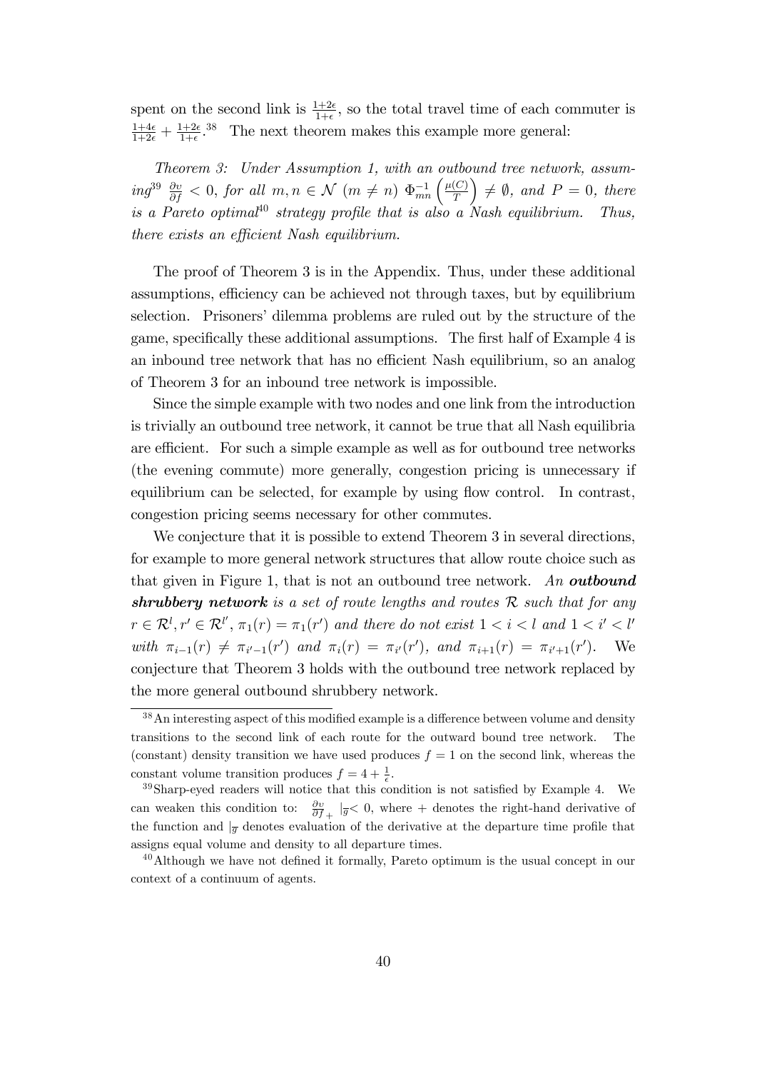spent on the second link is $\frac{1+2\epsilon}{1+\epsilon}$, so the total travel time of each commuter is $\frac{1+4\epsilon}{1+2\epsilon} + \frac{1+2\epsilon}{1+\epsilon}$.[38] The next theorem makes this example more general:

*Theorem 3: Under Assumption 1, with an outbound tree network, assuming*[39] $\frac{\partial v}{\partial f} < 0$*, for all* $m, n \in \mathcal{N}$ $(m \neq n)$ $\Phi^{-1}_{mn}\left(\frac{\mu(C)}{T}\right) \neq \emptyset$*, and* $P = 0$*, there is a Pareto optimal*[40] *strategy profile that is also a Nash equilibrium. Thus, there exists an efficient Nash equilibrium.*

The proof of Theorem 3 is in the Appendix. Thus, under these additional assumptions, efficiency can be achieved not through taxes, but by equilibrium selection. Prisoners' dilemma problems are ruled out by the structure of the game, specifically these additional assumptions. The first half of Example 4 is an inbound tree network that has no efficient Nash equilibrium, so an analog of Theorem 3 for an inbound tree network is impossible.

Since the simple example with two nodes and one link from the introduction is trivially an outbound tree network, it cannot be true that all Nash equilibria are efficient. For such a simple example as well as for outbound tree networks (the evening commute) more generally, congestion pricing is unnecessary if equilibrium can be selected, for example by using flow control. In contrast, congestion pricing seems necessary for other commutes.

We conjecture that it is possible to extend Theorem 3 in several directions, for example to more general network structures that allow route choice such as that given in Figure 1, that is not an outbound tree network. *An* ***outbound shrubbery network*** *is a set of route lengths and routes* $\mathcal{R}$ *such that for any* $r \in \mathcal{R}^l, r' \in \mathcal{R}^{l'}$, $\pi_1(r) = \pi_1(r')$ *and there do not exist* $1 < i < l$ *and* $1 < i' < l'$ *with* $\pi_{i-1}(r) \neq \pi_{i'-1}(r')$ *and* $\pi_i(r) = \pi_{i'}(r')$*, and* $\pi_{i+1}(r) = \pi_{i'+1}(r')$. We conjecture that Theorem 3 holds with the outbound tree network replaced by the more general outbound shrubbery network.

---

[38] An interesting aspect of this modified example is a difference between volume and density transitions to the second link of each route for the outward bound tree network. The (constant) density transition we have used produces $f = 1$ on the second link, whereas the constant volume transition produces $f = 4 + \frac{1}{\epsilon}$.

[39] Sharp-eyed readers will notice that this condition is not satisfied by Example 4. We can weaken this condition to: $\frac{\partial v}{\partial f}_+ |_{\overline{g}} < 0$, where $+$ denotes the right-hand derivative of the function and $|_{\overline{g}}$ denotes evaluation of the derivative at the departure time profile that assigns equal volume and density to all departure times.

[40] Although we have not defined it formally, Pareto optimum is the usual concept in our context of a continuum of agents.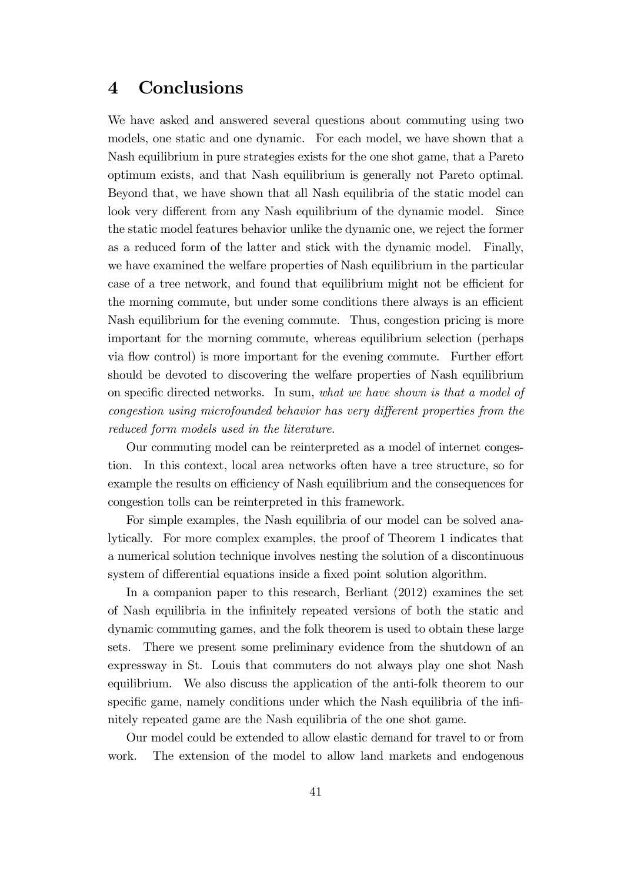# 4 Conclusions

We have asked and answered several questions about commuting using two models, one static and one dynamic. For each model, we have shown that a Nash equilibrium in pure strategies exists for the one shot game, that a Pareto optimum exists, and that Nash equilibrium is generally not Pareto optimal. Beyond that, we have shown that all Nash equilibria of the static model can look very different from any Nash equilibrium of the dynamic model. Since the static model features behavior unlike the dynamic one, we reject the former as a reduced form of the latter and stick with the dynamic model. Finally, we have examined the welfare properties of Nash equilibrium in the particular case of a tree network, and found that equilibrium might not be efficient for the morning commute, but under some conditions there always is an efficient Nash equilibrium for the evening commute. Thus, congestion pricing is more important for the morning commute, whereas equilibrium selection (perhaps via flow control) is more important for the evening commute. Further effort should be devoted to discovering the welfare properties of Nash equilibrium on specific directed networks. In sum, *what we have shown is that a model of congestion using microfounded behavior has very different properties from the reduced form models used in the literature.*

Our commuting model can be reinterpreted as a model of internet congestion. In this context, local area networks often have a tree structure, so for example the results on efficiency of Nash equilibrium and the consequences for congestion tolls can be reinterpreted in this framework.

For simple examples, the Nash equilibria of our model can be solved analytically. For more complex examples, the proof of Theorem 1 indicates that a numerical solution technique involves nesting the solution of a discontinuous system of differential equations inside a fixed point solution algorithm.

In a companion paper to this research, Berliant (2012) examines the set of Nash equilibria in the infinitely repeated versions of both the static and dynamic commuting games, and the folk theorem is used to obtain these large sets. There we present some preliminary evidence from the shutdown of an expressway in St. Louis that commuters do not always play one shot Nash equilibrium. We also discuss the application of the anti-folk theorem to our specific game, namely conditions under which the Nash equilibria of the infinitely repeated game are the Nash equilibria of the one shot game.

Our model could be extended to allow elastic demand for travel to or from work. The extension of the model to allow land markets and endogenous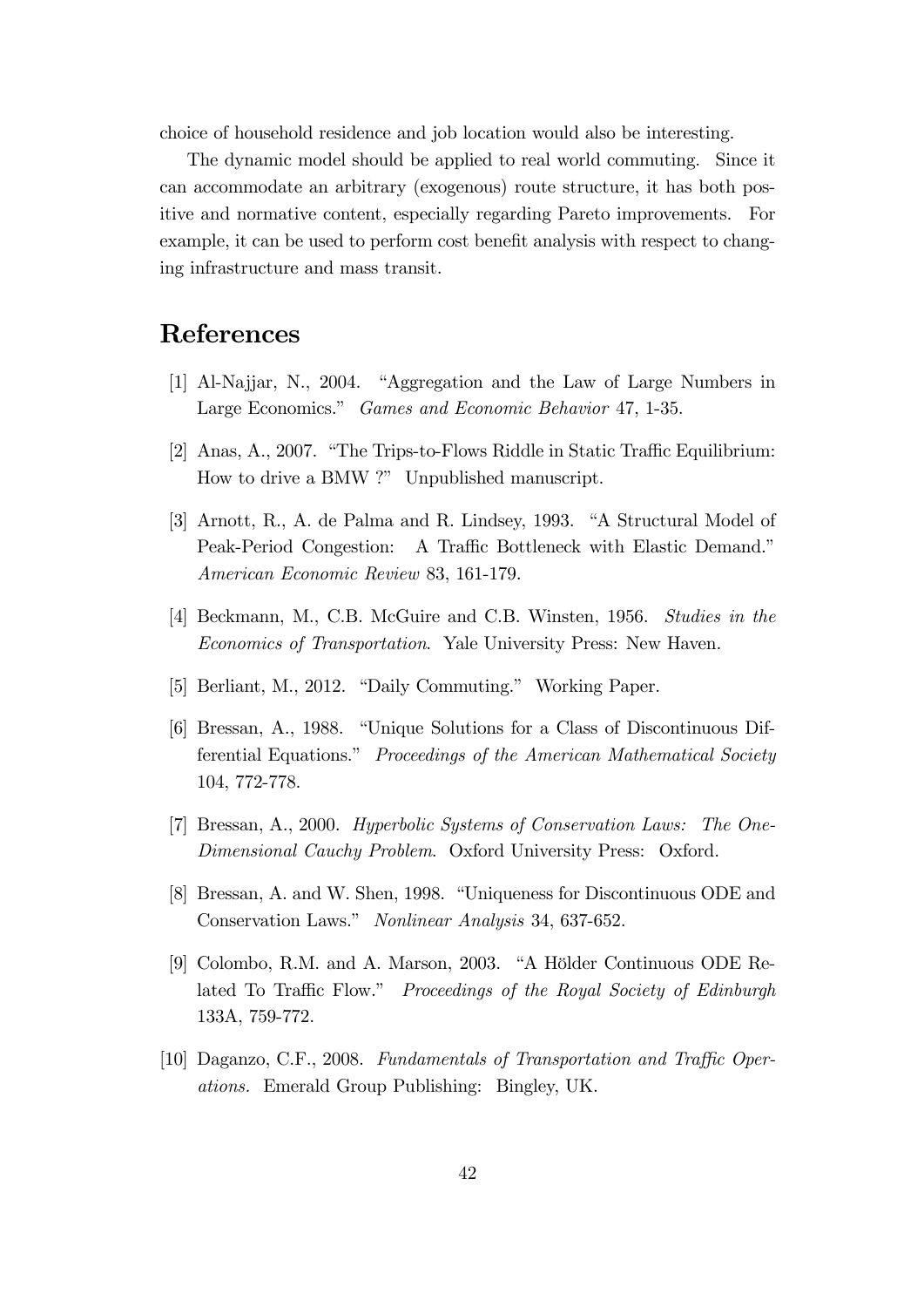choice of household residence and job location would also be interesting.

The dynamic model should be applied to real world commuting. Since it can accommodate an arbitrary (exogenous) route structure, it has both positive and normative content, especially regarding Pareto improvements. For example, it can be used to perform cost benefit analysis with respect to changing infrastructure and mass transit.

# References

[1] Al-Najjar, N., 2004. "Aggregation and the Law of Large Numbers in Large Economics." *Games and Economic Behavior* 47, 1-35.

[2] Anas, A., 2007. "The Trips-to-Flows Riddle in Static Traffic Equilibrium: How to drive a BMW ?" Unpublished manuscript.

[3] Arnott, R., A. de Palma and R. Lindsey, 1993. "A Structural Model of Peak-Period Congestion: A Traffic Bottleneck with Elastic Demand." *American Economic Review* 83, 161-179.

[4] Beckmann, M., C.B. McGuire and C.B. Winsten, 1956. *Studies in the Economics of Transportation*. Yale University Press: New Haven.

[5] Berliant, M., 2012. "Daily Commuting." Working Paper.

[6] Bressan, A., 1988. "Unique Solutions for a Class of Discontinuous Differential Equations." *Proceedings of the American Mathematical Society* 104, 772-778.

[7] Bressan, A., 2000. *Hyperbolic Systems of Conservation Laws: The One-Dimensional Cauchy Problem*. Oxford University Press: Oxford.

[8] Bressan, A. and W. Shen, 1998. "Uniqueness for Discontinuous ODE and Conservation Laws." *Nonlinear Analysis* 34, 637-652.

[9] Colombo, R.M. and A. Marson, 2003. "A Hölder Continuous ODE Related To Traffic Flow." *Proceedings of the Royal Society of Edinburgh* 133A, 759-772.

[10] Daganzo, C.F., 2008. *Fundamentals of Transportation and Traffic Operations.* Emerald Group Publishing: Bingley, UK.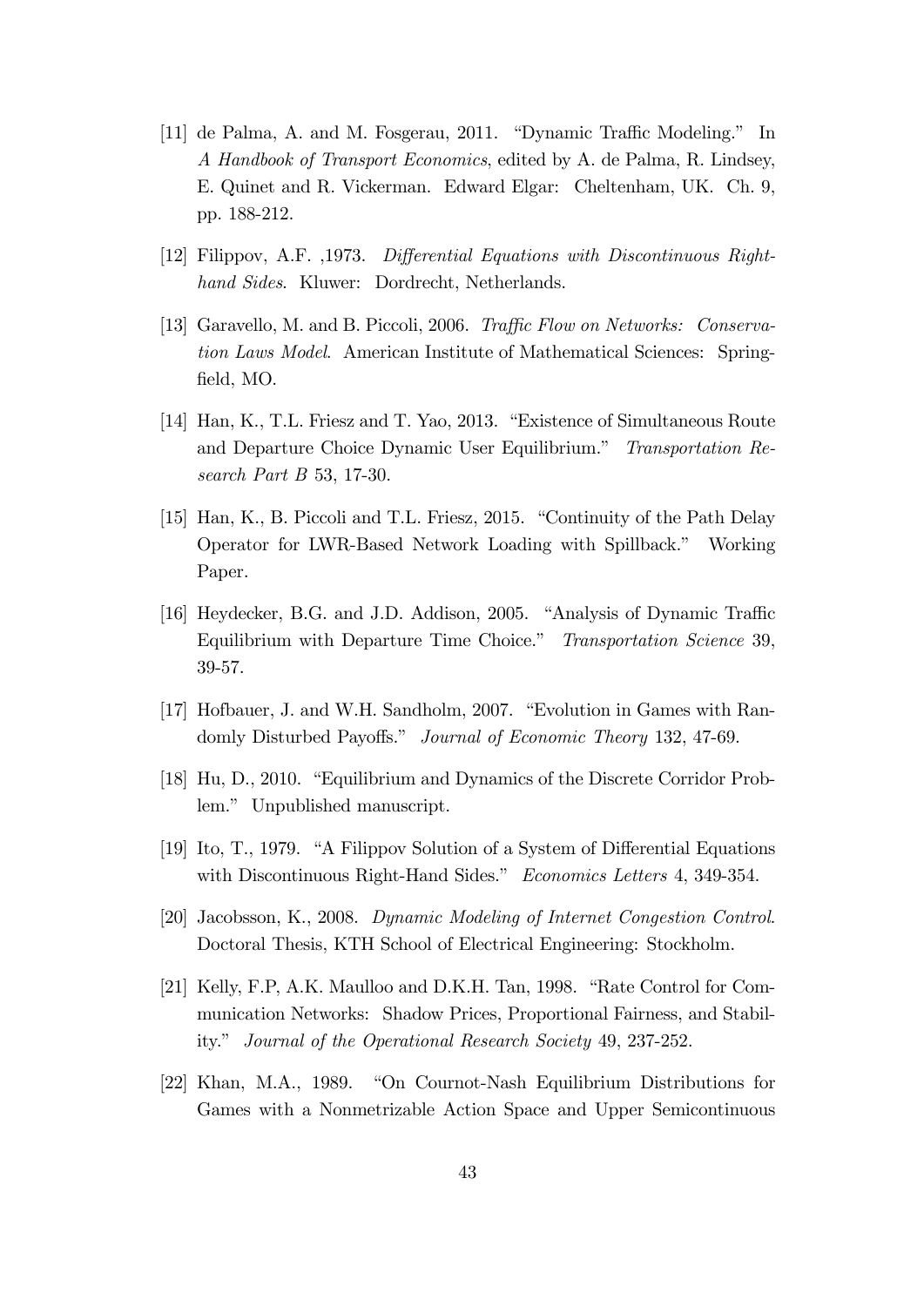[11] de Palma, A. and M. Fosgerau, 2011. "Dynamic Traffic Modeling." In *A Handbook of Transport Economics*, edited by A. de Palma, R. Lindsey, E. Quinet and R. Vickerman. Edward Elgar: Cheltenham, UK. Ch. 9, pp. 188-212.

[12] Filippov, A.F. ,1973. *Differential Equations with Discontinuous Right-hand Sides*. Kluwer: Dordrecht, Netherlands.

[13] Garavello, M. and B. Piccoli, 2006. *Traffic Flow on Networks: Conservation Laws Model*. American Institute of Mathematical Sciences: Springfield, MO.

[14] Han, K., T.L. Friesz and T. Yao, 2013. "Existence of Simultaneous Route and Departure Choice Dynamic User Equilibrium." *Transportation Research Part B* 53, 17-30.

[15] Han, K., B. Piccoli and T.L. Friesz, 2015. "Continuity of the Path Delay Operator for LWR-Based Network Loading with Spillback." Working Paper.

[16] Heydecker, B.G. and J.D. Addison, 2005. "Analysis of Dynamic Traffic Equilibrium with Departure Time Choice." *Transportation Science* 39, 39-57.

[17] Hofbauer, J. and W.H. Sandholm, 2007. "Evolution in Games with Randomly Disturbed Payoffs." *Journal of Economic Theory* 132, 47-69.

[18] Hu, D., 2010. "Equilibrium and Dynamics of the Discrete Corridor Problem." Unpublished manuscript.

[19] Ito, T., 1979. "A Filippov Solution of a System of Differential Equations with Discontinuous Right-Hand Sides." *Economics Letters* 4, 349-354.

[20] Jacobsson, K., 2008. *Dynamic Modeling of Internet Congestion Control*. Doctoral Thesis, KTH School of Electrical Engineering: Stockholm.

[21] Kelly, F.P, A.K. Maulloo and D.K.H. Tan, 1998. "Rate Control for Communication Networks: Shadow Prices, Proportional Fairness, and Stability." *Journal of the Operational Research Society* 49, 237-252.

[22] Khan, M.A., 1989. "On Cournot-Nash Equilibrium Distributions for Games with a Nonmetrizable Action Space and Upper Semicontinuous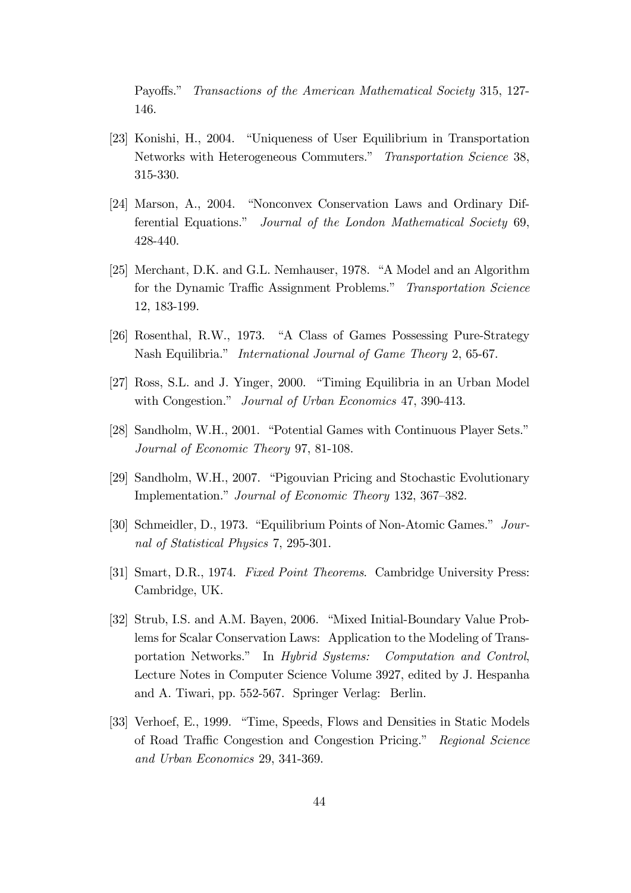Payoffs." *Transactions of the American Mathematical Society* 315, 127-146.

[23] Konishi, H., 2004. "Uniqueness of User Equilibrium in Transportation Networks with Heterogeneous Commuters." *Transportation Science* 38, 315-330.

[24] Marson, A., 2004. "Nonconvex Conservation Laws and Ordinary Differential Equations." *Journal of the London Mathematical Society* 69, 428-440.

[25] Merchant, D.K. and G.L. Nemhauser, 1978. "A Model and an Algorithm for the Dynamic Traffic Assignment Problems." *Transportation Science* 12, 183-199.

[26] Rosenthal, R.W., 1973. "A Class of Games Possessing Pure-Strategy Nash Equilibria." *International Journal of Game Theory* 2, 65-67.

[27] Ross, S.L. and J. Yinger, 2000. "Timing Equilibria in an Urban Model with Congestion." *Journal of Urban Economics* 47, 390-413.

[28] Sandholm, W.H., 2001. "Potential Games with Continuous Player Sets." *Journal of Economic Theory* 97, 81-108.

[29] Sandholm, W.H., 2007. "Pigouvian Pricing and Stochastic Evolutionary Implementation." *Journal of Economic Theory* 132, 367–382.

[30] Schmeidler, D., 1973. "Equilibrium Points of Non-Atomic Games." *Journal of Statistical Physics* 7, 295-301.

[31] Smart, D.R., 1974. *Fixed Point Theorems*. Cambridge University Press: Cambridge, UK.

[32] Strub, I.S. and A.M. Bayen, 2006. "Mixed Initial-Boundary Value Problems for Scalar Conservation Laws: Application to the Modeling of Transportation Networks." In *Hybrid Systems: Computation and Control*, Lecture Notes in Computer Science Volume 3927, edited by J. Hespanha and A. Tiwari, pp. 552-567. Springer Verlag: Berlin.

[33] Verhoef, E., 1999. "Time, Speeds, Flows and Densities in Static Models of Road Traffic Congestion and Congestion Pricing." *Regional Science and Urban Economics* 29, 341-369.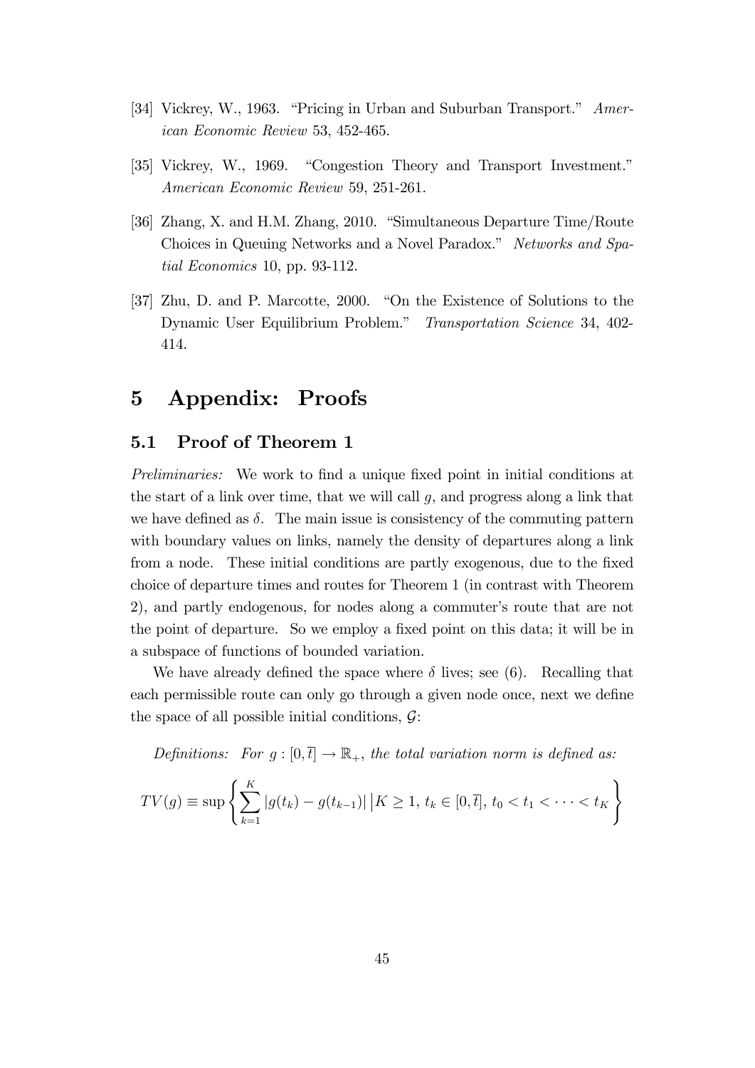[34] Vickrey, W., 1963. "Pricing in Urban and Suburban Transport." *American Economic Review* 53, 452-465.

[35] Vickrey, W., 1969. "Congestion Theory and Transport Investment." *American Economic Review* 59, 251-261.

[36] Zhang, X. and H.M. Zhang, 2010. "Simultaneous Departure Time/Route Choices in Queuing Networks and a Novel Paradox." *Networks and Spatial Economics* 10, pp. 93-112.

[37] Zhu, D. and P. Marcotte, 2000. "On the Existence of Solutions to the Dynamic User Equilibrium Problem." *Transportation Science* 34, 402-414.

# 5 Appendix: Proofs

## 5.1 Proof of Theorem 1

*Preliminaries:* We work to find a unique fixed point in initial conditions at the start of a link over time, that we will call $g$, and progress along a link that we have defined as $\delta$. The main issue is consistency of the commuting pattern with boundary values on links, namely the density of departures along a link from a node. These initial conditions are partly exogenous, due to the fixed choice of departure times and routes for Theorem 1 (in contrast with Theorem 2), and partly endogenous, for nodes along a commuter's route that are not the point of departure. So we employ a fixed point on this data; it will be in a subspace of functions of bounded variation.

We have already defined the space where $\delta$ lives; see (6). Recalling that each permissible route can only go through a given node once, next we define the space of all possible initial conditions, $\mathcal{G}$:

*Definitions: For $g : [0, \overline{t}] \to \mathbb{R}_+$, the total variation norm is defined as:*

$$TV(g) \equiv \sup \left\{ \sum_{k=1}^{K} |g(t_k) - g(t_{k-1})| \,\middle|\, K \geq 1,\, t_k \in [0, \overline{t}],\, t_0 < t_1 < \cdots < t_K \right\}$$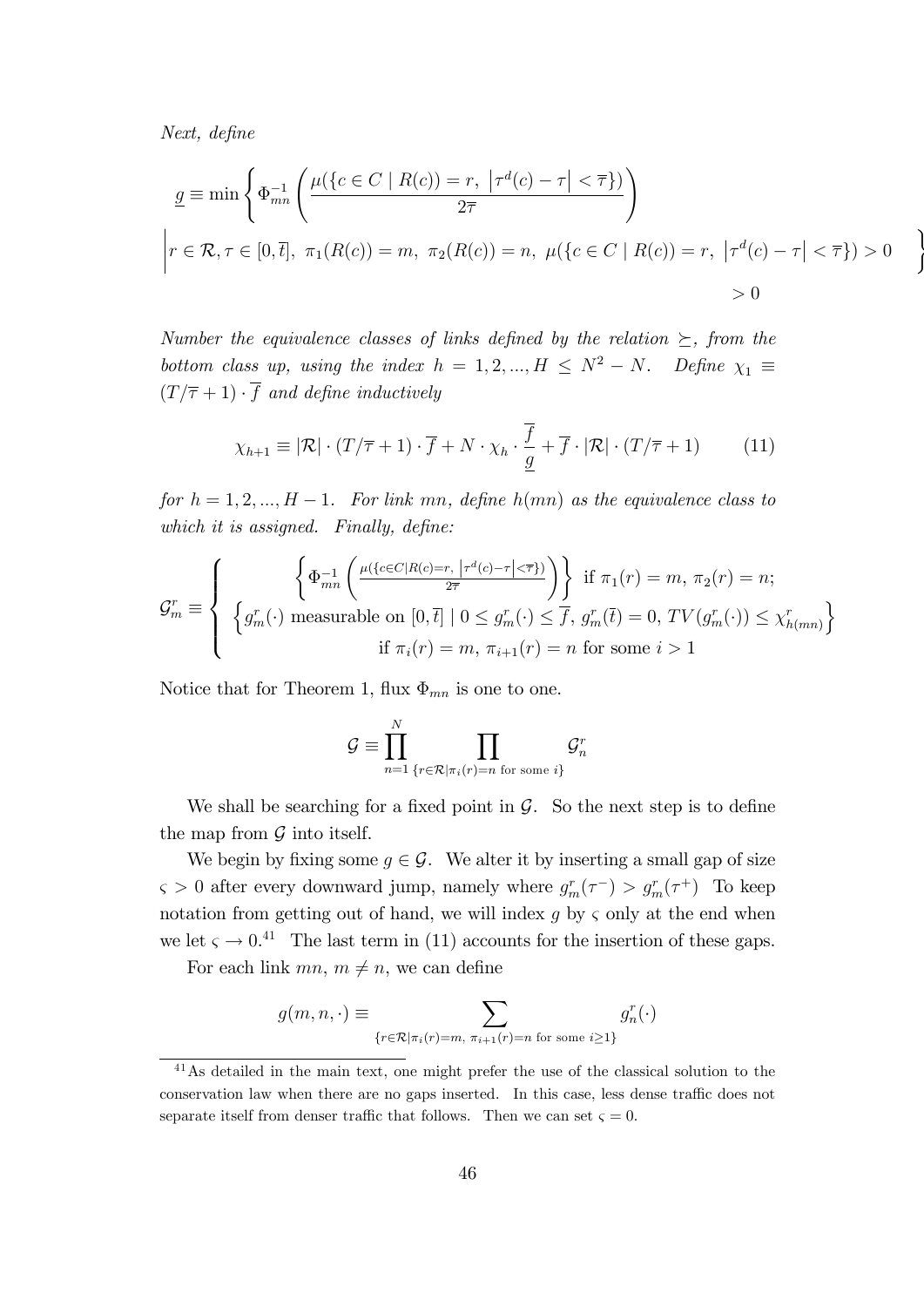*Next, define*

$$\underline{g} \equiv \min \left\{ \Phi_{mn}^{-1} \left( \frac{\mu(\{c \in C \mid R(c)) = r, \ \left|\tau^d(c) - \tau\right| < \overline{\tau}\})}{2\overline{\tau}} \right) \right.$$

$$\left| r \in \mathcal{R}, \tau \in [0, \overline{t}], \ \pi_1(R(c)) = m, \ \pi_2(R(c)) = n, \ \mu(\{c \in C \mid R(c)) = r, \ \left|\tau^d(c) - \tau\right| < \overline{\tau}\}) > 0 \right\}$$

$$> 0$$

*Number the equivalence classes of links defined by the relation $\succeq$, from the bottom class up, using the index $h = 1, 2, ..., H \leq N^2 - N$. Define $\chi_1 \equiv (T/\overline{\tau} + 1) \cdot \overline{f}$ and define inductively*

$$\chi_{h+1} \equiv |\mathcal{R}| \cdot (T/\overline{\tau} + 1) \cdot \overline{f} + N \cdot \chi_h \cdot \frac{\overline{f}}{\underline{g}} + \overline{f} \cdot |\mathcal{R}| \cdot (T/\overline{\tau} + 1) \qquad (11)$$

*for $h = 1, 2, ..., H - 1$. For link $mn$, define $h(mn)$ as the equivalence class to which it is assigned. Finally, define:*

$$\mathcal{G}_m^r \equiv \left\{ \begin{array}{c} \left\{ \Phi_{mn}^{-1} \left( \frac{\mu(\{c \in C \mid R(c) = r, \ \left|\tau^d(c) - \tau\right| < \overline{\tau}\})}{2\overline{\tau}} \right) \right\} \text{ if } \pi_1(r) = m, \ \pi_2(r) = n; \\ \left\{ g_m^r(\cdot) \text{ measurable on } [0, \overline{t}] \mid 0 \leq g_m^r(\cdot) \leq \overline{f}, \ g_m^r(\overline{t}) = 0, \ TV(g_m^r(\cdot)) \leq \chi_{h(mn)}^r \right\} \\ \text{if } \pi_i(r) = m, \ \pi_{i+1}(r) = n \text{ for some } i > 1 \end{array} \right.$$

Notice that for Theorem 1, flux $\Phi_{mn}$ is one to one.

$$\mathcal{G} \equiv \prod_{n=1}^{N} \prod_{\{r \in \mathcal{R} \mid \pi_i(r) = n \text{ for some } i\}} \mathcal{G}_n^r$$

We shall be searching for a fixed point in $\mathcal{G}$. So the next step is to define the map from $\mathcal{G}$ into itself.

We begin by fixing some $g \in \mathcal{G}$. We alter it by inserting a small gap of size $\varsigma > 0$ after every downward jump, namely where $g_m^r(\tau^-) > g_m^r(\tau^+)$ To keep notation from getting out of hand, we will index $g$ by $\varsigma$ only at the end when we let $\varsigma \to 0$.[41] The last term in (11) accounts for the insertion of these gaps.

For each link $mn$, $m \neq n$, we can define

$$g(m, n, \cdot) \equiv \sum_{\{r \in \mathcal{R} \mid \pi_i(r) = m, \ \pi_{i+1}(r) = n \text{ for some } i \geq 1\}} g_n^r(\cdot)$$

[41] As detailed in the main text, one might prefer the use of the classical solution to the conservation law when there are no gaps inserted. In this case, less dense traffic does not separate itself from denser traffic that follows. Then we can set $\varsigma = 0$.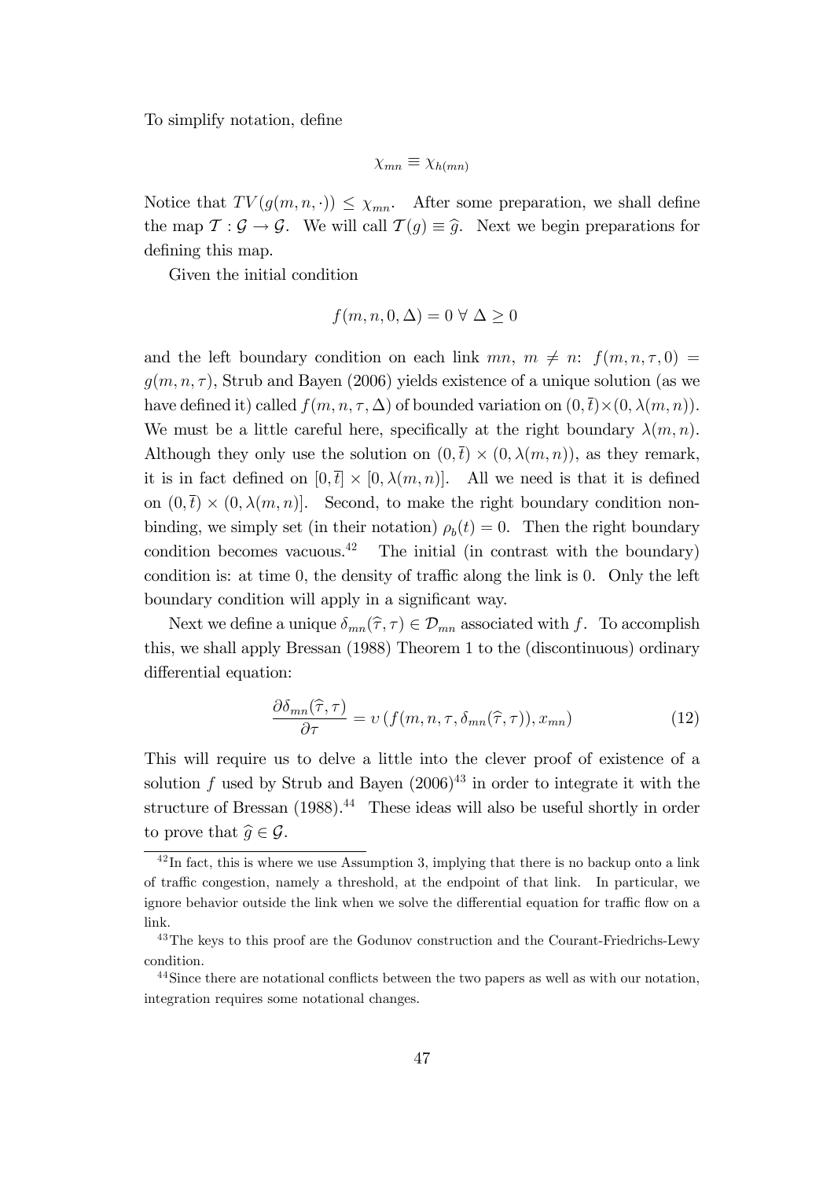To simplify notation, define

$$\chi_{mn} \equiv \chi_{h(mn)}$$

Notice that $TV(g(m,n,\cdot)) \leq \chi_{mn}$. After some preparation, we shall define the map $\mathcal{T} : \mathcal{G} \rightarrow \mathcal{G}$. We will call $\mathcal{T}(g) \equiv \widehat{g}$. Next we begin preparations for defining this map.

Given the initial condition

$$f(m,n,0,\Delta) = 0 \;\forall\; \Delta \geq 0$$

and the left boundary condition on each link $mn$, $m \neq n$: $f(m,n,\tau,0) = g(m,n,\tau)$, Strub and Bayen (2006) yields existence of a unique solution (as we have defined it) called $f(m,n,\tau,\Delta)$ of bounded variation on $(0,\bar{t}) \times (0,\lambda(m,n))$. We must be a little careful here, specifically at the right boundary $\lambda(m,n)$. Although they only use the solution on $(0,\bar{t}) \times (0,\lambda(m,n))$, as they remark, it is in fact defined on $[0,\bar{t}] \times [0,\lambda(m,n)]$. All we need is that it is defined on $(0,\bar{t}) \times (0,\lambda(m,n)]$. Second, to make the right boundary condition non-binding, we simply set (in their notation) $\rho_b(t) = 0$. Then the right boundary condition becomes vacuous.[42] The initial (in contrast with the boundary) condition is: at time 0, the density of traffic along the link is 0. Only the left boundary condition will apply in a significant way.

Next we define a unique $\delta_{mn}(\widehat{\tau},\tau) \in \mathcal{D}_{mn}$ associated with $f$. To accomplish this, we shall apply Bressan (1988) Theorem 1 to the (discontinuous) ordinary differential equation:

$$\frac{\partial \delta_{mn}(\widehat{\tau},\tau)}{\partial \tau} = \upsilon\left(f(m,n,\tau,\delta_{mn}(\widehat{\tau},\tau)), x_{mn}\right) \tag{12}$$

This will require us to delve a little into the clever proof of existence of a solution $f$ used by Strub and Bayen (2006)[43] in order to integrate it with the structure of Bressan (1988).[44] These ideas will also be useful shortly in order to prove that $\widehat{g} \in \mathcal{G}$.

---

[42] In fact, this is where we use Assumption 3, implying that there is no backup onto a link of traffic congestion, namely a threshold, at the endpoint of that link. In particular, we ignore behavior outside the link when we solve the differential equation for traffic flow on a link.

[43] The keys to this proof are the Godunov construction and the Courant-Friedrichs-Lewy condition.

[44] Since there are notational conflicts between the two papers as well as with our notation, integration requires some notational changes.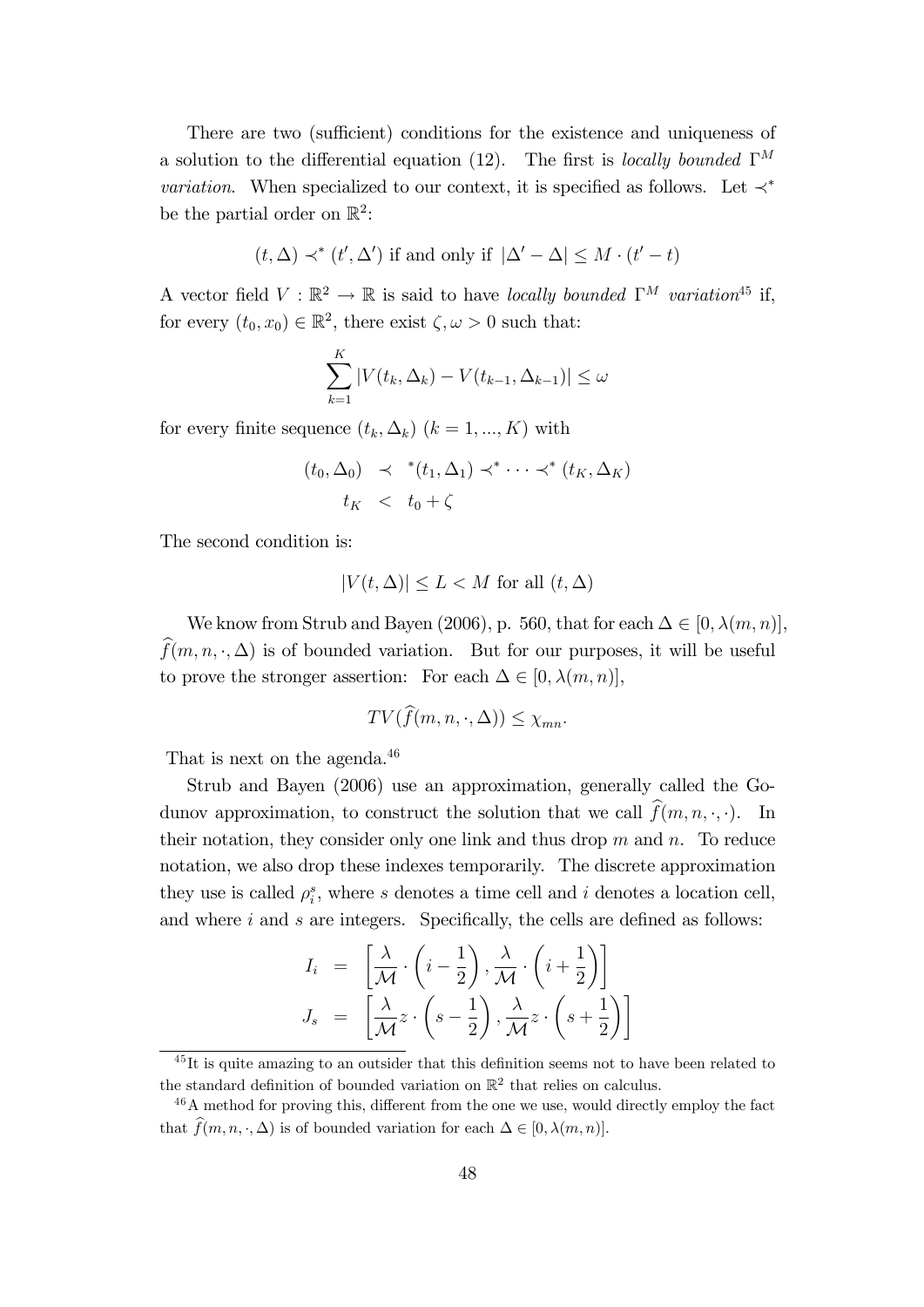There are two (sufficient) conditions for the existence and uniqueness of a solution to the differential equation (12). The first is *locally bounded* $\Gamma^M$ *variation*. When specialized to our context, it is specified as follows. Let $\prec^*$ be the partial order on $\mathbb{R}^2$:

$$(t, \Delta) \prec^* (t', \Delta') \text{ if and only if } |\Delta' - \Delta| \leq M \cdot (t' - t)$$

A vector field $V : \mathbb{R}^2 \to \mathbb{R}$ is said to have *locally bounded* $\Gamma^M$ *variation*[45] if, for every $(t_0, x_0) \in \mathbb{R}^2$, there exist $\zeta, \omega > 0$ such that:

$$\sum_{k=1}^{K} |V(t_k, \Delta_k) - V(t_{k-1}, \Delta_{k-1})| \leq \omega$$

for every finite sequence $(t_k, \Delta_k)$ $(k = 1, ..., K)$ with

$$\begin{aligned} (t_0, \Delta_0) &\prec {}^*(t_1, \Delta_1) \prec^* \cdots \prec^* (t_K, \Delta_K) \\ t_K &< t_0 + \zeta \end{aligned}$$

The second condition is:

$$|V(t, \Delta)| \leq L < M \text{ for all } (t, \Delta)$$

We know from Strub and Bayen (2006), p. 560, that for each $\Delta \in [0, \lambda(m, n)]$, $\widehat{f}(m, n, \cdot, \Delta)$ is of bounded variation. But for our purposes, it will be useful to prove the stronger assertion: For each $\Delta \in [0, \lambda(m, n)]$,

$$TV(\widehat{f}(m, n, \cdot, \Delta)) \leq \chi_{mn}.$$

That is next on the agenda.[46]

Strub and Bayen (2006) use an approximation, generally called the Godunov approximation, to construct the solution that we call $\widehat{f}(m, n, \cdot, \cdot)$. In their notation, they consider only one link and thus drop $m$ and $n$. To reduce notation, we also drop these indexes temporarily. The discrete approximation they use is called $\rho_i^s$, where $s$ denotes a time cell and $i$ denotes a location cell, and where $i$ and $s$ are integers. Specifically, the cells are defined as follows:

$$\begin{aligned} I_i &= \left[\frac{\lambda}{\mathcal{M}} \cdot \left(i - \frac{1}{2}\right), \frac{\lambda}{\mathcal{M}} \cdot \left(i + \frac{1}{2}\right)\right] \\ J_s &= \left[\frac{\lambda}{\mathcal{M}} z \cdot \left(s - \frac{1}{2}\right), \frac{\lambda}{\mathcal{M}} z \cdot \left(s + \frac{1}{2}\right)\right] \end{aligned}$$

[45] It is quite amazing to an outsider that this definition seems not to have been related to the standard definition of bounded variation on $\mathbb{R}^2$ that relies on calculus.

[46] A method for proving this, different from the one we use, would directly employ the fact that $\widehat{f}(m, n, \cdot, \Delta)$ is of bounded variation for each $\Delta \in [0, \lambda(m, n)]$.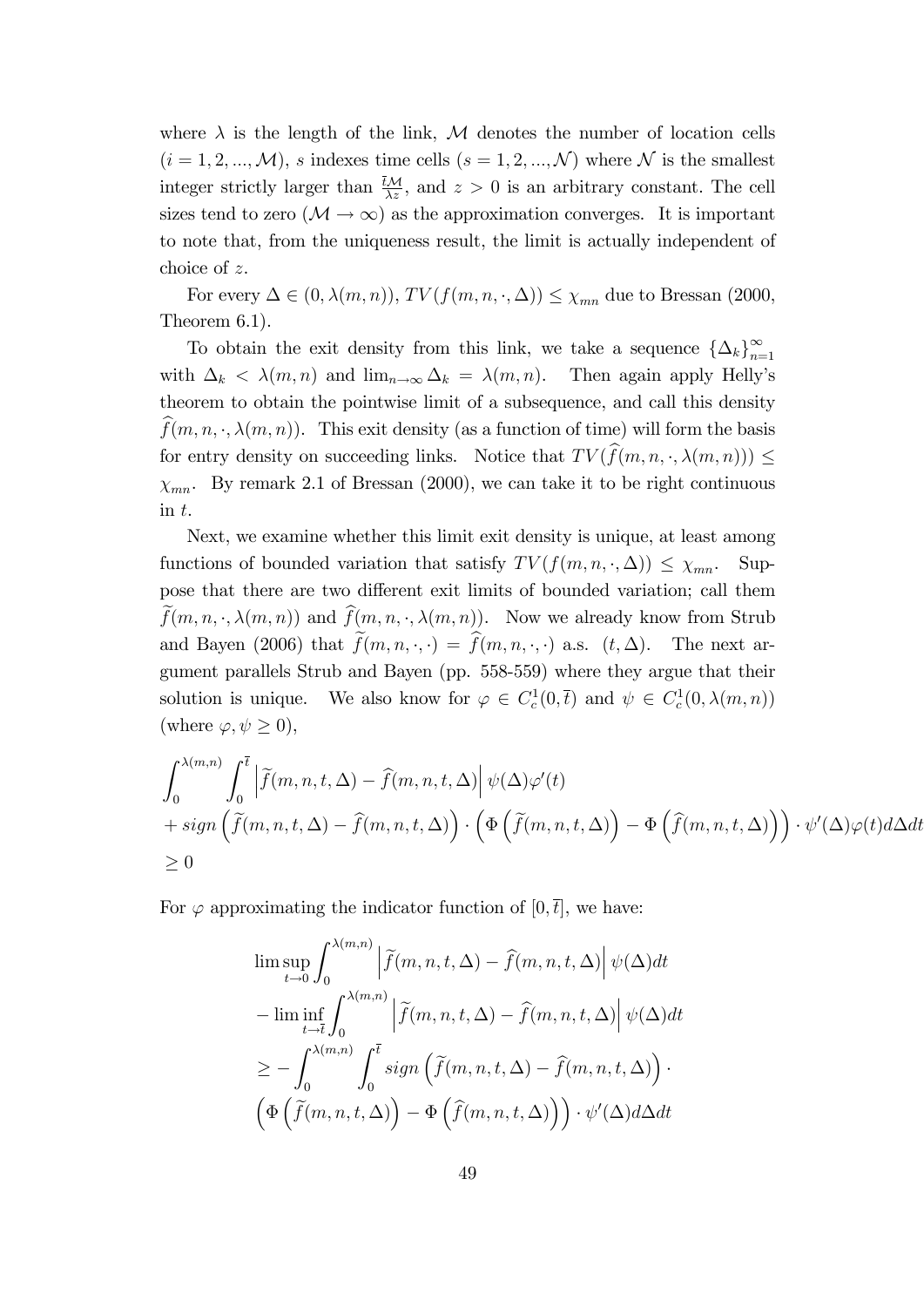where $\lambda$ is the length of the link, $\mathcal{M}$ denotes the number of location cells $(i = 1, 2, ..., \mathcal{M})$, $s$ indexes time cells $(s = 1, 2, ..., \mathcal{N})$ where $\mathcal{N}$ is the smallest integer strictly larger than $\frac{\bar{t}\mathcal{M}}{\lambda z}$, and $z > 0$ is an arbitrary constant. The cell sizes tend to zero ($\mathcal{M} \to \infty$) as the approximation converges. It is important to note that, from the uniqueness result, the limit is actually independent of choice of $z$.

For every $\Delta \in (0, \lambda(m, n))$, $TV(f(m, n, \cdot, \Delta)) \leq \chi_{mn}$ due to Bressan (2000, Theorem 6.1).

To obtain the exit density from this link, we take a sequence $\{\Delta_k\}_{n=1}^{\infty}$ with $\Delta_k < \lambda(m, n)$ and $\lim_{n \to \infty} \Delta_k = \lambda(m, n)$. Then again apply Helly's theorem to obtain the pointwise limit of a subsequence, and call this density $\widehat{f}(m, n, \cdot, \lambda(m, n))$. This exit density (as a function of time) will form the basis for entry density on succeeding links. Notice that $TV(\widehat{f}(m, n, \cdot, \lambda(m, n))) \leq \chi_{mn}$. By remark 2.1 of Bressan (2000), we can take it to be right continuous in $t$.

Next, we examine whether this limit exit density is unique, at least among functions of bounded variation that satisfy $TV(f(m, n, \cdot, \Delta)) \leq \chi_{mn}$. Suppose that there are two different exit limits of bounded variation; call them $\widetilde{f}(m, n, \cdot, \lambda(m, n))$ and $\widehat{f}(m, n, \cdot, \lambda(m, n))$. Now we already know from Strub and Bayen (2006) that $\widetilde{f}(m, n, \cdot, \cdot) = \widehat{f}(m, n, \cdot, \cdot)$ a.s. $(t, \Delta)$. The next argument parallels Strub and Bayen (pp. 558-559) where they argue that their solution is unique. We also know for $\varphi \in C_c^1(0, \bar{t})$ and $\psi \in C_c^1(0, \lambda(m, n))$ (where $\varphi, \psi \geq 0$),

$$
\begin{aligned}
&\int_0^{\lambda(m,n)} \int_0^{\bar{t}} \left| \widetilde{f}(m, n, t, \Delta) - \widehat{f}(m, n, t, \Delta) \right| \psi(\Delta) \varphi'(t) \\
&+ sign\left( \widetilde{f}(m, n, t, \Delta) - \widehat{f}(m, n, t, \Delta) \right) \cdot \left( \Phi\left( \widetilde{f}(m, n, t, \Delta) \right) - \Phi\left( \widehat{f}(m, n, t, \Delta) \right) \right) \cdot \psi'(\Delta) \varphi(t) d\Delta dt \\
&\geq 0
\end{aligned}
$$

For $\varphi$ approximating the indicator function of $[0, \bar{t}]$, we have:

$$
\begin{aligned}
&\limsup_{t \to 0} \int_0^{\lambda(m,n)} \left| \widetilde{f}(m, n, t, \Delta) - \widehat{f}(m, n, t, \Delta) \right| \psi(\Delta) dt \\
&- \liminf_{t \to \bar{t}} \int_0^{\lambda(m,n)} \left| \widetilde{f}(m, n, t, \Delta) - \widehat{f}(m, n, t, \Delta) \right| \psi(\Delta) dt \\
&\geq - \int_0^{\lambda(m,n)} \int_0^{\bar{t}} sign\left( \widetilde{f}(m, n, t, \Delta) - \widehat{f}(m, n, t, \Delta) \right) \cdot \\
&\left( \Phi\left( \widetilde{f}(m, n, t, \Delta) \right) - \Phi\left( \widehat{f}(m, n, t, \Delta) \right) \right) \cdot \psi'(\Delta) d\Delta dt
\end{aligned}
$$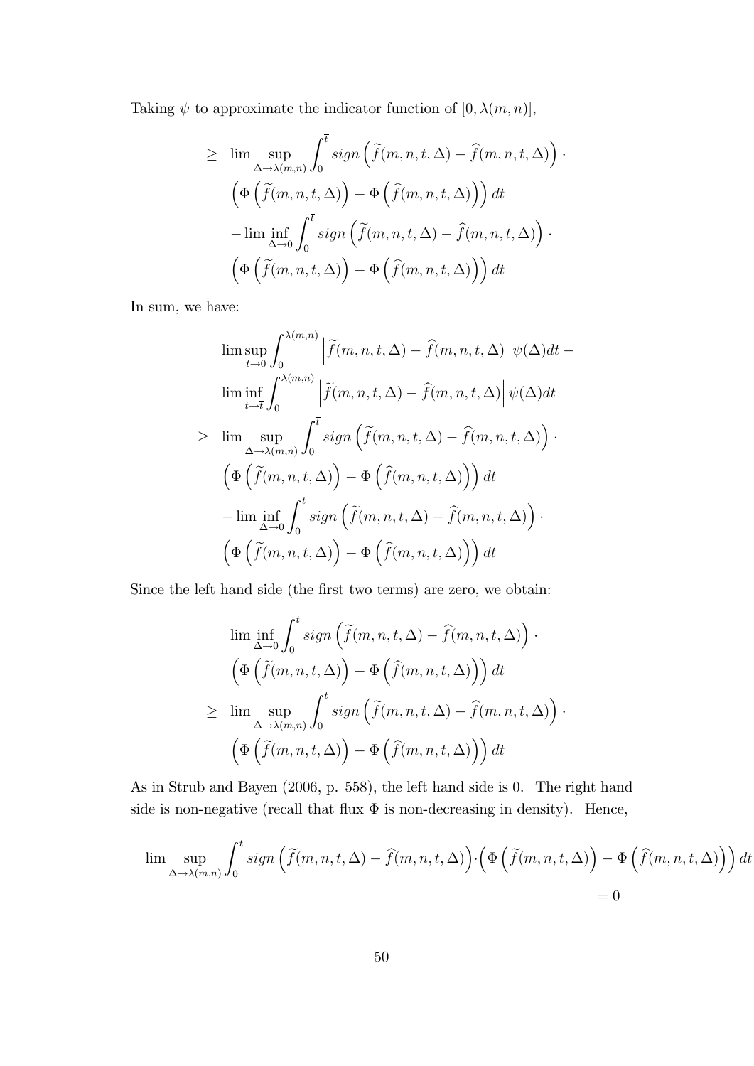Taking $\psi$ to approximate the indicator function of $[0, \lambda(m,n)]$,

$$
\begin{aligned}
\geq\ & \lim \sup_{\Delta \to \lambda(m,n)} \int_0^{\bar{t}} sign\left(\widetilde{f}(m,n,t,\Delta) - \widehat{f}(m,n,t,\Delta)\right) \cdot \\
& \left(\Phi\left(\widetilde{f}(m,n,t,\Delta)\right) - \Phi\left(\widehat{f}(m,n,t,\Delta)\right)\right) dt \\
& - \lim \inf_{\Delta \to 0} \int_0^{\bar{t}} sign\left(\widetilde{f}(m,n,t,\Delta) - \widehat{f}(m,n,t,\Delta)\right) \cdot \\
& \left(\Phi\left(\widetilde{f}(m,n,t,\Delta)\right) - \Phi\left(\widehat{f}(m,n,t,\Delta)\right)\right) dt
\end{aligned}
$$

In sum, we have:

$$
\begin{aligned}
& \lim \sup_{t \to 0} \int_0^{\lambda(m,n)} \left|\widetilde{f}(m,n,t,\Delta) - \widehat{f}(m,n,t,\Delta)\right| \psi(\Delta) dt - \\
& \lim \inf_{t \to \bar{t}} \int_0^{\lambda(m,n)} \left|\widetilde{f}(m,n,t,\Delta) - \widehat{f}(m,n,t,\Delta)\right| \psi(\Delta) dt \\
\geq\ & \lim \sup_{\Delta \to \lambda(m,n)} \int_0^{\bar{t}} sign\left(\widetilde{f}(m,n,t,\Delta) - \widehat{f}(m,n,t,\Delta)\right) \cdot \\
& \left(\Phi\left(\widetilde{f}(m,n,t,\Delta)\right) - \Phi\left(\widehat{f}(m,n,t,\Delta)\right)\right) dt \\
& - \lim \inf_{\Delta \to 0} \int_0^{\bar{t}} sign\left(\widetilde{f}(m,n,t,\Delta) - \widehat{f}(m,n,t,\Delta)\right) \cdot \\
& \left(\Phi\left(\widetilde{f}(m,n,t,\Delta)\right) - \Phi\left(\widehat{f}(m,n,t,\Delta)\right)\right) dt
\end{aligned}
$$

Since the left hand side (the first two terms) are zero, we obtain:

$$
\begin{aligned}
& \lim \inf_{\Delta \to 0} \int_0^{\bar{t}} sign\left(\widetilde{f}(m,n,t,\Delta) - \widehat{f}(m,n,t,\Delta)\right) \cdot \\
& \left(\Phi\left(\widetilde{f}(m,n,t,\Delta)\right) - \Phi\left(\widehat{f}(m,n,t,\Delta)\right)\right) dt \\
\geq\ & \lim \sup_{\Delta \to \lambda(m,n)} \int_0^{\bar{t}} sign\left(\widetilde{f}(m,n,t,\Delta) - \widehat{f}(m,n,t,\Delta)\right) \cdot \\
& \left(\Phi\left(\widetilde{f}(m,n,t,\Delta)\right) - \Phi\left(\widehat{f}(m,n,t,\Delta)\right)\right) dt
\end{aligned}
$$

As in Strub and Bayen (2006, p. 558), the left hand side is 0. The right hand side is non-negative (recall that flux $\Phi$ is non-decreasing in density). Hence,

$$
\lim \sup_{\Delta \to \lambda(m,n)} \int_0^{\bar{t}} sign\left(\widetilde{f}(m,n,t,\Delta) - \widehat{f}(m,n,t,\Delta)\right) \cdot \left(\Phi\left(\widetilde{f}(m,n,t,\Delta)\right) - \Phi\left(\widehat{f}(m,n,t,\Delta)\right)\right) dt = 0
$$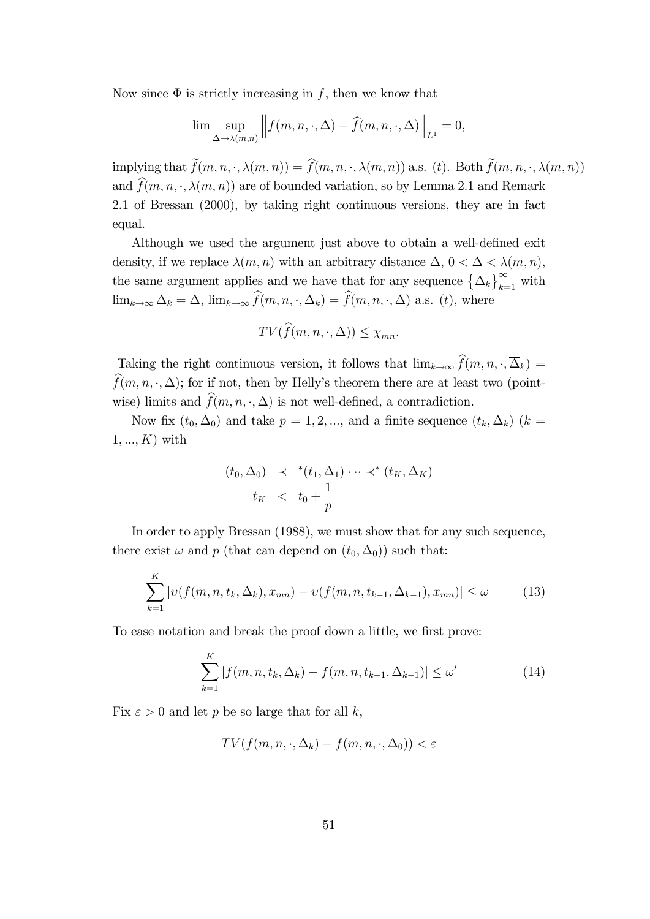Now since $\Phi$ is strictly increasing in $f$, then we know that

$$\lim_{\Delta \to \lambda(m,n)} \sup \left\| f(m,n,\cdot,\Delta) - \widehat{f}(m,n,\cdot,\Delta) \right\|_{L^1} = 0,$$

implying that $\widetilde{f}(m,n,\cdot,\lambda(m,n)) = \widehat{f}(m,n,\cdot,\lambda(m,n))$ a.s. $(t)$. Both $\widetilde{f}(m,n,\cdot,\lambda(m,n))$ and $\widehat{f}(m,n,\cdot,\lambda(m,n))$ are of bounded variation, so by Lemma 2.1 and Remark 2.1 of Bressan (2000), by taking right continuous versions, they are in fact equal.

Although we used the argument just above to obtain a well-defined exit density, if we replace $\lambda(m,n)$ with an arbitrary distance $\overline{\Delta}$, $0 < \overline{\Delta} < \lambda(m,n)$, the same argument applies and we have that for any sequence $\left\{\overline{\Delta}_k\right\}_{k=1}^{\infty}$ with $\lim_{k\to\infty} \overline{\Delta}_k = \overline{\Delta}$, $\lim_{k\to\infty} \widehat{f}(m,n,\cdot,\overline{\Delta}_k) = \widehat{f}(m,n,\cdot,\overline{\Delta})$ a.s. $(t)$, where

$$TV(\widehat{f}(m,n,\cdot,\overline{\Delta})) \leq \chi_{mn}.$$

Taking the right continuous version, it follows that $\lim_{k\to\infty} \widehat{f}(m,n,\cdot,\overline{\Delta}_k) = \widehat{f}(m,n,\cdot,\overline{\Delta})$; for if not, then by Helly's theorem there are at least two (pointwise) limits and $\widehat{f}(m,n,\cdot,\overline{\Delta})$ is not well-defined, a contradiction.

Now fix $(t_0,\Delta_0)$ and take $p = 1,2,...,$ and a finite sequence $(t_k,\Delta_k)$ $(k = 1,...,K)$ with

$$\begin{aligned}
(t_0,\Delta_0) &\prec {}^*(t_1,\Delta_1) \cdots \prec^* (t_K,\Delta_K) \\
t_K &< t_0 + \frac{1}{p}
\end{aligned}$$

In order to apply Bressan (1988), we must show that for any such sequence, there exist $\omega$ and $p$ (that can depend on $(t_0,\Delta_0)$) such that:

$$\sum_{k=1}^{K} |\upsilon(f(m,n,t_k,\Delta_k),x_{mn}) - \upsilon(f(m,n,t_{k-1},\Delta_{k-1}),x_{mn})| \leq \omega \tag{13}$$

To ease notation and break the proof down a little, we first prove:

$$\sum_{k=1}^{K} |f(m,n,t_k,\Delta_k) - f(m,n,t_{k-1},\Delta_{k-1})| \leq \omega' \tag{14}$$

Fix $\varepsilon > 0$ and let $p$ be so large that for all $k$,

$$TV(f(m,n,\cdot,\Delta_k) - f(m,n,\cdot,\Delta_0)) < \varepsilon$$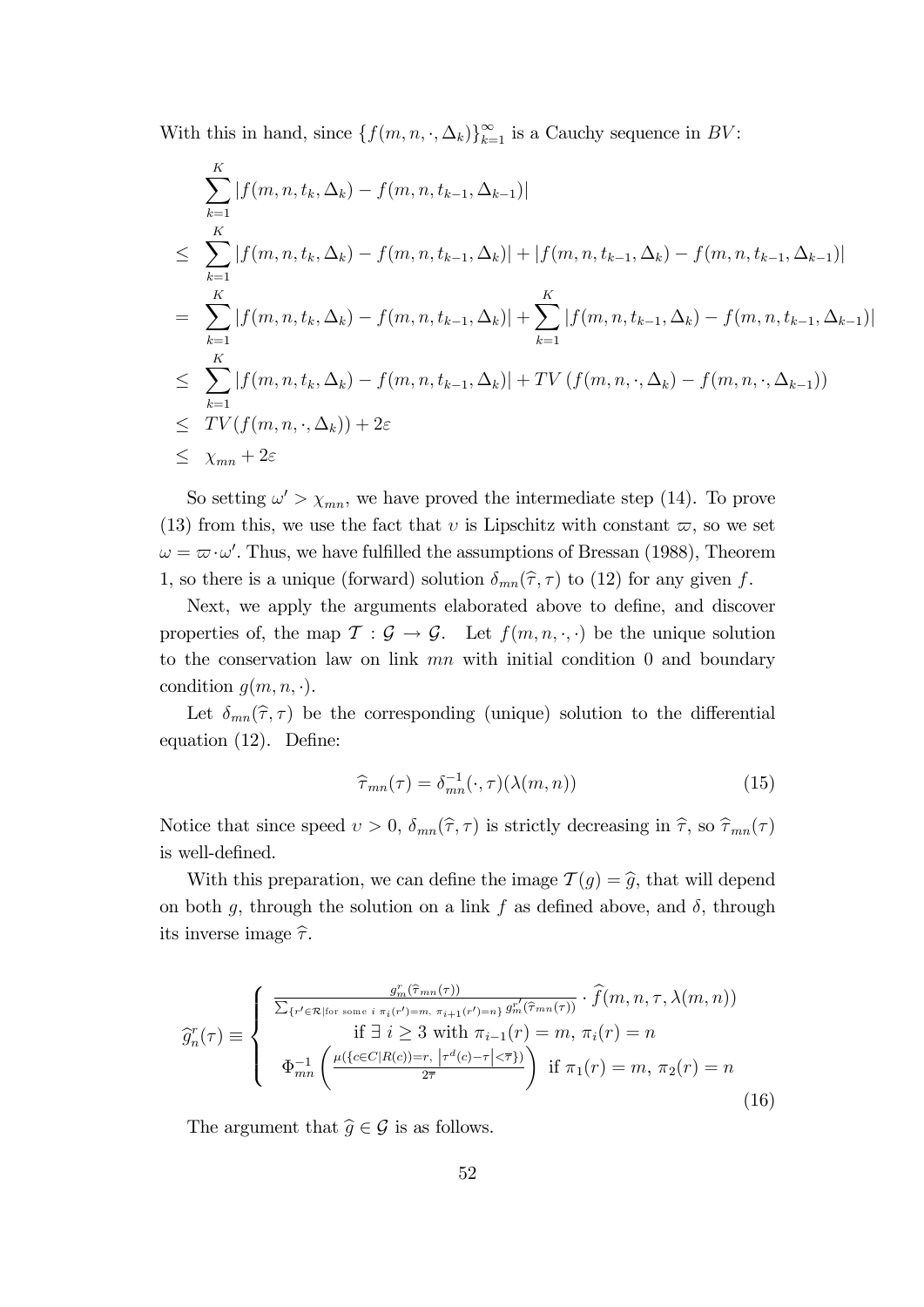With this in hand, since $\{f(m,n,\cdot,\Delta_k)\}_{k=1}^{\infty}$ is a Cauchy sequence in $BV$:

$$
\begin{aligned}
& \sum_{k=1}^{K} |f(m,n,t_k,\Delta_k) - f(m,n,t_{k-1},\Delta_{k-1})| \\
\leq \; & \sum_{k=1}^{K} |f(m,n,t_k,\Delta_k) - f(m,n,t_{k-1},\Delta_k)| + |f(m,n,t_{k-1},\Delta_k) - f(m,n,t_{k-1},\Delta_{k-1})| \\
= \; & \sum_{k=1}^{K} |f(m,n,t_k,\Delta_k) - f(m,n,t_{k-1},\Delta_k)| + \sum_{k=1}^{K} |f(m,n,t_{k-1},\Delta_k) - f(m,n,t_{k-1},\Delta_{k-1})| \\
\leq \; & \sum_{k=1}^{K} |f(m,n,t_k,\Delta_k) - f(m,n,t_{k-1},\Delta_k)| + TV\left(f(m,n,\cdot,\Delta_k) - f(m,n,\cdot,\Delta_{k-1})\right) \\
\leq \; & TV(f(m,n,\cdot,\Delta_k)) + 2\varepsilon \\
\leq \; & \chi_{mn} + 2\varepsilon
\end{aligned}
$$

So setting $\omega' > \chi_{mn}$, we have proved the intermediate step (14). To prove (13) from this, we use the fact that $\upsilon$ is Lipschitz with constant $\varpi$, so we set $\omega = \varpi \cdot \omega'$. Thus, we have fulfilled the assumptions of Bressan (1988), Theorem 1, so there is a unique (forward) solution $\delta_{mn}(\widehat{\tau},\tau)$ to (12) for any given $f$.

Next, we apply the arguments elaborated above to define, and discover properties of, the map $\mathcal{T} : \mathcal{G} \to \mathcal{G}$. Let $f(m,n,\cdot,\cdot)$ be the unique solution to the conservation law on link $mn$ with initial condition 0 and boundary condition $g(m,n,\cdot)$.

Let $\delta_{mn}(\widehat{\tau},\tau)$ be the corresponding (unique) solution to the differential equation (12). Define:

$$
\widehat{\tau}_{mn}(\tau) = \delta_{mn}^{-1}(\cdot,\tau)(\lambda(m,n)) \tag{15}
$$

Notice that since speed $\upsilon > 0$, $\delta_{mn}(\widehat{\tau},\tau)$ is strictly decreasing in $\widehat{\tau}$, so $\widehat{\tau}_{mn}(\tau)$ is well-defined.

With this preparation, we can define the image $\mathcal{T}(g) = \widehat{g}$, that will depend on both $g$, through the solution on a link $f$ as defined above, and $\delta$, through its inverse image $\widehat{\tau}$.

$$
\widehat{g}_n^r(\tau) \equiv \begin{cases} \dfrac{g_m^r(\widehat{\tau}_{mn}(\tau))}{\sum_{\{r'\in\mathcal{R} | \text{for some } i \; \pi_i(r')=m, \; \pi_{i+1}(r')=n\}} g_m^{r'}(\widehat{\tau}_{mn}(\tau))} \cdot \widehat{f}(m,n,\tau,\lambda(m,n)) \\ \qquad \text{if } \exists \; i \geq 3 \text{ with } \pi_{i-1}(r) = m, \; \pi_i(r) = n \\ \Phi_{mn}^{-1}\left(\dfrac{\mu(\{c\in C | R(c))=r, \; \left|\tau^d(c)-\tau\right|<\overline{\tau}\})}{2\overline{\tau}}\right) \; \text{ if } \pi_1(r) = m, \; \pi_2(r) = n \end{cases} \tag{16}
$$

The argument that $\widehat{g} \in \mathcal{G}$ is as follows.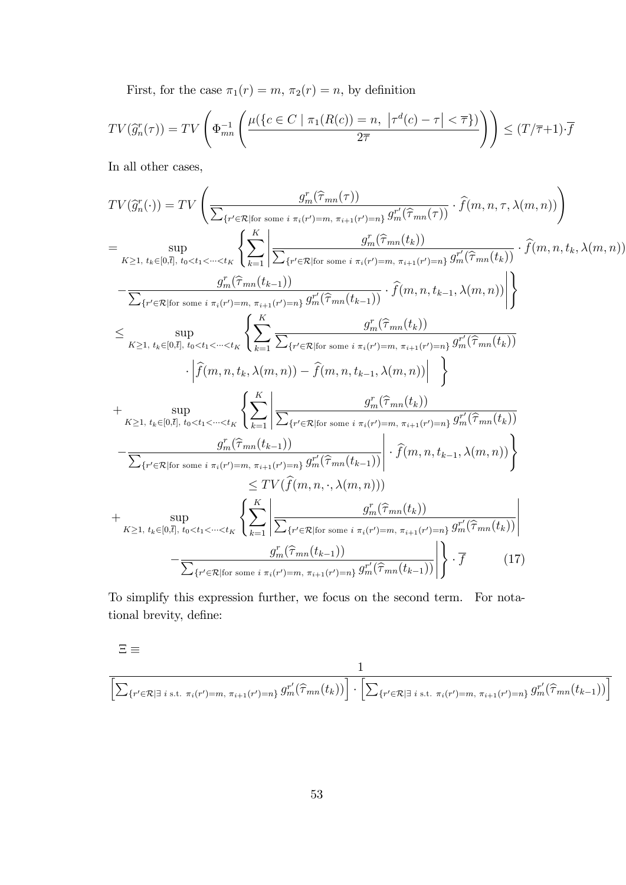First, for the case $\pi_1(r) = m$, $\pi_2(r) = n$, by definition

$$TV(\widehat{g}^r_n(\tau)) = TV\left(\Phi^{-1}_{mn}\left(\frac{\mu(\{c \in C \mid \pi_1(R(c)) = n, \ \left|\tau^d(c) - \tau\right| < \overline{\tau}\})}{2\overline{\tau}}\right)\right) \leq (T/\overline{\tau}+1)\cdot\overline{f}$$

In all other cases,

$$\begin{aligned}
TV(\widehat{g}^r_n(\cdot)) &= TV\left(\frac{g^r_m(\widehat{\tau}_{mn}(\tau))}{\sum_{\{r'\in\mathcal{R}|\text{for some } i\ \pi_i(r')=m,\ \pi_{i+1}(r')=n\}} g^{r'}_m(\widehat{\tau}_{mn}(\tau))}\cdot \widehat{f}(m,n,\tau,\lambda(m,n))\right) \\
&= \sup_{K\geq 1,\ t_k\in[0,\overline{t}],\ t_0<t_1<\cdots<t_K}\left\{\sum_{k=1}^{K}\left|\frac{g^r_m(\widehat{\tau}_{mn}(t_k))}{\sum_{\{r'\in\mathcal{R}|\text{for some } i\ \pi_i(r')=m,\ \pi_{i+1}(r')=n\}} g^{r'}_m(\widehat{\tau}_{mn}(t_k))}\cdot \widehat{f}(m,n,t_k,\lambda(m,n))\right.\right. \\
&\quad \left.\left. - \frac{g^r_m(\widehat{\tau}_{mn}(t_{k-1}))}{\sum_{\{r'\in\mathcal{R}|\text{for some } i\ \pi_i(r')=m,\ \pi_{i+1}(r')=n\}} g^{r'}_m(\widehat{\tau}_{mn}(t_{k-1}))}\cdot \widehat{f}(m,n,t_{k-1},\lambda(m,n))\right|\right\} \\
&\leq \sup_{K\geq 1,\ t_k\in[0,\overline{t}],\ t_0<t_1<\cdots<t_K}\left\{\sum_{k=1}^{K}\frac{g^r_m(\widehat{\tau}_{mn}(t_k))}{\sum_{\{r'\in\mathcal{R}|\text{for some } i\ \pi_i(r')=m,\ \pi_{i+1}(r')=n\}} g^{r'}_m(\widehat{\tau}_{mn}(t_k))}\right. \\
&\quad \left.\cdot\left|\widehat{f}(m,n,t_k,\lambda(m,n)) - \widehat{f}(m,n,t_{k-1},\lambda(m,n))\right| \quad \right\} \\
&\quad + \sup_{K\geq 1,\ t_k\in[0,\overline{t}],\ t_0<t_1<\cdots<t_K}\left\{\sum_{k=1}^{K}\left|\frac{g^r_m(\widehat{\tau}_{mn}(t_k))}{\sum_{\{r'\in\mathcal{R}|\text{for some } i\ \pi_i(r')=m,\ \pi_{i+1}(r')=n\}} g^{r'}_m(\widehat{\tau}_{mn}(t_k))}\right.\right. \\
&\quad \left.\left. - \frac{g^r_m(\widehat{\tau}_{mn}(t_{k-1}))}{\sum_{\{r'\in\mathcal{R}|\text{for some } i\ \pi_i(r')=m,\ \pi_{i+1}(r')=n\}} g^{r'}_m(\widehat{\tau}_{mn}(t_{k-1}))}\right|\cdot \widehat{f}(m,n,t_{k-1},\lambda(m,n))\right\} \\
&\leq TV(\widehat{f}(m,n,\cdot,\lambda(m,n))) \\
&\quad + \sup_{K\geq 1,\ t_k\in[0,\overline{t}],\ t_0<t_1<\cdots<t_K}\left\{\sum_{k=1}^{K}\left|\frac{g^r_m(\widehat{\tau}_{mn}(t_k))}{\sum_{\{r'\in\mathcal{R}|\text{for some } i\ \pi_i(r')=m,\ \pi_{i+1}(r')=n\}} g^{r'}_m(\widehat{\tau}_{mn}(t_k))}\right.\right. \\
&\quad \left.\left. - \frac{g^r_m(\widehat{\tau}_{mn}(t_{k-1}))}{\sum_{\{r'\in\mathcal{R}|\text{for some } i\ \pi_i(r')=m,\ \pi_{i+1}(r')=n\}} g^{r'}_m(\widehat{\tau}_{mn}(t_{k-1}))}\right|\right\}\cdot\overline{f} \qquad (17)
\end{aligned}$$

To simplify this expression further, we focus on the second term. For notational brevity, define:

$$\Xi \equiv \frac{1}{\left[\sum_{\{r'\in\mathcal{R}|\exists\ i \text{ s.t. } \pi_i(r')=m,\ \pi_{i+1}(r')=n\}} g^{r'}_m(\widehat{\tau}_{mn}(t_k))\right]\cdot\left[\sum_{\{r'\in\mathcal{R}|\exists\ i \text{ s.t. } \pi_i(r')=m,\ \pi_{i+1}(r')=n\}} g^{r'}_m(\widehat{\tau}_{mn}(t_{k-1}))\right]}$$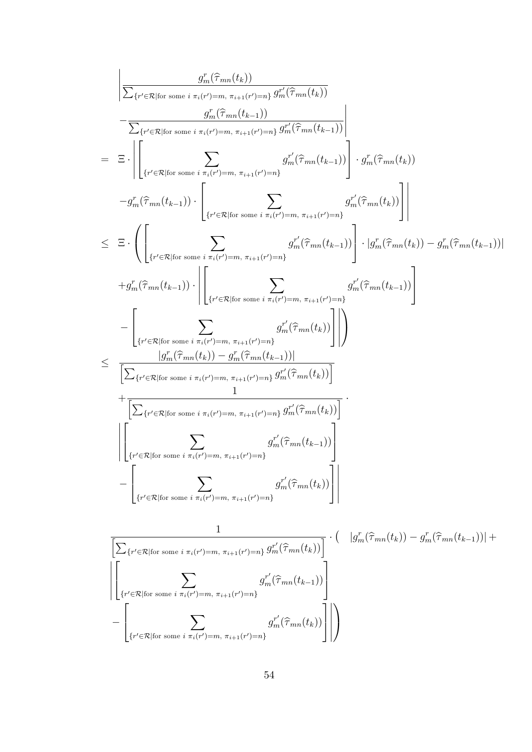$$
\begin{aligned}
& \left| \frac{g_m^r(\widehat{\tau}_{mn}(t_k))}{\sum_{\{r' \in \mathcal{R} | \text{for some } i \ \pi_i(r')=m, \ \pi_{i+1}(r')=n\}} g_m^{r'}(\widehat{\tau}_{mn}(t_k))} \right. \\
& \left. - \frac{g_m^r(\widehat{\tau}_{mn}(t_{k-1}))}{\sum_{\{r' \in \mathcal{R} | \text{for some } i \ \pi_i(r')=m, \ \pi_{i+1}(r')=n\}} g_m^{r'}(\widehat{\tau}_{mn}(t_{k-1}))} \right| \\
= \ & \Xi \cdot \left| \left[ \sum_{\{r' \in \mathcal{R} | \text{for some } i \ \pi_i(r')=m, \ \pi_{i+1}(r')=n\}} g_m^{r'}(\widehat{\tau}_{mn}(t_{k-1})) \right] \cdot g_m^r(\widehat{\tau}_{mn}(t_k)) \right. \\
& \left. - g_m^r(\widehat{\tau}_{mn}(t_{k-1})) \cdot \left[ \sum_{\{r' \in \mathcal{R} | \text{for some } i \ \pi_i(r')=m, \ \pi_{i+1}(r')=n\}} g_m^{r'}(\widehat{\tau}_{mn}(t_k)) \right] \right| \\
\leq \ & \Xi \cdot \left( \left[ \sum_{\{r' \in \mathcal{R} | \text{for some } i \ \pi_i(r')=m, \ \pi_{i+1}(r')=n\}} g_m^{r'}(\widehat{\tau}_{mn}(t_{k-1})) \right] \cdot |g_m^r(\widehat{\tau}_{mn}(t_k)) - g_m^r(\widehat{\tau}_{mn}(t_{k-1}))| \right. \\
& + g_m^r(\widehat{\tau}_{mn}(t_{k-1})) \cdot \left| \left[ \sum_{\{r' \in \mathcal{R} | \text{for some } i \ \pi_i(r')=m, \ \pi_{i+1}(r')=n\}} g_m^{r'}(\widehat{\tau}_{mn}(t_{k-1})) \right] \right. \\
& \left. \left. - \left[ \sum_{\{r' \in \mathcal{R} | \text{for some } i \ \pi_i(r')=m, \ \pi_{i+1}(r')=n\}} g_m^{r'}(\widehat{\tau}_{mn}(t_k)) \right] \right| \right) \\
\leq \ & \frac{|g_m^r(\widehat{\tau}_{mn}(t_k)) - g_m^r(\widehat{\tau}_{mn}(t_{k-1}))|}{\left[ \sum_{\{r' \in \mathcal{R} | \text{for some } i \ \pi_i(r')=m, \ \pi_{i+1}(r')=n\}} g_m^{r'}(\widehat{\tau}_{mn}(t_k)) \right]} \\
& + \frac{1}{\left[ \sum_{\{r' \in \mathcal{R} | \text{for some } i \ \pi_i(r')=m, \ \pi_{i+1}(r')=n\}} g_m^{r'}(\widehat{\tau}_{mn}(t_k)) \right]} \cdot \\
& \left| \left[ \sum_{\{r' \in \mathcal{R} | \text{for some } i \ \pi_i(r')=m, \ \pi_{i+1}(r')=n\}} g_m^{r'}(\widehat{\tau}_{mn}(t_{k-1})) \right] \right. \\
& \left. - \left[ \sum_{\{r' \in \mathcal{R} | \text{for some } i \ \pi_i(r')=m, \ \pi_{i+1}(r')=n\}} g_m^{r'}(\widehat{\tau}_{mn}(t_k)) \right] \right|
\end{aligned}
$$

$$
\begin{aligned}
& \frac{1}{\left[ \sum_{\{r' \in \mathcal{R} | \text{for some } i \ \pi_i(r')=m, \ \pi_{i+1}(r')=n\}} g_m^{r'}(\widehat{\tau}_{mn}(t_k)) \right]} \cdot \Big( \quad |g_m^r(\widehat{\tau}_{mn}(t_k)) - g_m^r(\widehat{\tau}_{mn}(t_{k-1}))| + \\
& \left| \left[ \sum_{\{r' \in \mathcal{R} | \text{for some } i \ \pi_i(r')=m, \ \pi_{i+1}(r')=n\}} g_m^{r'}(\widehat{\tau}_{mn}(t_{k-1})) \right] \right. \\
& \left. \left. - \left[ \sum_{\{r' \in \mathcal{R} | \text{for some } i \ \pi_i(r')=m, \ \pi_{i+1}(r')=n\}} g_m^{r'}(\widehat{\tau}_{mn}(t_k)) \right] \right| \right)
\end{aligned}
$$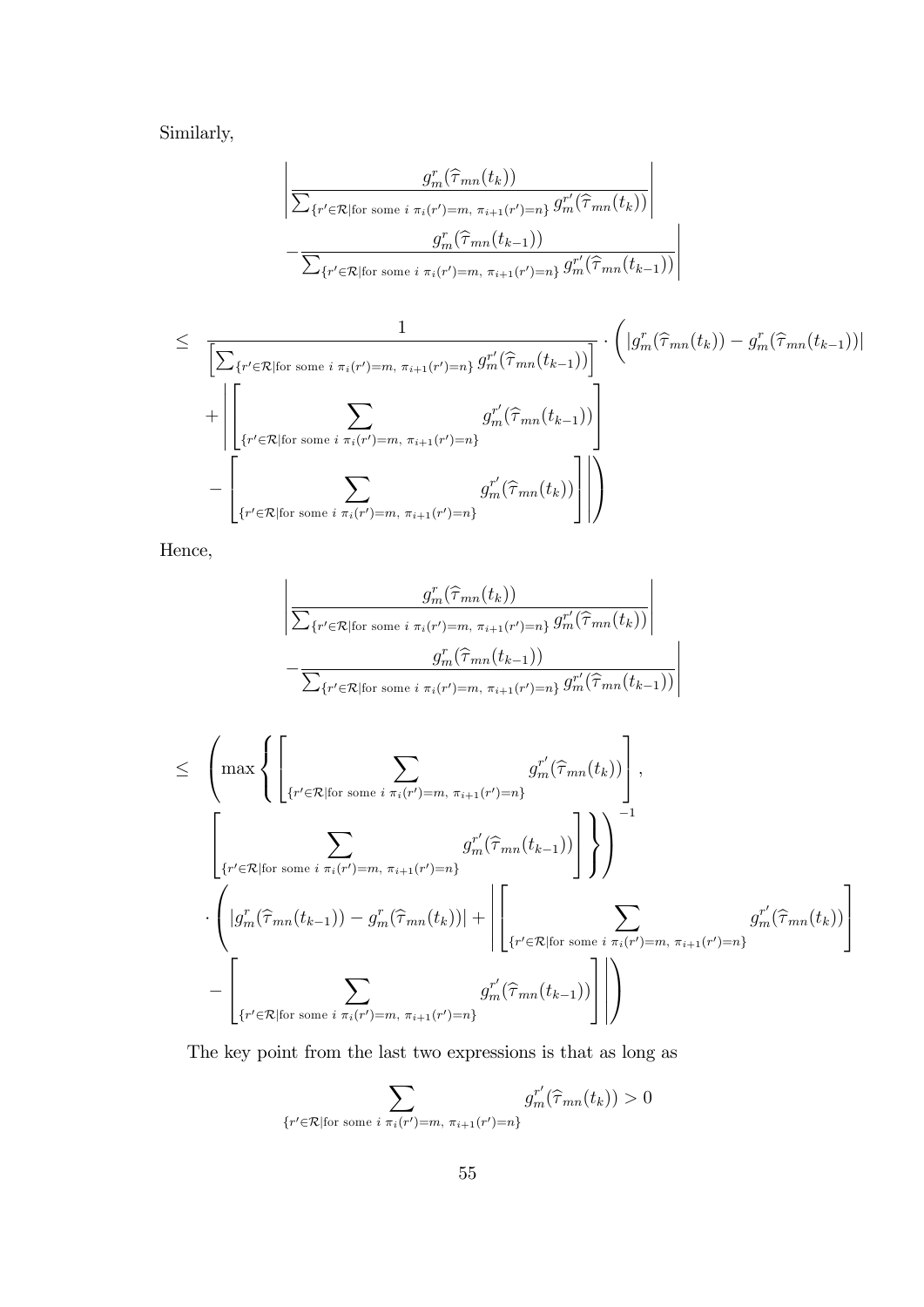Similarly,

$$\left| \frac{g_m^r(\widehat{\tau}_{mn}(t_k))}{\sum_{\{r' \in \mathcal{R} | \text{for some } i \ \pi_i(r')=m, \ \pi_{i+1}(r')=n\}} g_m^{r'}(\widehat{\tau}_{mn}(t_k))} - \frac{g_m^r(\widehat{\tau}_{mn}(t_{k-1}))}{\sum_{\{r' \in \mathcal{R} | \text{for some } i \ \pi_i(r')=m, \ \pi_{i+1}(r')=n\}} g_m^{r'}(\widehat{\tau}_{mn}(t_{k-1}))} \right|$$

$$\leq \frac{1}{\left[ \sum_{\{r' \in \mathcal{R} | \text{for some } i \ \pi_i(r')=m, \ \pi_{i+1}(r')=n\}} g_m^{r'}(\widehat{\tau}_{mn}(t_{k-1})) \right]} \cdot \left( |g_m^r(\widehat{\tau}_{mn}(t_k)) - g_m^r(\widehat{\tau}_{mn}(t_{k-1}))| + \left| \left[ \sum_{\{r' \in \mathcal{R} | \text{for some } i \ \pi_i(r')=m, \ \pi_{i+1}(r')=n\}} g_m^{r'}(\widehat{\tau}_{mn}(t_{k-1})) \right] - \left[ \sum_{\{r' \in \mathcal{R} | \text{for some } i \ \pi_i(r')=m, \ \pi_{i+1}(r')=n\}} g_m^{r'}(\widehat{\tau}_{mn}(t_k)) \right] \right| \right)$$

Hence,

$$\left| \frac{g_m^r(\widehat{\tau}_{mn}(t_k))}{\sum_{\{r' \in \mathcal{R} | \text{for some } i \ \pi_i(r')=m, \ \pi_{i+1}(r')=n\}} g_m^{r'}(\widehat{\tau}_{mn}(t_k))} - \frac{g_m^r(\widehat{\tau}_{mn}(t_{k-1}))}{\sum_{\{r' \in \mathcal{R} | \text{for some } i \ \pi_i(r')=m, \ \pi_{i+1}(r')=n\}} g_m^{r'}(\widehat{\tau}_{mn}(t_{k-1}))} \right|$$

$$\leq \left( \max \left\{ \left[ \sum_{\{r' \in \mathcal{R} | \text{for some } i \ \pi_i(r')=m, \ \pi_{i+1}(r')=n\}} g_m^{r'}(\widehat{\tau}_{mn}(t_k)) \right], \left[ \sum_{\{r' \in \mathcal{R} | \text{for some } i \ \pi_i(r')=m, \ \pi_{i+1}(r')=n\}} g_m^{r'}(\widehat{\tau}_{mn}(t_{k-1})) \right] \right\} \right)^{-1} \cdot \left( |g_m^r(\widehat{\tau}_{mn}(t_{k-1})) - g_m^r(\widehat{\tau}_{mn}(t_k))| + \left| \left[ \sum_{\{r' \in \mathcal{R} | \text{for some } i \ \pi_i(r')=m, \ \pi_{i+1}(r')=n\}} g_m^{r'}(\widehat{\tau}_{mn}(t_k)) \right] - \left[ \sum_{\{r' \in \mathcal{R} | \text{for some } i \ \pi_i(r')=m, \ \pi_{i+1}(r')=n\}} g_m^{r'}(\widehat{\tau}_{mn}(t_{k-1})) \right] \right| \right)$$

The key point from the last two expressions is that as long as

$$\sum_{\{r' \in \mathcal{R} | \text{for some } i \ \pi_i(r')=m, \ \pi_{i+1}(r')=n\}} g_m^{r'}(\widehat{\tau}_{mn}(t_k)) > 0$$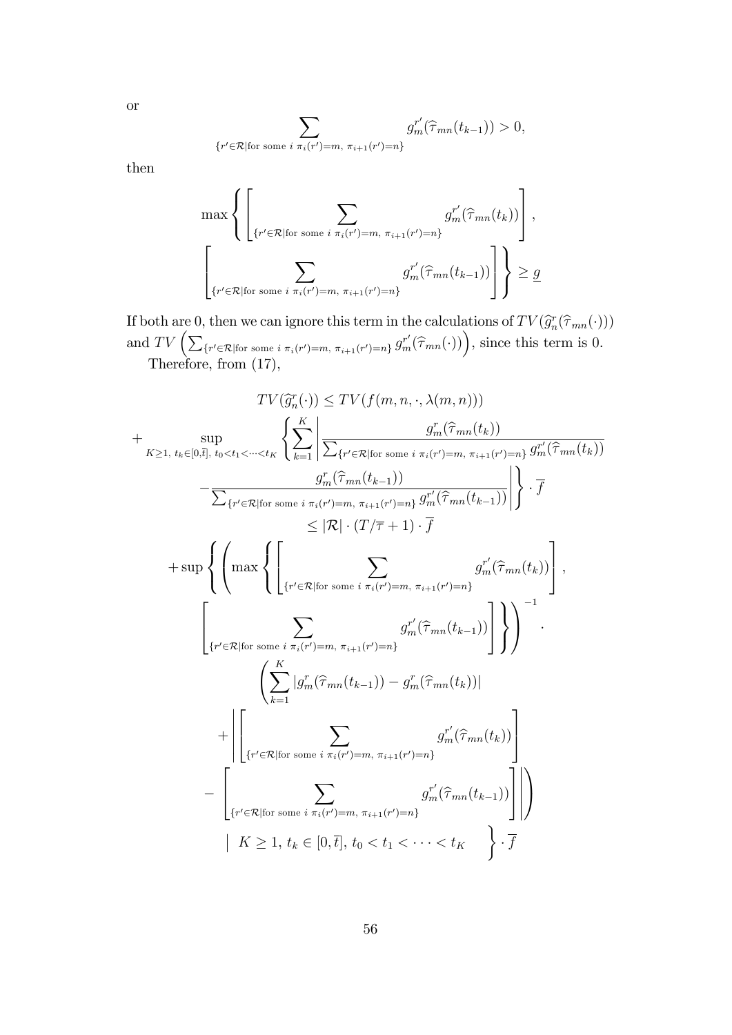or

$$\sum_{\{r' \in \mathcal{R} | \text{for some } i \ \pi_i(r')=m, \ \pi_{i+1}(r')=n\}} g_m^{r'}(\widehat{\tau}_{mn}(t_{k-1})) > 0,$$

then

$$\max \left\{ \left[ \sum_{\{r' \in \mathcal{R} | \text{for some } i \ \pi_i(r')=m, \ \pi_{i+1}(r')=n\}} g_m^{r'}(\widehat{\tau}_{mn}(t_k)) \right], \left[ \sum_{\{r' \in \mathcal{R} | \text{for some } i \ \pi_i(r')=m, \ \pi_{i+1}(r')=n\}} g_m^{r'}(\widehat{\tau}_{mn}(t_{k-1})) \right] \right\} \geq \underline{g}$$

If both are 0, then we can ignore this term in the calculations of $TV(\widehat{g}_n^r(\widehat{\tau}_{mn}(\cdot)))$ and $TV\left(\sum_{\{r' \in \mathcal{R} | \text{for some } i \ \pi_i(r')=m, \ \pi_{i+1}(r')=n\}} g_m^{r'}(\widehat{\tau}_{mn}(\cdot))\right)$, since this term is 0.

Therefore, from (17),

$$\begin{aligned}
&TV(\widehat{g}_n^r(\cdot)) \leq TV(f(m,n,\cdot,\lambda(m,n))) \\
&+ \sup_{K \geq 1, \ t_k \in [0,\overline{t}], \ t_0 < t_1 < \cdots < t_K} \left\{ \sum_{k=1}^{K} \left| \frac{g_m^r(\widehat{\tau}_{mn}(t_k))}{\sum_{\{r' \in \mathcal{R} | \text{for some } i \ \pi_i(r')=m, \ \pi_{i+1}(r')=n\}} g_m^{r'}(\widehat{\tau}_{mn}(t_k))} \right. \right. \\
&\left. \left. - \frac{g_m^r(\widehat{\tau}_{mn}(t_{k-1}))}{\sum_{\{r' \in \mathcal{R} | \text{for some } i \ \pi_i(r')=m, \ \pi_{i+1}(r')=n\}} g_m^{r'}(\widehat{\tau}_{mn}(t_{k-1}))} \right| \right\} \cdot \overline{f} \\
&\leq |\mathcal{R}| \cdot (T/\overline{\tau} + 1) \cdot \overline{f} \\
&+ \sup \left\{ \left( \max \left\{ \left[ \sum_{\{r' \in \mathcal{R} | \text{for some } i \ \pi_i(r')=m, \ \pi_{i+1}(r')=n\}} g_m^{r'}(\widehat{\tau}_{mn}(t_k)) \right], \right. \right. \right. \\
&\left. \left. \left[ \sum_{\{r' \in \mathcal{R} | \text{for some } i \ \pi_i(r')=m, \ \pi_{i+1}(r')=n\}} g_m^{r'}(\widehat{\tau}_{mn}(t_{k-1})) \right] \right\} \right)^{-1} \cdot \\
&\left( \sum_{k=1}^{K} |g_m^r(\widehat{\tau}_{mn}(t_{k-1})) - g_m^r(\widehat{\tau}_{mn}(t_k))| \right. \\
&+ \left| \left[ \sum_{\{r' \in \mathcal{R} | \text{for some } i \ \pi_i(r')=m, \ \pi_{i+1}(r')=n\}} g_m^{r'}(\widehat{\tau}_{mn}(t_k)) \right] \right. \\
&\left. \left. - \left[ \sum_{\{r' \in \mathcal{R} | \text{for some } i \ \pi_i(r')=m, \ \pi_{i+1}(r')=n\}} g_m^{r'}(\widehat{\tau}_{mn}(t_{k-1})) \right] \right| \right) \\
&\left. \ \middle| \ K \geq 1, \ t_k \in [0,\overline{t}], \ t_0 < t_1 < \cdots < t_K \right\} \cdot \overline{f}
\end{aligned}$$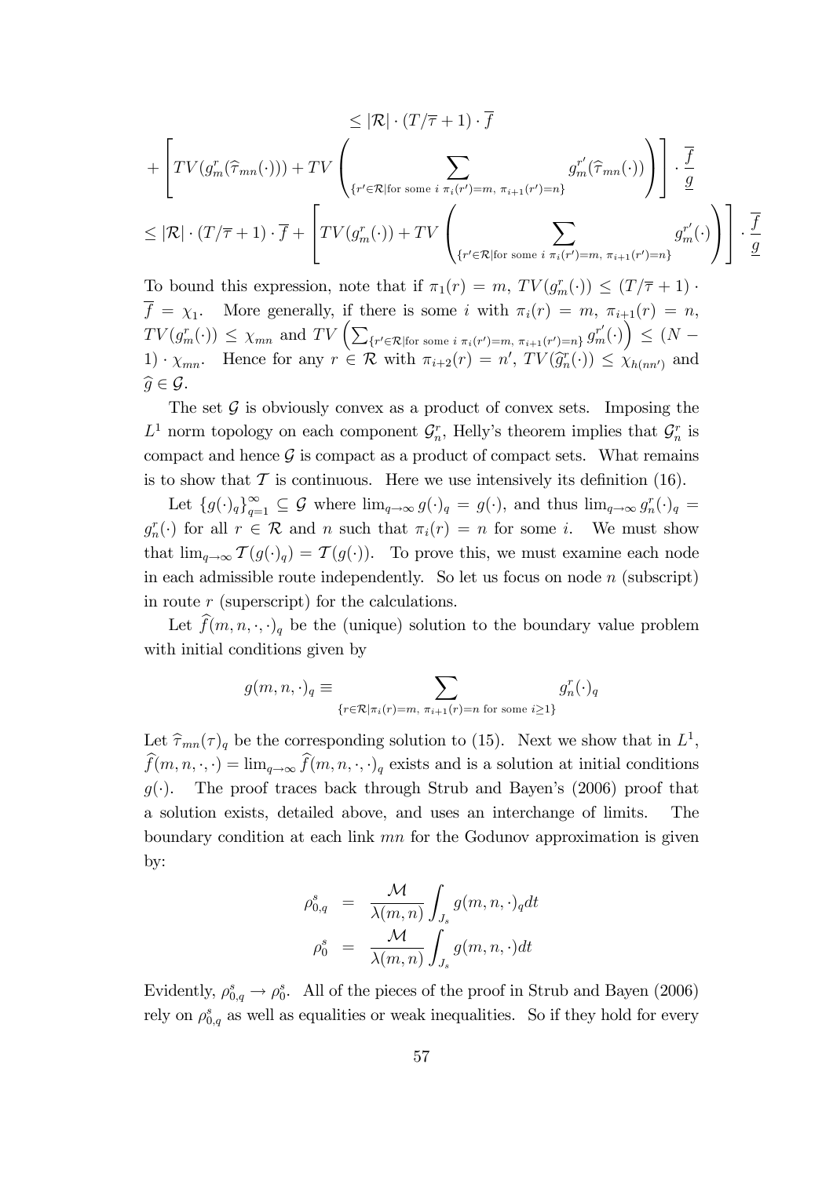$$
\leq |\mathcal{R}| \cdot (T/\overline{\tau}+1) \cdot \overline{f}
$$

$$
+ \left[ TV(g_m^r(\widehat{\tau}_{mn}(\cdot))) + TV\left( \sum_{\{r' \in \mathcal{R} | \text{for some } i \ \pi_i(r')=m, \ \pi_{i+1}(r')=n\}} g_m^{r'}(\widehat{\tau}_{mn}(\cdot)) \right) \right] \cdot \frac{\overline{f}}{\underline{g}}
$$

$$
\leq |\mathcal{R}| \cdot (T/\overline{\tau}+1) \cdot \overline{f} + \left[ TV(g_m^r(\cdot)) + TV\left( \sum_{\{r' \in \mathcal{R} | \text{for some } i \ \pi_i(r')=m, \ \pi_{i+1}(r')=n\}} g_m^{r'}(\cdot) \right) \right] \cdot \frac{\overline{f}}{\underline{g}}
$$

To bound this expression, note that if $\pi_1(r) = m$, $TV(g_m^r(\cdot)) \leq (T/\overline{\tau}+1) \cdot \overline{f} = \chi_1$. More generally, if there is some $i$ with $\pi_i(r) = m$, $\pi_{i+1}(r) = n$, $TV(g_m^r(\cdot)) \leq \chi_{mn}$ and $TV\left(\sum_{\{r' \in \mathcal{R} | \text{for some } i \ \pi_i(r')=m, \ \pi_{i+1}(r')=n\}} g_m^{r'}(\cdot)\right) \leq (N-1) \cdot \chi_{mn}$. Hence for any $r \in \mathcal{R}$ with $\pi_{i+2}(r) = n'$, $TV(\widehat{g}_n^r(\cdot)) \leq \chi_{h(nn')}$ and $\widehat{g} \in \mathcal{G}$.

The set $\mathcal{G}$ is obviously convex as a product of convex sets. Imposing the $L^1$ norm topology on each component $\mathcal{G}_n^r$, Helly's theorem implies that $\mathcal{G}_n^r$ is compact and hence $\mathcal{G}$ is compact as a product of compact sets. What remains is to show that $\mathcal{T}$ is continuous. Here we use intensively its definition (16).

Let $\{g(\cdot)_q\}_{q=1}^{\infty} \subseteq \mathcal{G}$ where $\lim_{q\to\infty} g(\cdot)_q = g(\cdot)$, and thus $\lim_{q\to\infty} g_n^r(\cdot)_q = g_n^r(\cdot)$ for all $r \in \mathcal{R}$ and $n$ such that $\pi_i(r) = n$ for some $i$. We must show that $\lim_{q\to\infty} \mathcal{T}(g(\cdot)_q) = \mathcal{T}(g(\cdot))$. To prove this, we must examine each node in each admissible route independently. So let us focus on node $n$ (subscript) in route $r$ (superscript) for the calculations.

Let $\widehat{f}(m, n, \cdot, \cdot)_q$ be the (unique) solution to the boundary value problem with initial conditions given by

$$
g(m, n, \cdot)_q \equiv \sum_{\{r \in \mathcal{R} | \pi_i(r)=m, \ \pi_{i+1}(r)=n \text{ for some } i \geq 1\}} g_n^r(\cdot)_q
$$

Let $\widehat{\tau}_{mn}(\tau)_q$ be the corresponding solution to (15). Next we show that in $L^1$, $\widehat{f}(m, n, \cdot, \cdot) = \lim_{q\to\infty} \widehat{f}(m, n, \cdot, \cdot)_q$ exists and is a solution at initial conditions $g(\cdot)$. The proof traces back through Strub and Bayen's (2006) proof that a solution exists, detailed above, and uses an interchange of limits. The boundary condition at each link $mn$ for the Godunov approximation is given by:

$$
\begin{aligned}
\rho_{0,q}^s &= \frac{\mathcal{M}}{\lambda(m,n)} \int_{J_s} g(m,n,\cdot)_q dt \\
\rho_0^s &= \frac{\mathcal{M}}{\lambda(m,n)} \int_{J_s} g(m,n,\cdot) dt
\end{aligned}
$$

Evidently, $\rho_{0,q}^s \to \rho_0^s$. All of the pieces of the proof in Strub and Bayen (2006) rely on $\rho_{0,q}^s$ as well as equalities or weak inequalities. So if they hold for every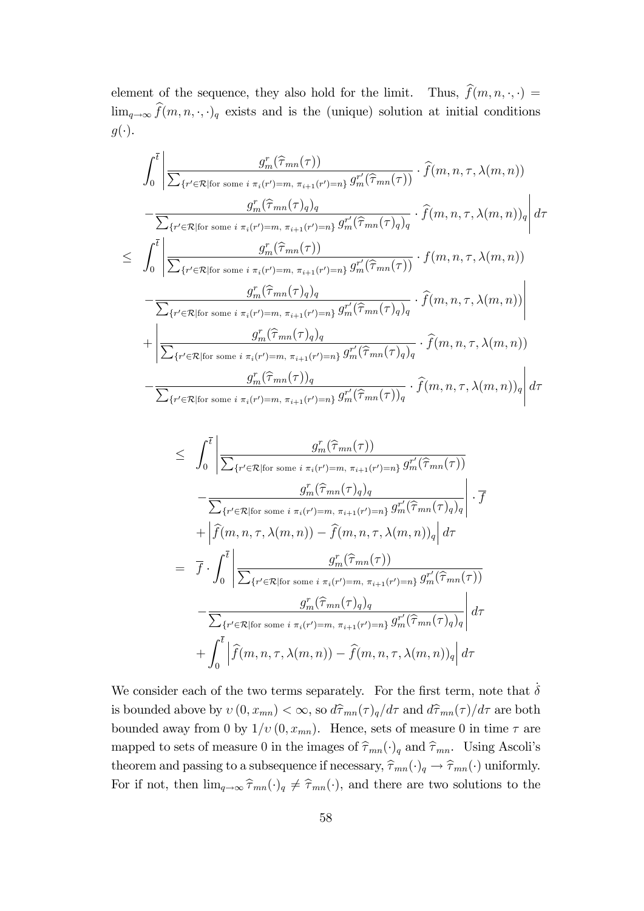element of the sequence, they also hold for the limit. Thus, $\widehat{f}(m,n,\cdot,\cdot) = \lim_{q\to\infty} \widehat{f}(m,n,\cdot,\cdot)_q$ exists and is the (unique) solution at initial conditions $g(\cdot)$.

$$
\begin{aligned}
&\int_0^{\bar{t}} \left| \frac{g_m^r(\widehat{\tau}_{mn}(\tau))}{\sum_{\{r'\in\mathcal{R}|\text{for some } i\ \pi_i(r')=m,\ \pi_{i+1}(r')=n\}} g_m^{r'}(\widehat{\tau}_{mn}(\tau))} \cdot \widehat{f}(m,n,\tau,\lambda(m,n)) \right. \\
&\left. -\frac{g_m^r(\widehat{\tau}_{mn}(\tau)_q)_q}{\sum_{\{r'\in\mathcal{R}|\text{for some } i\ \pi_i(r')=m,\ \pi_{i+1}(r')=n\}} g_m^{r'}(\widehat{\tau}_{mn}(\tau)_q)_q} \cdot \widehat{f}(m,n,\tau,\lambda(m,n))_q \right| d\tau \\
\leq\ &\int_0^{\bar{t}} \left| \frac{g_m^r(\widehat{\tau}_{mn}(\tau))}{\sum_{\{r'\in\mathcal{R}|\text{for some } i\ \pi_i(r')=m,\ \pi_{i+1}(r')=n\}} g_m^{r'}(\widehat{\tau}_{mn}(\tau))} \cdot f(m,n,\tau,\lambda(m,n)) \right. \\
&\left. -\frac{g_m^r(\widehat{\tau}_{mn}(\tau)_q)_q}{\sum_{\{r'\in\mathcal{R}|\text{for some } i\ \pi_i(r')=m,\ \pi_{i+1}(r')=n\}} g_m^{r'}(\widehat{\tau}_{mn}(\tau)_q)_q} \cdot \widehat{f}(m,n,\tau,\lambda(m,n)) \right| \\
&+\left| \frac{g_m^r(\widehat{\tau}_{mn}(\tau)_q)_q}{\sum_{\{r'\in\mathcal{R}|\text{for some } i\ \pi_i(r')=m,\ \pi_{i+1}(r')=n\}} g_m^{r'}(\widehat{\tau}_{mn}(\tau)_q)_q} \cdot \widehat{f}(m,n,\tau,\lambda(m,n)) \right. \\
&\left. -\frac{g_m^r(\widehat{\tau}_{mn}(\tau))_q}{\sum_{\{r'\in\mathcal{R}|\text{for some } i\ \pi_i(r')=m,\ \pi_{i+1}(r')=n\}} g_m^{r'}(\widehat{\tau}_{mn}(\tau))_q} \cdot \widehat{f}(m,n,\tau,\lambda(m,n))_q \right| d\tau
\end{aligned}
$$

$$
\begin{aligned}
\leq\ &\int_0^{\bar{t}} \left| \frac{g_m^r(\widehat{\tau}_{mn}(\tau))}{\sum_{\{r'\in\mathcal{R}|\text{for some } i\ \pi_i(r')=m,\ \pi_{i+1}(r')=n\}} g_m^{r'}(\widehat{\tau}_{mn}(\tau))} \right. \\
&\left. -\frac{g_m^r(\widehat{\tau}_{mn}(\tau)_q)_q}{\sum_{\{r'\in\mathcal{R}|\text{for some } i\ \pi_i(r')=m,\ \pi_{i+1}(r')=n\}} g_m^{r'}(\widehat{\tau}_{mn}(\tau)_q)_q} \right| \cdot \overline{f} \\
&+\left| \widehat{f}(m,n,\tau,\lambda(m,n)) - \widehat{f}(m,n,\tau,\lambda(m,n))_q \right| d\tau \\
=\ &\overline{f} \cdot \int_0^{\bar{t}} \left| \frac{g_m^r(\widehat{\tau}_{mn}(\tau))}{\sum_{\{r'\in\mathcal{R}|\text{for some } i\ \pi_i(r')=m,\ \pi_{i+1}(r')=n\}} g_m^{r'}(\widehat{\tau}_{mn}(\tau))} \right. \\
&\left. -\frac{g_m^r(\widehat{\tau}_{mn}(\tau)_q)_q}{\sum_{\{r'\in\mathcal{R}|\text{for some } i\ \pi_i(r')=m,\ \pi_{i+1}(r')=n\}} g_m^{r'}(\widehat{\tau}_{mn}(\tau)_q)_q} \right| d\tau \\
&+\int_0^{\bar{t}} \left| \widehat{f}(m,n,\tau,\lambda(m,n)) - \widehat{f}(m,n,\tau,\lambda(m,n))_q \right| d\tau
\end{aligned}
$$

We consider each of the two terms separately. For the first term, note that $\dot{\delta}$ is bounded above by $\upsilon(0,x_{mn}) < \infty$, so $d\widehat{\tau}_{mn}(\tau)_q/d\tau$ and $d\widehat{\tau}_{mn}(\tau)/d\tau$ are both bounded away from 0 by $1/\upsilon(0,x_{mn})$. Hence, sets of measure 0 in time $\tau$ are mapped to sets of measure 0 in the images of $\widehat{\tau}_{mn}(\cdot)_q$ and $\widehat{\tau}_{mn}$. Using Ascoli's theorem and passing to a subsequence if necessary, $\widehat{\tau}_{mn}(\cdot)_q \to \widehat{\tau}_{mn}(\cdot)$ uniformly. For if not, then $\lim_{q\to\infty} \widehat{\tau}_{mn}(\cdot)_q \neq \widehat{\tau}_{mn}(\cdot)$, and there are two solutions to the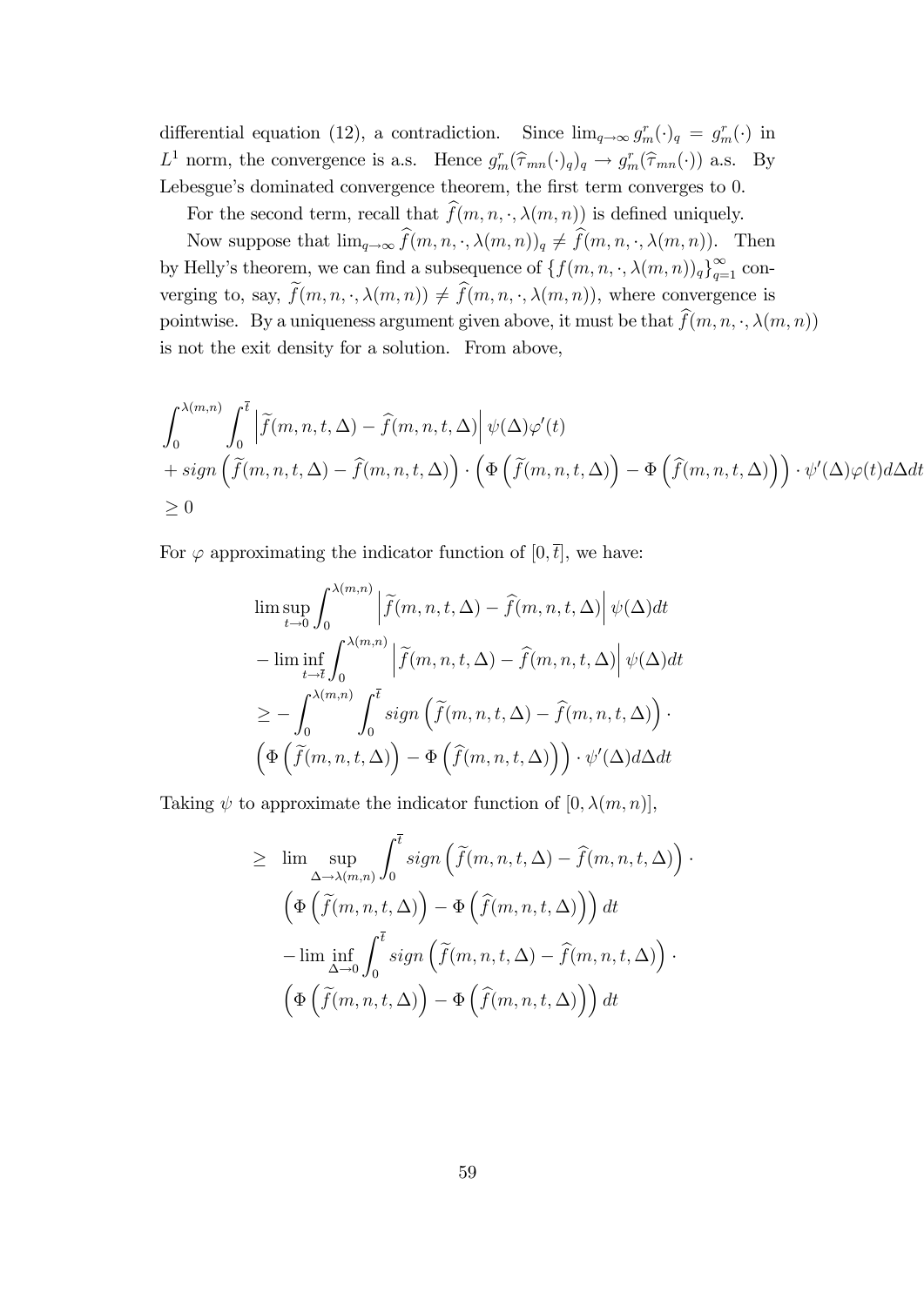differential equation (12), a contradiction. Since $\lim_{q\to\infty} g_m^r(\cdot)_q = g_m^r(\cdot)$ in $L^1$ norm, the convergence is a.s. Hence $g_m^r(\widehat{\tau}_{mn}(\cdot)_q)_q \to g_m^r(\widehat{\tau}_{mn}(\cdot))$ a.s. By Lebesgue's dominated convergence theorem, the first term converges to 0.

For the second term, recall that $\widehat{f}(m,n,\cdot,\lambda(m,n))$ is defined uniquely.

Now suppose that $\lim_{q\to\infty} \widehat{f}(m,n,\cdot,\lambda(m,n))_q \neq \widehat{f}(m,n,\cdot,\lambda(m,n))$. Then by Helly's theorem, we can find a subsequence of $\{f(m,n,\cdot,\lambda(m,n))_q\}_{q=1}^{\infty}$ converging to, say, $\widetilde{f}(m,n,\cdot,\lambda(m,n)) \neq \widehat{f}(m,n,\cdot,\lambda(m,n))$, where convergence is pointwise. By a uniqueness argument given above, it must be that $\widehat{f}(m,n,\cdot,\lambda(m,n))$ is not the exit density for a solution. From above,

$$
\begin{aligned}
&\int_0^{\lambda(m,n)} \int_0^{\overline{t}} \left| \widetilde{f}(m,n,t,\Delta) - \widehat{f}(m,n,t,\Delta) \right| \psi(\Delta) \varphi'(t) \\
&+ sign\left(\widetilde{f}(m,n,t,\Delta) - \widehat{f}(m,n,t,\Delta)\right) \cdot \left(\Phi\left(\widetilde{f}(m,n,t,\Delta)\right) - \Phi\left(\widehat{f}(m,n,t,\Delta)\right)\right) \cdot \psi'(\Delta)\varphi(t) d\Delta dt \\
&\geq 0
\end{aligned}
$$

For $\varphi$ approximating the indicator function of $[0,\overline{t}]$, we have:

$$
\begin{aligned}
&\limsup_{t\to 0} \int_0^{\lambda(m,n)} \left| \widetilde{f}(m,n,t,\Delta) - \widehat{f}(m,n,t,\Delta) \right| \psi(\Delta) dt \\
&- \liminf_{t\to \overline{t}} \int_0^{\lambda(m,n)} \left| \widetilde{f}(m,n,t,\Delta) - \widehat{f}(m,n,t,\Delta) \right| \psi(\Delta) dt \\
&\geq - \int_0^{\lambda(m,n)} \int_0^{\overline{t}} sign\left(\widetilde{f}(m,n,t,\Delta) - \widehat{f}(m,n,t,\Delta)\right) \cdot \\
&\left(\Phi\left(\widetilde{f}(m,n,t,\Delta)\right) - \Phi\left(\widehat{f}(m,n,t,\Delta)\right)\right) \cdot \psi'(\Delta) d\Delta dt
\end{aligned}
$$

Taking $\psi$ to approximate the indicator function of $[0,\lambda(m,n)]$,

$$
\begin{aligned}
\geq\ & \lim \sup_{\Delta \to \lambda(m,n)} \int_0^{\overline{t}} sign\left(\widetilde{f}(m,n,t,\Delta) - \widehat{f}(m,n,t,\Delta)\right) \cdot \\
&\left(\Phi\left(\widetilde{f}(m,n,t,\Delta)\right) - \Phi\left(\widehat{f}(m,n,t,\Delta)\right)\right) dt \\
&- \lim \inf_{\Delta \to 0} \int_0^{\overline{t}} sign\left(\widetilde{f}(m,n,t,\Delta) - \widehat{f}(m,n,t,\Delta)\right) \cdot \\
&\left(\Phi\left(\widetilde{f}(m,n,t,\Delta)\right) - \Phi\left(\widehat{f}(m,n,t,\Delta)\right)\right) dt
\end{aligned}
$$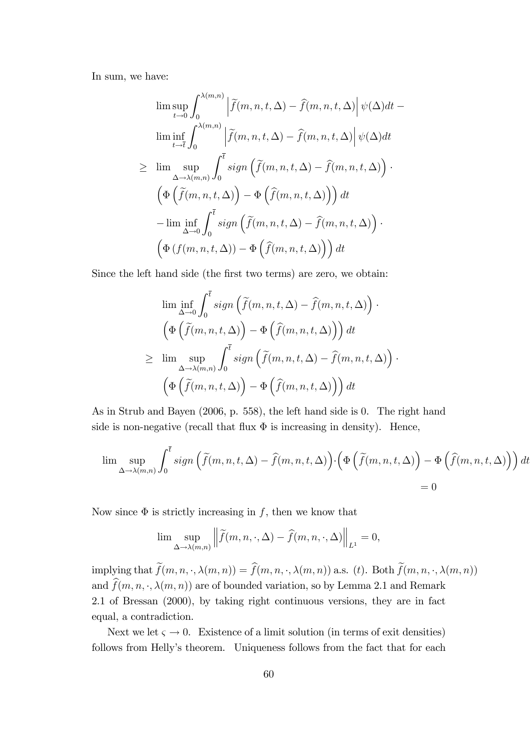In sum, we have:

$$
\begin{aligned}
&\limsup_{t\to 0}\int_0^{\lambda(m,n)}\left|\widetilde{f}(m,n,t,\Delta)-\widehat{f}(m,n,t,\Delta)\right|\psi(\Delta)dt-\\
&\liminf_{t\to \bar{t}}\int_0^{\lambda(m,n)}\left|\widetilde{f}(m,n,t,\Delta)-\widehat{f}(m,n,t,\Delta)\right|\psi(\Delta)dt\\
\geq\ &\lim\sup_{\Delta\to\lambda(m,n)}\int_0^{\bar{t}} sign\left(\widetilde{f}(m,n,t,\Delta)-\widehat{f}(m,n,t,\Delta)\right)\cdot\\
&\left(\Phi\left(\widetilde{f}(m,n,t,\Delta)\right)-\Phi\left(\widehat{f}(m,n,t,\Delta)\right)\right)dt\\
&-\liminf_{\Delta\to 0}\int_0^{\bar{t}} sign\left(\widetilde{f}(m,n,t,\Delta)-\widehat{f}(m,n,t,\Delta)\right)\cdot\\
&\left(\Phi\left(f(m,n,t,\Delta)\right)-\Phi\left(\widehat{f}(m,n,t,\Delta)\right)\right)dt
\end{aligned}
$$

Since the left hand side (the first two terms) are zero, we obtain:

$$
\begin{aligned}
&\liminf_{\Delta\to 0}\int_0^{\bar{t}} sign\left(\widetilde{f}(m,n,t,\Delta)-\widehat{f}(m,n,t,\Delta)\right)\cdot\\
&\left(\Phi\left(\widetilde{f}(m,n,t,\Delta)\right)-\Phi\left(\widehat{f}(m,n,t,\Delta)\right)\right)dt\\
\geq\ &\lim\sup_{\Delta\to\lambda(m,n)}\int_0^{\bar{t}} sign\left(\widetilde{f}(m,n,t,\Delta)-\widehat{f}(m,n,t,\Delta)\right)\cdot\\
&\left(\Phi\left(\widetilde{f}(m,n,t,\Delta)\right)-\Phi\left(\widehat{f}(m,n,t,\Delta)\right)\right)dt
\end{aligned}
$$

As in Strub and Bayen (2006, p. 558), the left hand side is 0. The right hand side is non-negative (recall that flux $\Phi$ is increasing in density). Hence,

$$
\lim\sup_{\Delta\to\lambda(m,n)}\int_0^{\bar{t}} sign\left(\widetilde{f}(m,n,t,\Delta)-\widehat{f}(m,n,t,\Delta)\right)\cdot\left(\Phi\left(\widetilde{f}(m,n,t,\Delta)\right)-\Phi\left(\widehat{f}(m,n,t,\Delta)\right)\right)dt = 0
$$

Now since $\Phi$ is strictly increasing in $f$, then we know that

$$
\lim\sup_{\Delta\to\lambda(m,n)}\left\|\widetilde{f}(m,n,\cdot,\Delta)-\widehat{f}(m,n,\cdot,\Delta)\right\|_{L^1}=0,
$$

implying that $\widetilde{f}(m,n,\cdot,\lambda(m,n))=\widehat{f}(m,n,\cdot,\lambda(m,n))$ a.s. $(t)$. Both $\widetilde{f}(m,n,\cdot,\lambda(m,n))$ and $\widehat{f}(m,n,\cdot,\lambda(m,n))$ are of bounded variation, so by Lemma 2.1 and Remark 2.1 of Bressan (2000), by taking right continuous versions, they are in fact equal, a contradiction.

Next we let $\varsigma\to 0$. Existence of a limit solution (in terms of exit densities) follows from Helly's theorem. Uniqueness follows from the fact that for each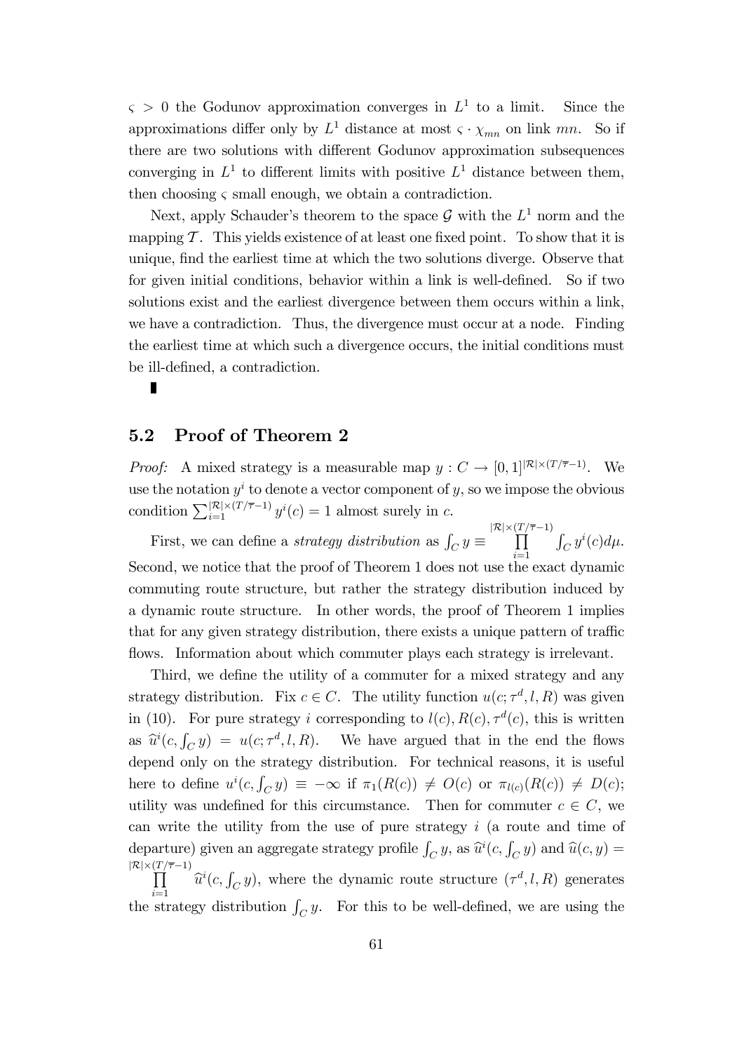$\varsigma > 0$ the Godunov approximation converges in $L^1$ to a limit. Since the approximations differ only by $L^1$ distance at most $\varsigma \cdot \chi_{mn}$ on link $mn$. So if there are two solutions with different Godunov approximation subsequences converging in $L^1$ to different limits with positive $L^1$ distance between them, then choosing $\varsigma$ small enough, we obtain a contradiction.

Next, apply Schauder's theorem to the space $\mathcal{G}$ with the $L^1$ norm and the mapping $\mathcal{T}$. This yields existence of at least one fixed point. To show that it is unique, find the earliest time at which the two solutions diverge. Observe that for given initial conditions, behavior within a link is well-defined. So if two solutions exist and the earliest divergence between them occurs within a link, we have a contradiction. Thus, the divergence must occur at a node. Finding the earliest time at which such a divergence occurs, the initial conditions must be ill-defined, a contradiction.

■

## 5.2 Proof of Theorem 2

*Proof:* A mixed strategy is a measurable map $y : C \to [0,1]^{|\mathcal{R}|\times(T/\overline{\tau}-1)}$. We use the notation $y^i$ to denote a vector component of $y$, so we impose the obvious condition $\sum_{i=1}^{|\mathcal{R}|\times(T/\overline{\tau}-1)} y^i(c) = 1$ almost surely in $c$.

First, we can define a *strategy distribution* as $\int_C y \equiv \prod_{i=1}^{|\mathcal{R}|\times(T/\overline{\tau}-1)} \int_C y^i(c)d\mu$. Second, we notice that the proof of Theorem 1 does not use the exact dynamic commuting route structure, but rather the strategy distribution induced by a dynamic route structure. In other words, the proof of Theorem 1 implies that for any given strategy distribution, there exists a unique pattern of traffic flows. Information about which commuter plays each strategy is irrelevant.

Third, we define the utility of a commuter for a mixed strategy and any strategy distribution. Fix $c \in C$. The utility function $u(c; \tau^d, l, R)$ was given in (10). For pure strategy $i$ corresponding to $l(c), R(c), \tau^d(c)$, this is written as $\widehat{u}^i(c, \int_C y) = u(c; \tau^d, l, R)$. We have argued that in the end the flows depend only on the strategy distribution. For technical reasons, it is useful here to define $u^i(c, \int_C y) \equiv -\infty$ if $\pi_1(R(c)) \neq O(c)$ or $\pi_{l(c)}(R(c)) \neq D(c)$; utility was undefined for this circumstance. Then for commuter $c \in C$, we can write the utility from the use of pure strategy $i$ (a route and time of departure) given an aggregate strategy profile $\int_C y$, as $\widehat{u}^i(c, \int_C y)$ and $\widehat{u}(c, y) = \prod_{i=1}^{|\mathcal{R}|\times(T/\overline{\tau}-1)} \widehat{u}^i(c, \int_C y)$, where the dynamic route structure $(\tau^d, l, R)$ generates the strategy distribution $\int_C y$. For this to be well-defined, we are using the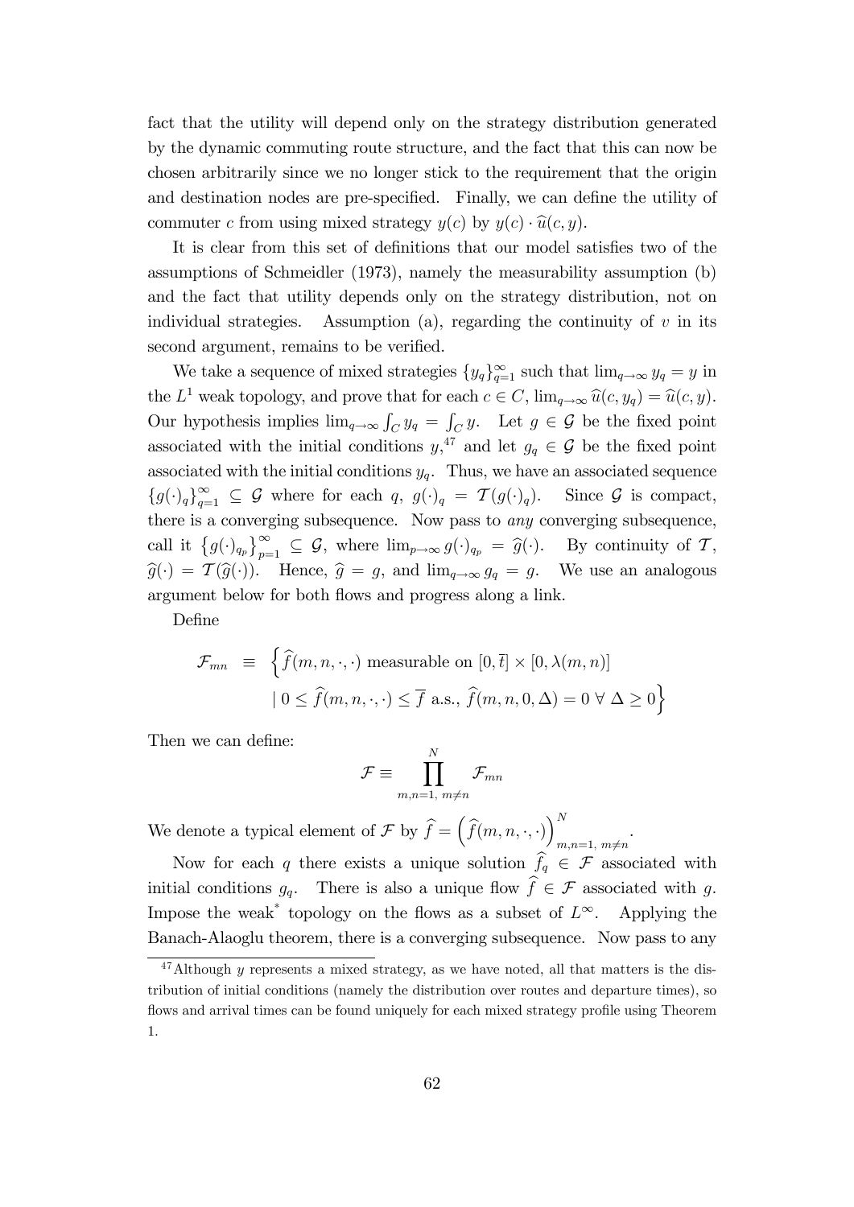fact that the utility will depend only on the strategy distribution generated by the dynamic commuting route structure, and the fact that this can now be chosen arbitrarily since we no longer stick to the requirement that the origin and destination nodes are pre-specified. Finally, we can define the utility of commuter $c$ from using mixed strategy $y(c)$ by $y(c) \cdot \widehat{u}(c, y)$.

It is clear from this set of definitions that our model satisfies two of the assumptions of Schmeidler (1973), namely the measurability assumption (b) and the fact that utility depends only on the strategy distribution, not on individual strategies. Assumption (a), regarding the continuity of $v$ in its second argument, remains to be verified.

We take a sequence of mixed strategies $\{y_q\}_{q=1}^{\infty}$ such that $\lim_{q\to\infty} y_q = y$ in the $L^1$ weak topology, and prove that for each $c \in C$, $\lim_{q\to\infty} \widehat{u}(c, y_q) = \widehat{u}(c, y)$. Our hypothesis implies $\lim_{q\to\infty} \int_C y_q = \int_C y$. Let $g \in \mathcal{G}$ be the fixed point associated with the initial conditions $y$,[47] and let $g_q \in \mathcal{G}$ be the fixed point associated with the initial conditions $y_q$. Thus, we have an associated sequence $\{g(\cdot)_q\}_{q=1}^{\infty} \subseteq \mathcal{G}$ where for each $q$, $g(\cdot)_q = \mathcal{T}(g(\cdot)_q)$. Since $\mathcal{G}$ is compact, there is a converging subsequence. Now pass to *any* converging subsequence, call it $\left\{g(\cdot)_{q_p}\right\}_{p=1}^{\infty} \subseteq \mathcal{G}$, where $\lim_{p\to\infty} g(\cdot)_{q_p} = \widehat{g}(\cdot)$. By continuity of $\mathcal{T}$, $\widehat{g}(\cdot) = \mathcal{T}(\widehat{g}(\cdot))$. Hence, $\widehat{g} = g$, and $\lim_{q\to\infty} g_q = g$. We use an analogous argument below for both flows and progress along a link.

Define

$$\mathcal{F}_{mn} \equiv \Big\{\widehat{f}(m,n,\cdot,\cdot) \text{ measurable on } [0,\overline{t}] \times [0, \lambda(m,n)] \\ \mid 0 \leq \widehat{f}(m,n,\cdot,\cdot) \leq \overline{f} \text{ a.s., } \widehat{f}(m,n,0,\Delta) = 0 \;\forall\; \Delta \geq 0\Big\}$$

Then we can define:

$$\mathcal{F} \equiv \prod_{m,n=1,\; m\neq n}^{N} \mathcal{F}_{mn}$$

We denote a typical element of $\mathcal{F}$ by $\widehat{f} = \left(\widehat{f}(m,n,\cdot,\cdot)\right)_{m,n=1,\; m\neq n}^{N}$.

Now for each $q$ there exists a unique solution $\widehat{f}_q \in \mathcal{F}$ associated with initial conditions $g_q$. There is also a unique flow $\widehat{f} \in \mathcal{F}$ associated with $g$. Impose the weak$^*$ topology on the flows as a subset of $L^{\infty}$. Applying the Banach-Alaoglu theorem, there is a converging subsequence. Now pass to any

[47] Although $y$ represents a mixed strategy, as we have noted, all that matters is the distribution of initial conditions (namely the distribution over routes and departure times), so flows and arrival times can be found uniquely for each mixed strategy profile using Theorem 1.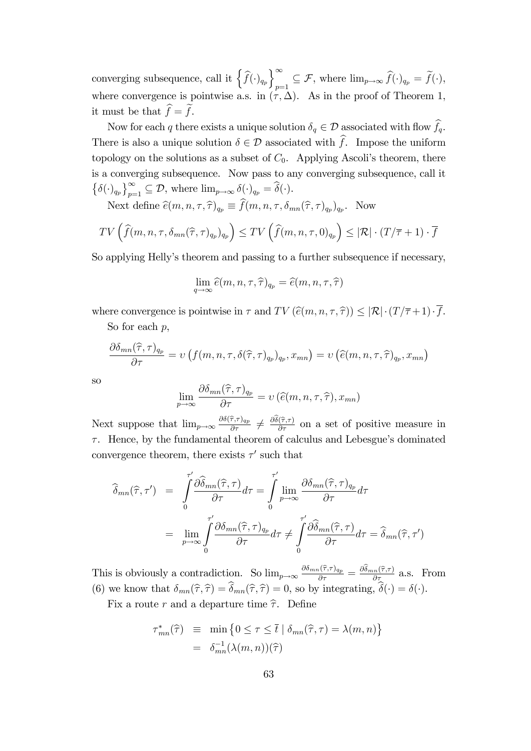converging subsequence, call it $\left\{\widehat{f}(\cdot)_{q_p}\right\}_{p=1}^{\infty} \subseteq \mathcal{F}$, where $\lim_{p\to\infty} \widehat{f}(\cdot)_{q_p} = \widetilde{f}(\cdot)$, where convergence is pointwise a.s. in $(\tau, \Delta)$. As in the proof of Theorem 1, it must be that $\widehat{f} = \widetilde{f}$.

Now for each $q$ there exists a unique solution $\delta_q \in \mathcal{D}$ associated with flow $\widehat{f}_q$. There is also a unique solution $\delta \in \mathcal{D}$ associated with $\widehat{f}$. Impose the uniform topology on the solutions as a subset of $C_0$. Applying Ascoli's theorem, there is a converging subsequence. Now pass to any converging subsequence, call it $\left\{\delta(\cdot)_{q_p}\right\}_{p=1}^{\infty} \subseteq \mathcal{D}$, where $\lim_{p\to\infty} \delta(\cdot)_{q_p} = \widehat{\delta}(\cdot)$.

Next define $\widehat{e}(m, n, \tau, \widehat{\tau})_{q_p} \equiv \widehat{f}(m, n, \tau, \delta_{mn}(\widehat{\tau}, \tau)_{q_p})_{q_p}$. Now

$$TV\left(\widehat{f}(m, n, \tau, \delta_{mn}(\widehat{\tau}, \tau)_{q_p})_{q_p}\right) \leq TV\left(\widehat{f}(m, n, \tau, 0)_{q_p}\right) \leq |\mathcal{R}| \cdot (T/\overline{\tau} + 1) \cdot \overline{f}$$

So applying Helly's theorem and passing to a further subsequence if necessary,

$$\lim_{q\to\infty} \widehat{e}(m, n, \tau, \widehat{\tau})_{q_p} = \widehat{e}(m, n, \tau, \widehat{\tau})$$

where convergence is pointwise in $\tau$ and $TV\left(\widehat{e}(m, n, \tau, \widehat{\tau})\right) \leq |\mathcal{R}| \cdot (T/\overline{\tau} + 1) \cdot \overline{f}$.

So for each $p$,

$$\frac{\partial \delta_{mn}(\widehat{\tau}, \tau)_{q_p}}{\partial \tau} = \upsilon\left(f(m, n, \tau, \delta(\widehat{\tau}, \tau)_{q_p})_{q_p}, x_{mn}\right) = \upsilon\left(\widehat{e}(m, n, \tau, \widehat{\tau})_{q_p}, x_{mn}\right)$$

so

$$\lim_{p\to\infty} \frac{\partial \delta_{mn}(\widehat{\tau}, \tau)_{q_p}}{\partial \tau} = \upsilon\left(\widehat{e}(m, n, \tau, \widehat{\tau}), x_{mn}\right)$$

Next suppose that $\lim_{p\to\infty} \frac{\partial \delta(\widehat{\tau}, \tau)_{q_p}}{\partial \tau} \neq \frac{\partial \widehat{\delta}(\widehat{\tau}, \tau)}{\partial \tau}$ on a set of positive measure in $\tau$. Hence, by the fundamental theorem of calculus and Lebesgue's dominated convergence theorem, there exists $\tau'$ such that

$$\begin{aligned}
\widehat{\delta}_{mn}(\widehat{\tau}, \tau') &= \int_0^{\tau'} \frac{\partial \widehat{\delta}_{mn}(\widehat{\tau}, \tau)}{\partial \tau} d\tau = \int_0^{\tau'} \lim_{p\to\infty} \frac{\partial \delta_{mn}(\widehat{\tau}, \tau)_{q_p}}{\partial \tau} d\tau \\
&= \lim_{p\to\infty} \int_0^{\tau'} \frac{\partial \delta_{mn}(\widehat{\tau}, \tau)_{q_p}}{\partial \tau} d\tau \neq \int_0^{\tau'} \frac{\partial \widehat{\delta}_{mn}(\widehat{\tau}, \tau)}{\partial \tau} d\tau = \widehat{\delta}_{mn}(\widehat{\tau}, \tau')
\end{aligned}$$

This is obviously a contradiction. So $\lim_{p\to\infty} \frac{\partial \delta_{mn}(\widehat{\tau}, \tau)_{q_p}}{\partial \tau} = \frac{\partial \widehat{\delta}_{mn}(\widehat{\tau}, \tau)}{\partial \tau}$ a.s. From (6) we know that $\delta_{mn}(\widehat{\tau}, \widehat{\tau}) = \widehat{\delta}_{mn}(\widehat{\tau}, \widehat{\tau}) = 0$, so by integrating, $\widehat{\delta}(\cdot) = \delta(\cdot)$.

Fix a route $r$ and a departure time $\widehat{\tau}$. Define

$$\begin{aligned}
\tau_{mn}^*(\widehat{\tau}) &\equiv \min\left\{0 \leq \tau \leq \overline{t} \mid \delta_{mn}(\widehat{\tau}, \tau) = \lambda(m, n)\right\} \\
&= \delta_{mn}^{-1}(\lambda(m, n))(\widehat{\tau})
\end{aligned}$$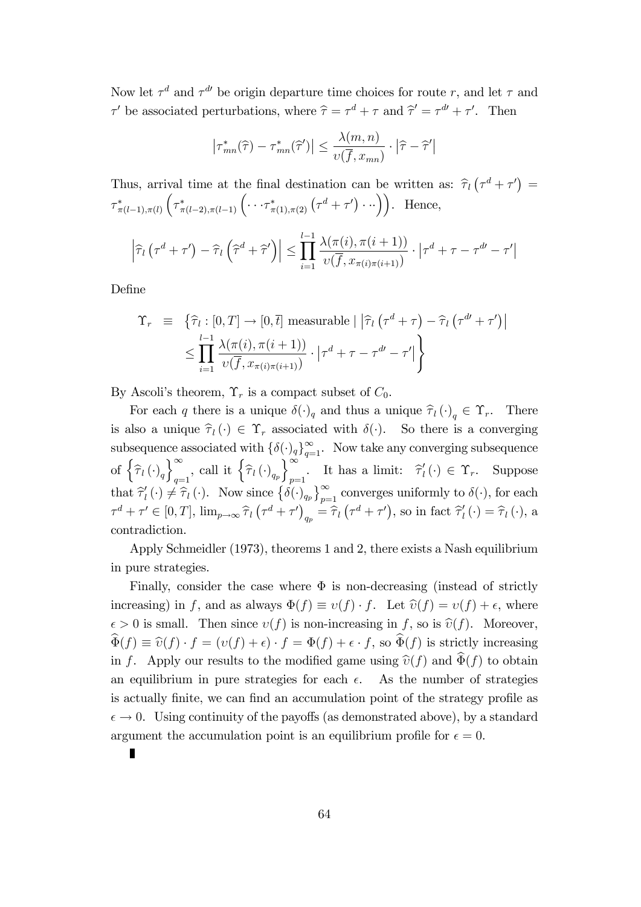Now let $\tau^d$ and $\tau^{d\prime}$ be origin departure time choices for route $r$, and let $\tau$ and $\tau'$ be associated perturbations, where $\widehat{\tau} = \tau^d + \tau$ and $\widehat{\tau}' = \tau^{d\prime} + \tau'$. Then

$$\left|\tau^*_{mn}(\widehat{\tau}) - \tau^*_{mn}(\widehat{\tau}')\right| \leq \frac{\lambda(m,n)}{\upsilon(\overline{f}, x_{mn})} \cdot \left|\widehat{\tau} - \widehat{\tau}'\right|$$

Thus, arrival time at the final destination can be written as: $\widehat{\tau}_l\left(\tau^d + \tau'\right) = \tau^*_{\pi(l-1),\pi(l)}\left(\tau^*_{\pi(l-2),\pi(l-1)}\left(\cdots \tau^*_{\pi(1),\pi(2)}\left(\tau^d + \tau'\right)\cdots\right)\right)$. Hence,

$$\left|\widehat{\tau}_l\left(\tau^d + \tau'\right) - \widehat{\tau}_l\left(\widehat{\tau}^d + \widehat{\tau}'\right)\right| \leq \prod_{i=1}^{l-1} \frac{\lambda(\pi(i), \pi(i+1))}{\upsilon(\overline{f}, x_{\pi(i)\pi(i+1)})} \cdot \left|\tau^d + \tau - \tau^{d\prime} - \tau'\right|$$

Define

$$\Upsilon_r \equiv \left\{ \widehat{\tau}_l : [0,T] \to [0,\overline{t}] \text{ measurable} \mid \left|\widehat{\tau}_l\left(\tau^d + \tau\right) - \widehat{\tau}_l\left(\tau^{d\prime} + \tau'\right)\right| \leq \prod_{i=1}^{l-1} \frac{\lambda(\pi(i), \pi(i+1))}{\upsilon(\overline{f}, x_{\pi(i)\pi(i+1)})} \cdot \left|\tau^d + \tau - \tau^{d\prime} - \tau'\right| \right\}$$

By Ascoli's theorem, $\Upsilon_r$ is a compact subset of $C_0$.

For each $q$ there is a unique $\delta(\cdot)_q$ and thus a unique $\widehat{\tau}_l(\cdot)_q \in \Upsilon_r$. There is also a unique $\widehat{\tau}_l(\cdot) \in \Upsilon_r$ associated with $\delta(\cdot)$. So there is a converging subsequence associated with $\{\delta(\cdot)_q\}_{q=1}^{\infty}$. Now take any converging subsequence of $\left\{\widehat{\tau}_l(\cdot)_q\right\}_{q=1}^{\infty}$, call it $\left\{\widehat{\tau}_l(\cdot)_{q_p}\right\}_{p=1}^{\infty}$. It has a limit: $\widehat{\tau}'_l(\cdot) \in \Upsilon_r$. Suppose that $\widehat{\tau}'_l(\cdot) \neq \widehat{\tau}_l(\cdot)$. Now since $\left\{\delta(\cdot)_{q_p}\right\}_{p=1}^{\infty}$ converges uniformly to $\delta(\cdot)$, for each $\tau^d + \tau' \in [0,T]$, $\lim_{p\to\infty} \widehat{\tau}_l\left(\tau^d + \tau'\right)_{q_p} = \widehat{\tau}_l\left(\tau^d + \tau'\right)$, so in fact $\widehat{\tau}'_l(\cdot) = \widehat{\tau}_l(\cdot)$, a contradiction.

Apply Schmeidler (1973), theorems 1 and 2, there exists a Nash equilibrium in pure strategies.

Finally, consider the case where $\Phi$ is non-decreasing (instead of strictly increasing) in $f$, and as always $\Phi(f) \equiv \upsilon(f) \cdot f$. Let $\widehat{\upsilon}(f) = \upsilon(f) + \epsilon$, where $\epsilon > 0$ is small. Then since $\upsilon(f)$ is non-increasing in $f$, so is $\widehat{\upsilon}(f)$. Moreover, $\widehat{\Phi}(f) \equiv \widehat{\upsilon}(f) \cdot f = (\upsilon(f) + \epsilon) \cdot f = \Phi(f) + \epsilon \cdot f$, so $\widehat{\Phi}(f)$ is strictly increasing in $f$. Apply our results to the modified game using $\widehat{\upsilon}(f)$ and $\widehat{\Phi}(f)$ to obtain an equilibrium in pure strategies for each $\epsilon$. As the number of strategies is actually finite, we can find an accumulation point of the strategy profile as $\epsilon \to 0$. Using continuity of the payoffs (as demonstrated above), by a standard argument the accumulation point is an equilibrium profile for $\epsilon = 0$.

∎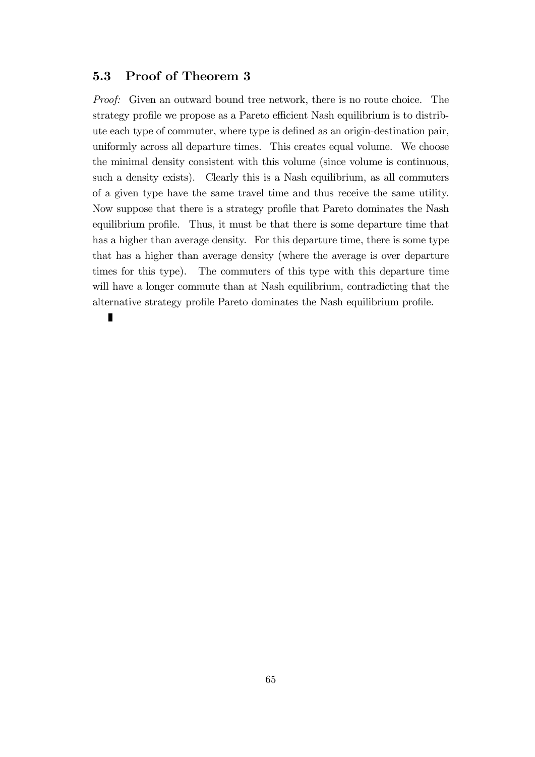### 5.3 Proof of Theorem 3

*Proof:* Given an outward bound tree network, there is no route choice. The strategy profile we propose as a Pareto efficient Nash equilibrium is to distribute each type of commuter, where type is defined as an origin-destination pair, uniformly across all departure times. This creates equal volume. We choose the minimal density consistent with this volume (since volume is continuous, such a density exists). Clearly this is a Nash equilibrium, as all commuters of a given type have the same travel time and thus receive the same utility. Now suppose that there is a strategy profile that Pareto dominates the Nash equilibrium profile. Thus, it must be that there is some departure time that has a higher than average density. For this departure time, there is some type that has a higher than average density (where the average is over departure times for this type). The commuters of this type with this departure time will have a longer commute than at Nash equilibrium, contradicting that the alternative strategy profile Pareto dominates the Nash equilibrium profile.

∎